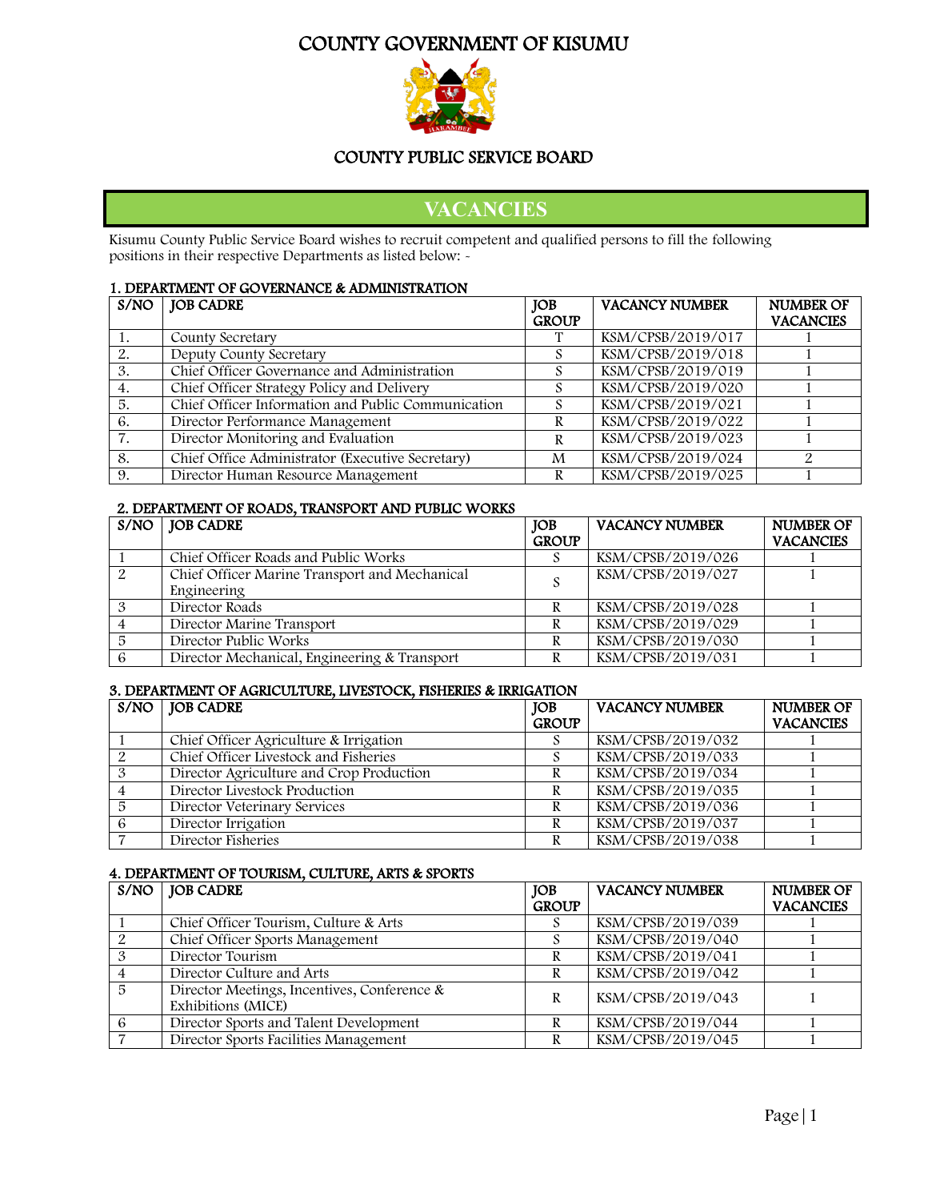# COUNTY GOVERNMENT OF KISUMU

## COUNTY PUBLIC SERVICE BOARD

## VACANCIES

Kisumu County Public Service Board wishes to recruit competent and qualified persons to fill the following positions in their respective Departments as listed below: -

### 1. DEPARTMENT OF GOVERNANCE & ADMINISTRATION

| S/NO | JOB CADRE | JOB GROUP | VACANCY NUMBER | NUMBER OF VACANCIES |
|---|---|---|---|---|
| 1. | County Secretary | T | KSM/CPSB/2019/017 | 1 |
| 2. | Deputy County Secretary | S | KSM/CPSB/2019/018 | 1 |
| 3. | Chief Officer Governance and Administration | S | KSM/CPSB/2019/019 | 1 |
| 4. | Chief Officer Strategy Policy and Delivery | S | KSM/CPSB/2019/020 | 1 |
| 5. | Chief Officer Information and Public Communication | S | KSM/CPSB/2019/021 | 1 |
| 6. | Director Performance Management | R | KSM/CPSB/2019/022 | 1 |
| 7. | Director Monitoring and Evaluation | R | KSM/CPSB/2019/023 | 1 |
| 8. | Chief Office Administrator (Executive Secretary) | M | KSM/CPSB/2019/024 | 2 |
| 9. | Director Human Resource Management | R | KSM/CPSB/2019/025 | 1 |

### 2. DEPARTMENT OF ROADS, TRANSPORT AND PUBLIC WORKS

| S/NO | JOB CADRE | JOB GROUP | VACANCY NUMBER | NUMBER OF VACANCIES |
|---|---|---|---|---|
| 1 | Chief Officer Roads and Public Works | S | KSM/CPSB/2019/026 | 1 |
| 2 | Chief Officer Marine Transport and Mechanical Engineering | S | KSM/CPSB/2019/027 | 1 |
| 3 | Director Roads | R | KSM/CPSB/2019/028 | 1 |
| 4 | Director Marine Transport | R | KSM/CPSB/2019/029 | 1 |
| 5 | Director Public Works | R | KSM/CPSB/2019/030 | 1 |
| 6 | Director Mechanical, Engineering & Transport | R | KSM/CPSB/2019/031 | 1 |

### 3. DEPARTMENT OF AGRICULTURE, LIVESTOCK, FISHERIES & IRRIGATION

| S/NO | JOB CADRE | JOB GROUP | VACANCY NUMBER | NUMBER OF VACANCIES |
|---|---|---|---|---|
| 1 | Chief Officer Agriculture & Irrigation | S | KSM/CPSB/2019/032 | 1 |
| 2 | Chief Officer Livestock and Fisheries | S | KSM/CPSB/2019/033 | 1 |
| 3 | Director Agriculture and Crop Production | R | KSM/CPSB/2019/034 | 1 |
| 4 | Director Livestock Production | R | KSM/CPSB/2019/035 | 1 |
| 5 | Director Veterinary Services | R | KSM/CPSB/2019/036 | 1 |
| 6 | Director Irrigation | R | KSM/CPSB/2019/037 | 1 |
| 7 | Director Fisheries | R | KSM/CPSB/2019/038 | 1 |

### 4. DEPARTMENT OF TOURISM, CULTURE, ARTS & SPORTS

| S/NO | JOB CADRE | JOB GROUP | VACANCY NUMBER | NUMBER OF VACANCIES |
|---|---|---|---|---|
| 1 | Chief Officer Tourism, Culture & Arts | S | KSM/CPSB/2019/039 | 1 |
| 2 | Chief Officer Sports Management | S | KSM/CPSB/2019/040 | 1 |
| 3 | Director Tourism | R | KSM/CPSB/2019/041 | 1 |
| 4 | Director Culture and Arts | R | KSM/CPSB/2019/042 | 1 |
| 5 | Director Meetings, Incentives, Conference & Exhibitions (MICE) | R | KSM/CPSB/2019/043 | 1 |
| 6 | Director Sports and Talent Development | R | KSM/CPSB/2019/044 | 1 |
| 7 | Director Sports Facilities Management | R | KSM/CPSB/2019/045 | 1 |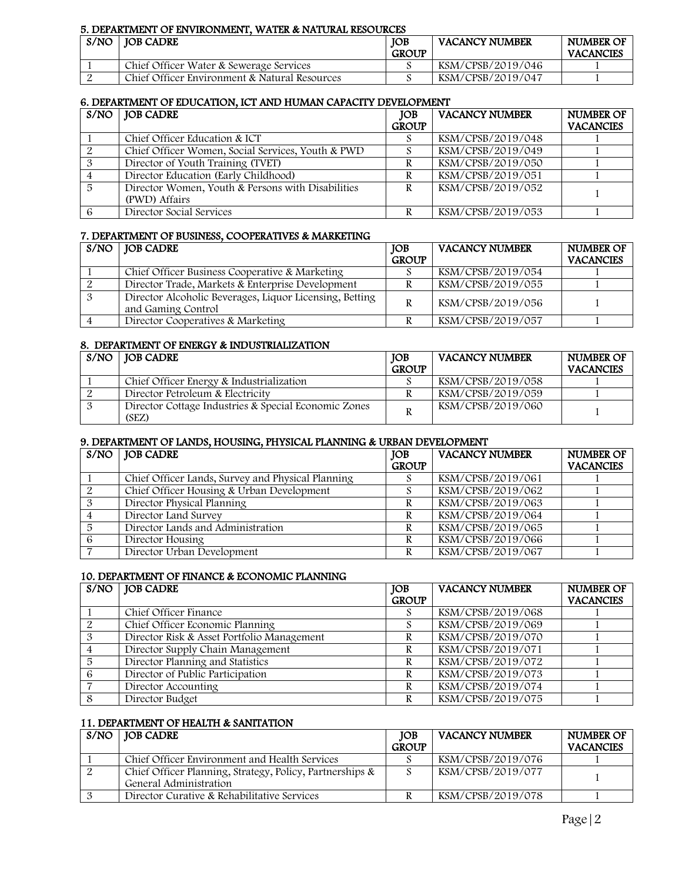## 5. DEPARTMENT OF ENVIRONMENT, WATER & NATURAL RESOURCES

| S/NO | JOB CADRE | JOB GROUP | VACANCY NUMBER | NUMBER OF VACANCIES |
|---|---|---|---|---|
| 1 | Chief Officer Water & Sewerage Services | S | KSM/CPSB/2019/046 | 1 |
| 2 | Chief Officer Environment & Natural Resources | S | KSM/CPSB/2019/047 | 1 |

## 6. DEPARTMENT OF EDUCATION, ICT AND HUMAN CAPACITY DEVELOPMENT

| S/NO | JOB CADRE | JOB GROUP | VACANCY NUMBER | NUMBER OF VACANCIES |
|---|---|---|---|---|
| 1 | Chief Officer Education & ICT | S | KSM/CPSB/2019/048 | 1 |
| 2 | Chief Officer Women, Social Services, Youth & PWD | S | KSM/CPSB/2019/049 | 1 |
| 3 | Director of Youth Training (TVET) | R | KSM/CPSB/2019/050 | 1 |
| 4 | Director Education (Early Childhood) | R | KSM/CPSB/2019/051 | 1 |
| 5 | Director Women, Youth & Persons with Disabilities (PWD) Affairs | R | KSM/CPSB/2019/052 | 1 |
| 6 | Director Social Services | R | KSM/CPSB/2019/053 | 1 |

## 7. DEPARTMENT OF BUSINESS, COOPERATIVES & MARKETING

| S/NO | JOB CADRE | JOB GROUP | VACANCY NUMBER | NUMBER OF VACANCIES |
|---|---|---|---|---|
| 1 | Chief Officer Business Cooperative & Marketing | S | KSM/CPSB/2019/054 | 1 |
| 2 | Director Trade, Markets & Enterprise Development | R | KSM/CPSB/2019/055 | 1 |
| 3 | Director Alcoholic Beverages, Liquor Licensing, Betting and Gaming Control | R | KSM/CPSB/2019/056 | 1 |
| 4 | Director Cooperatives & Marketing | R | KSM/CPSB/2019/057 | 1 |

## 8. DEPARTMENT OF ENERGY & INDUSTRIALIZATION

| S/NO | JOB CADRE | JOB GROUP | VACANCY NUMBER | NUMBER OF VACANCIES |
|---|---|---|---|---|
| 1 | Chief Officer Energy & Industrialization | S | KSM/CPSB/2019/058 | 1 |
| 2 | Director Petroleum & Electricity | R | KSM/CPSB/2019/059 | 1 |
| 3 | Director Cottage Industries & Special Economic Zones (SEZ) | R | KSM/CPSB/2019/060 | 1 |

## 9. DEPARTMENT OF LANDS, HOUSING, PHYSICAL PLANNING & URBAN DEVELOPMENT

| S/NO | JOB CADRE | JOB GROUP | VACANCY NUMBER | NUMBER OF VACANCIES |
|---|---|---|---|---|
| 1 | Chief Officer Lands, Survey and Physical Planning | S | KSM/CPSB/2019/061 | 1 |
| 2 | Chief Officer Housing & Urban Development | S | KSM/CPSB/2019/062 | 1 |
| 3 | Director Physical Planning | R | KSM/CPSB/2019/063 | 1 |
| 4 | Director Land Survey | R | KSM/CPSB/2019/064 | 1 |
| 5 | Director Lands and Administration | R | KSM/CPSB/2019/065 | 1 |
| 6 | Director Housing | R | KSM/CPSB/2019/066 | 1 |
| 7 | Director Urban Development | R | KSM/CPSB/2019/067 | 1 |

## 10. DEPARTMENT OF FINANCE & ECONOMIC PLANNING

| S/NO | JOB CADRE | JOB GROUP | VACANCY NUMBER | NUMBER OF VACANCIES |
|---|---|---|---|---|
| 1 | Chief Officer Finance | S | KSM/CPSB/2019/068 | 1 |
| 2 | Chief Officer Economic Planning | S | KSM/CPSB/2019/069 | 1 |
| 3 | Director Risk & Asset Portfolio Management | R | KSM/CPSB/2019/070 | 1 |
| 4 | Director Supply Chain Management | R | KSM/CPSB/2019/071 | 1 |
| 5 | Director Planning and Statistics | R | KSM/CPSB/2019/072 | 1 |
| 6 | Director of Public Participation | R | KSM/CPSB/2019/073 | 1 |
| 7 | Director Accounting | R | KSM/CPSB/2019/074 | 1 |
| 8 | Director Budget | R | KSM/CPSB/2019/075 | 1 |

## 11. DEPARTMENT OF HEALTH & SANITATION

| S/NO | JOB CADRE | JOB GROUP | VACANCY NUMBER | NUMBER OF VACANCIES |
|---|---|---|---|---|
| 1 | Chief Officer Environment and Health Services | S | KSM/CPSB/2019/076 | 1 |
| 2 | Chief Officer Planning, Strategy, Policy, Partnerships & General Administration | S | KSM/CPSB/2019/077 | 1 |
| 3 | Director Curative & Rehabilitative Services | R | KSM/CPSB/2019/078 | 1 |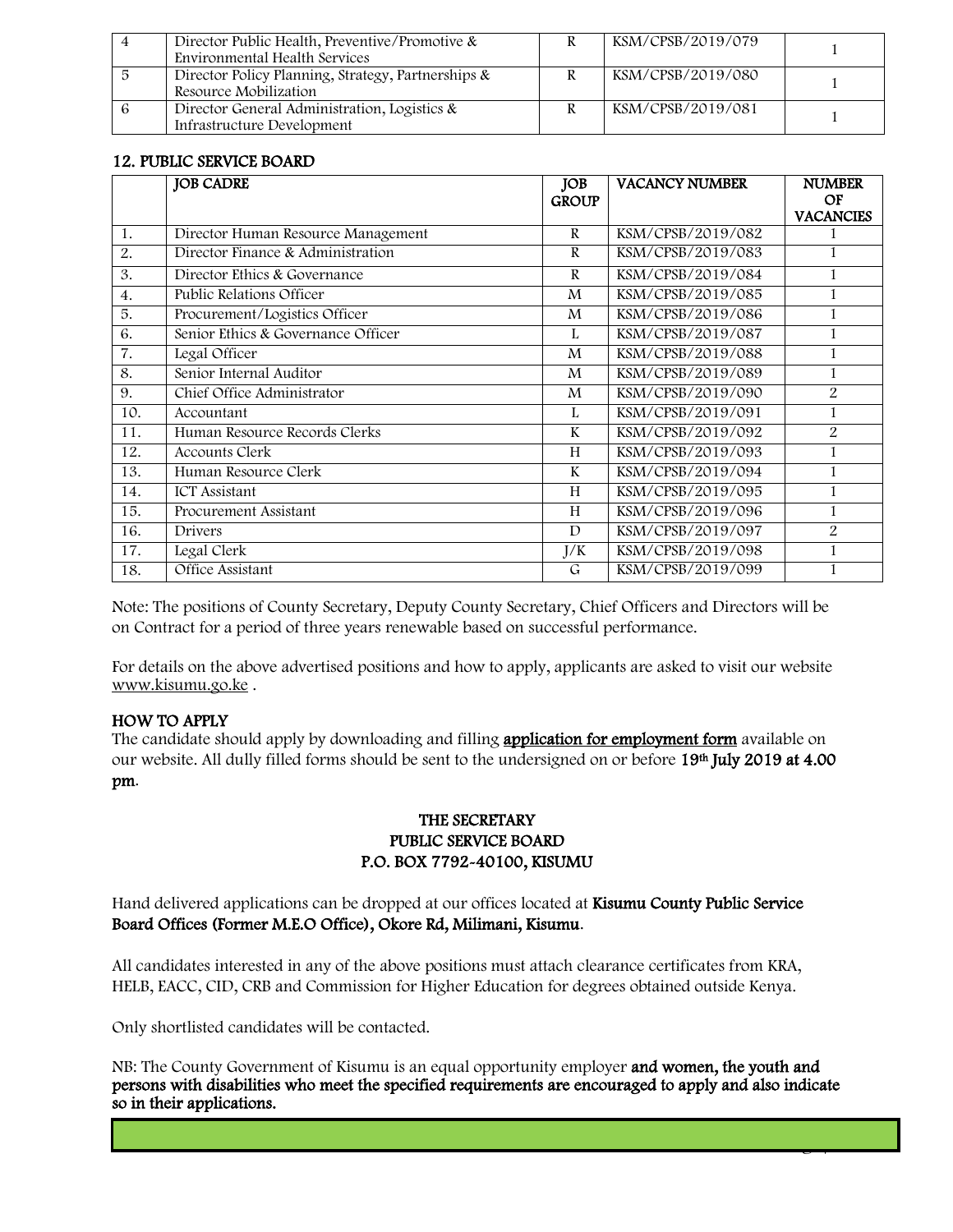| 4 | Director Public Health, Preventive/Promotive & Environmental Health Services | R | KSM/CPSB/2019/079 | 1 |
|---|---|---|---|---|
| 5 | Director Policy Planning, Strategy, Partnerships & Resource Mobilization | R | KSM/CPSB/2019/080 | 1 |
| 6 | Director General Administration, Logistics & Infrastructure Development | R | KSM/CPSB/2019/081 | 1 |

## 12. PUBLIC SERVICE BOARD

| | JOB CADRE | JOB GROUP | VACANCY NUMBER | NUMBER OF VACANCIES |
|---|---|---|---|---|
| 1. | Director Human Resource Management | R | KSM/CPSB/2019/082 | 1 |
| 2. | Director Finance & Administration | R | KSM/CPSB/2019/083 | 1 |
| 3. | Director Ethics & Governance | R | KSM/CPSB/2019/084 | 1 |
| 4. | Public Relations Officer | M | KSM/CPSB/2019/085 | 1 |
| 5. | Procurement/Logistics Officer | M | KSM/CPSB/2019/086 | 1 |
| 6. | Senior Ethics & Governance Officer | L | KSM/CPSB/2019/087 | 1 |
| 7. | Legal Officer | M | KSM/CPSB/2019/088 | 1 |
| 8. | Senior Internal Auditor | M | KSM/CPSB/2019/089 | 1 |
| 9. | Chief Office Administrator | M | KSM/CPSB/2019/090 | 2 |
| 10. | Accountant | L | KSM/CPSB/2019/091 | 1 |
| 11. | Human Resource Records Clerks | K | KSM/CPSB/2019/092 | 2 |
| 12. | Accounts Clerk | H | KSM/CPSB/2019/093 | 1 |
| 13. | Human Resource Clerk | K | KSM/CPSB/2019/094 | 1 |
| 14. | ICT Assistant | H | KSM/CPSB/2019/095 | 1 |
| 15. | Procurement Assistant | H | KSM/CPSB/2019/096 | 1 |
| 16. | Drivers | D | KSM/CPSB/2019/097 | 2 |
| 17. | Legal Clerk | J/K | KSM/CPSB/2019/098 | 1 |
| 18. | Office Assistant | G | KSM/CPSB/2019/099 | 1 |

Note: The positions of County Secretary, Deputy County Secretary, Chief Officers and Directors will be on Contract for a period of three years renewable based on successful performance.

For details on the above advertised positions and how to apply, applicants are asked to visit our website www.kisumu.go.ke .

## HOW TO APPLY

The candidate should apply by downloading and filling **application for employment form** available on our website. All dully filled forms should be sent to the undersigned on or before **19th July 2019 at 4.00 pm**.

**THE SECRETARY**
**PUBLIC SERVICE BOARD**
**P.O. BOX 7792-40100, KISUMU**

Hand delivered applications can be dropped at our offices located at **Kisumu County Public Service Board Offices (Former M.E.O Office), Okore Rd, Milimani, Kisumu**.

All candidates interested in any of the above positions must attach clearance certificates from KRA, HELB, EACC, CID, CRB and Commission for Higher Education for degrees obtained outside Kenya.

Only shortlisted candidates will be contacted.

NB: The County Government of Kisumu is an equal opportunity employer **and women, the youth and persons with disabilities who meet the specified requirements are encouraged to apply and also indicate so in their applications.**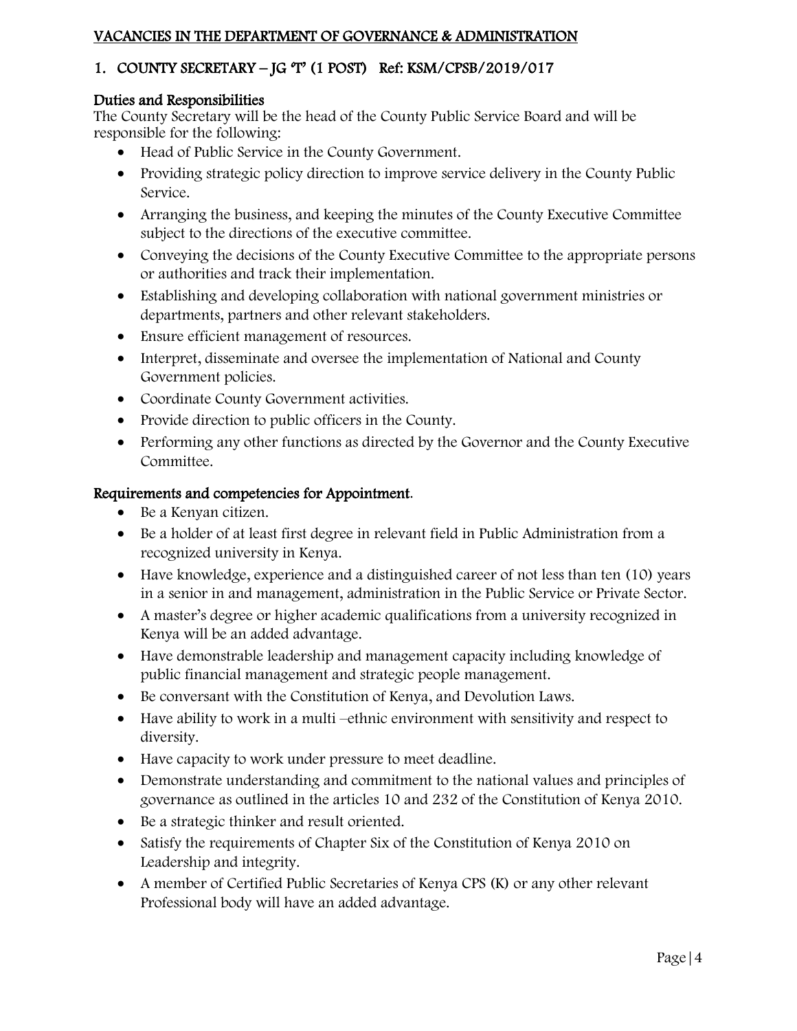## VACANCIES IN THE DEPARTMENT OF GOVERNANCE & ADMINISTRATION

### 1. COUNTY SECRETARY – JG 'T' (1 POST) Ref: KSM/CPSB/2019/017

#### Duties and Responsibilities

The County Secretary will be the head of the County Public Service Board and will be responsible for the following:

- Head of Public Service in the County Government.
- Providing strategic policy direction to improve service delivery in the County Public Service.
- Arranging the business, and keeping the minutes of the County Executive Committee subject to the directions of the executive committee.
- Conveying the decisions of the County Executive Committee to the appropriate persons or authorities and track their implementation.
- Establishing and developing collaboration with national government ministries or departments, partners and other relevant stakeholders.
- Ensure efficient management of resources.
- Interpret, disseminate and oversee the implementation of National and County Government policies.
- Coordinate County Government activities.
- Provide direction to public officers in the County.
- Performing any other functions as directed by the Governor and the County Executive Committee.

#### Requirements and competencies for Appointment.

- Be a Kenyan citizen.
- Be a holder of at least first degree in relevant field in Public Administration from a recognized university in Kenya.
- Have knowledge, experience and a distinguished career of not less than ten (10) years in a senior in and management, administration in the Public Service or Private Sector.
- A master's degree or higher academic qualifications from a university recognized in Kenya will be an added advantage.
- Have demonstrable leadership and management capacity including knowledge of public financial management and strategic people management.
- Be conversant with the Constitution of Kenya, and Devolution Laws.
- Have ability to work in a multi –ethnic environment with sensitivity and respect to diversity.
- Have capacity to work under pressure to meet deadline.
- Demonstrate understanding and commitment to the national values and principles of governance as outlined in the articles 10 and 232 of the Constitution of Kenya 2010.
- Be a strategic thinker and result oriented.
- Satisfy the requirements of Chapter Six of the Constitution of Kenya 2010 on Leadership and integrity.
- A member of Certified Public Secretaries of Kenya CPS (K) or any other relevant Professional body will have an added advantage.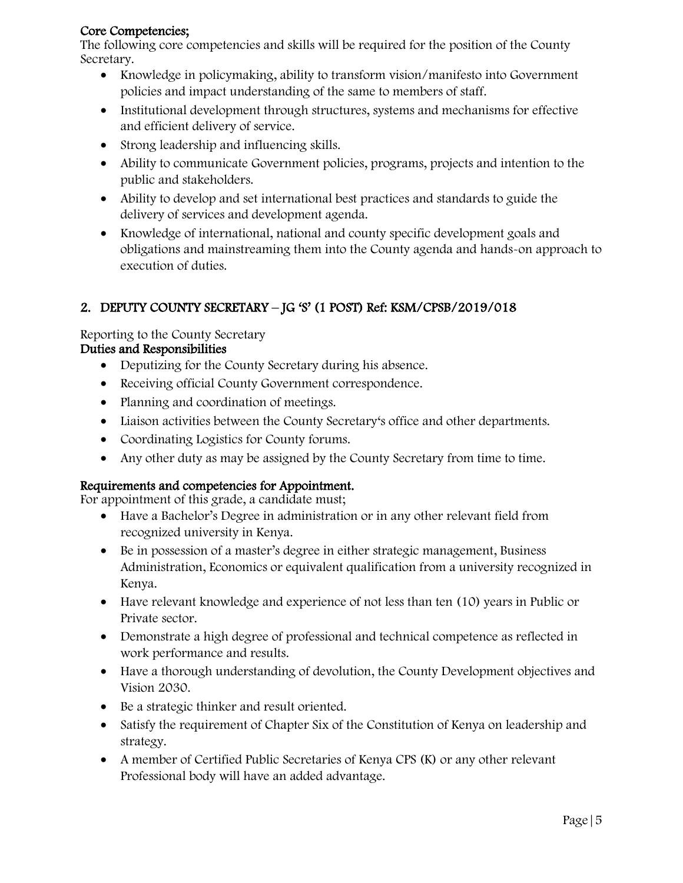**Core Competencies;**

The following core competencies and skills will be required for the position of the County Secretary.

- Knowledge in policymaking, ability to transform vision/manifesto into Government policies and impact understanding of the same to members of staff.
- Institutional development through structures, systems and mechanisms for effective and efficient delivery of service.
- Strong leadership and influencing skills.
- Ability to communicate Government policies, programs, projects and intention to the public and stakeholders.
- Ability to develop and set international best practices and standards to guide the delivery of services and development agenda.
- Knowledge of international, national and county specific development goals and obligations and mainstreaming them into the County agenda and hands-on approach to execution of duties.

## 2. DEPUTY COUNTY SECRETARY – JG 'S' (1 POST) Ref: KSM/CPSB/2019/018

Reporting to the County Secretary

**Duties and Responsibilities**

- Deputizing for the County Secretary during his absence.
- Receiving official County Government correspondence.
- Planning and coordination of meetings.
- Liaison activities between the County Secretary's office and other departments.
- Coordinating Logistics for County forums.
- Any other duty as may be assigned by the County Secretary from time to time.

**Requirements and competencies for Appointment.**

For appointment of this grade, a candidate must;

- Have a Bachelor's Degree in administration or in any other relevant field from recognized university in Kenya.
- Be in possession of a master's degree in either strategic management, Business Administration, Economics or equivalent qualification from a university recognized in Kenya.
- Have relevant knowledge and experience of not less than ten (10) years in Public or Private sector.
- Demonstrate a high degree of professional and technical competence as reflected in work performance and results.
- Have a thorough understanding of devolution, the County Development objectives and Vision 2030.
- Be a strategic thinker and result oriented.
- Satisfy the requirement of Chapter Six of the Constitution of Kenya on leadership and strategy.
- A member of Certified Public Secretaries of Kenya CPS (K) or any other relevant Professional body will have an added advantage.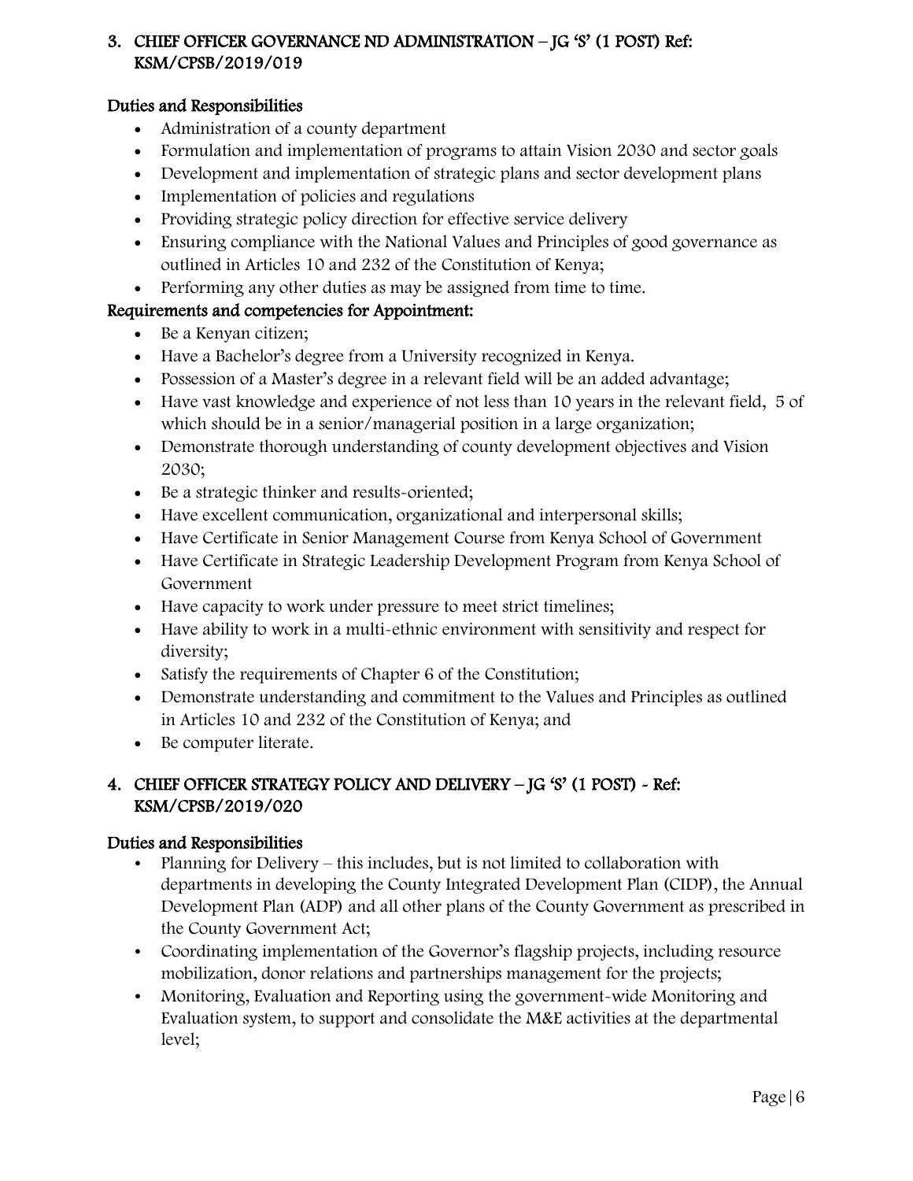### 3. CHIEF OFFICER GOVERNANCE ND ADMINISTRATION – JG 'S' (1 POST) Ref: KSM/CPSB/2019/019

**Duties and Responsibilities**

- Administration of a county department
- Formulation and implementation of programs to attain Vision 2030 and sector goals
- Development and implementation of strategic plans and sector development plans
- Implementation of policies and regulations
- Providing strategic policy direction for effective service delivery
- Ensuring compliance with the National Values and Principles of good governance as outlined in Articles 10 and 232 of the Constitution of Kenya;
- Performing any other duties as may be assigned from time to time.

**Requirements and competencies for Appointment:**

- Be a Kenyan citizen;
- Have a Bachelor's degree from a University recognized in Kenya.
- Possession of a Master's degree in a relevant field will be an added advantage;
- Have vast knowledge and experience of not less than 10 years in the relevant field, 5 of which should be in a senior/managerial position in a large organization;
- Demonstrate thorough understanding of county development objectives and Vision 2030;
- Be a strategic thinker and results-oriented;
- Have excellent communication, organizational and interpersonal skills;
- Have Certificate in Senior Management Course from Kenya School of Government
- Have Certificate in Strategic Leadership Development Program from Kenya School of Government
- Have capacity to work under pressure to meet strict timelines;
- Have ability to work in a multi-ethnic environment with sensitivity and respect for diversity;
- Satisfy the requirements of Chapter 6 of the Constitution;
- Demonstrate understanding and commitment to the Values and Principles as outlined in Articles 10 and 232 of the Constitution of Kenya; and
- Be computer literate.

### 4. CHIEF OFFICER STRATEGY POLICY AND DELIVERY – JG 'S' (1 POST) - Ref: KSM/CPSB/2019/020

**Duties and Responsibilities**

- Planning for Delivery – this includes, but is not limited to collaboration with departments in developing the County Integrated Development Plan (CIDP), the Annual Development Plan (ADP) and all other plans of the County Government as prescribed in the County Government Act;
- Coordinating implementation of the Governor's flagship projects, including resource mobilization, donor relations and partnerships management for the projects;
- Monitoring, Evaluation and Reporting using the government-wide Monitoring and Evaluation system, to support and consolidate the M&E activities at the departmental level;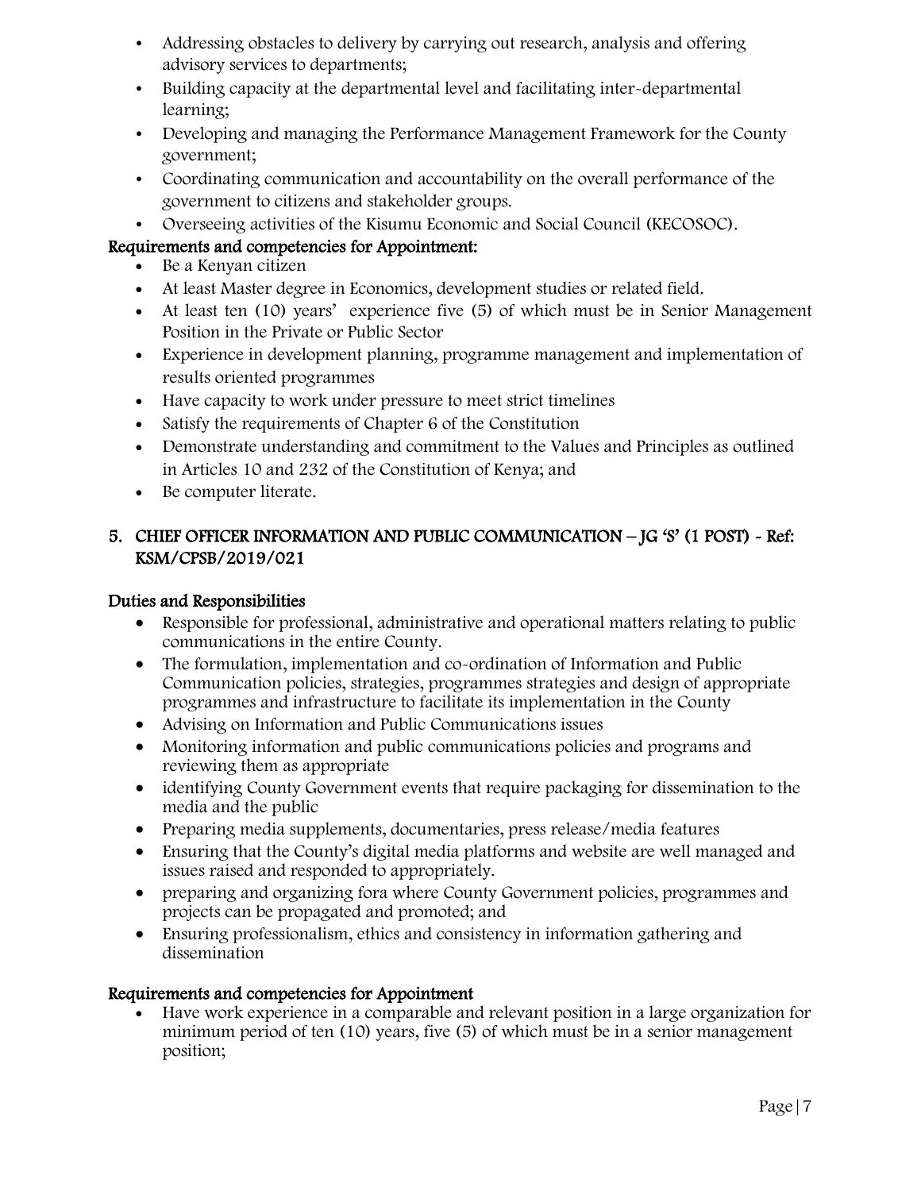- Addressing obstacles to delivery by carrying out research, analysis and offering advisory services to departments;
- Building capacity at the departmental level and facilitating inter-departmental learning;
- Developing and managing the Performance Management Framework for the County government;
- Coordinating communication and accountability on the overall performance of the government to citizens and stakeholder groups.
- Overseeing activities of the Kisumu Economic and Social Council (KECOSOC).

**Requirements and competencies for Appointment:**

- Be a Kenyan citizen
- At least Master degree in Economics, development studies or related field.
- At least ten (10) years' experience five (5) of which must be in Senior Management Position in the Private or Public Sector
- Experience in development planning, programme management and implementation of results oriented programmes
- Have capacity to work under pressure to meet strict timelines
- Satisfy the requirements of Chapter 6 of the Constitution
- Demonstrate understanding and commitment to the Values and Principles as outlined in Articles 10 and 232 of the Constitution of Kenya; and
- Be computer literate.

## 5. CHIEF OFFICER INFORMATION AND PUBLIC COMMUNICATION – JG 'S' (1 POST) - Ref: KSM/CPSB/2019/021

**Duties and Responsibilities**

- Responsible for professional, administrative and operational matters relating to public communications in the entire County.
- The formulation, implementation and co-ordination of Information and Public Communication policies, strategies, programmes strategies and design of appropriate programmes and infrastructure to facilitate its implementation in the County
- Advising on Information and Public Communications issues
- Monitoring information and public communications policies and programs and reviewing them as appropriate
- identifying County Government events that require packaging for dissemination to the media and the public
- Preparing media supplements, documentaries, press release/media features
- Ensuring that the County's digital media platforms and website are well managed and issues raised and responded to appropriately.
- preparing and organizing fora where County Government policies, programmes and projects can be propagated and promoted; and
- Ensuring professionalism, ethics and consistency in information gathering and dissemination

**Requirements and competencies for Appointment**

- Have work experience in a comparable and relevant position in a large organization for minimum period of ten (10) years, five (5) of which must be in a senior management position;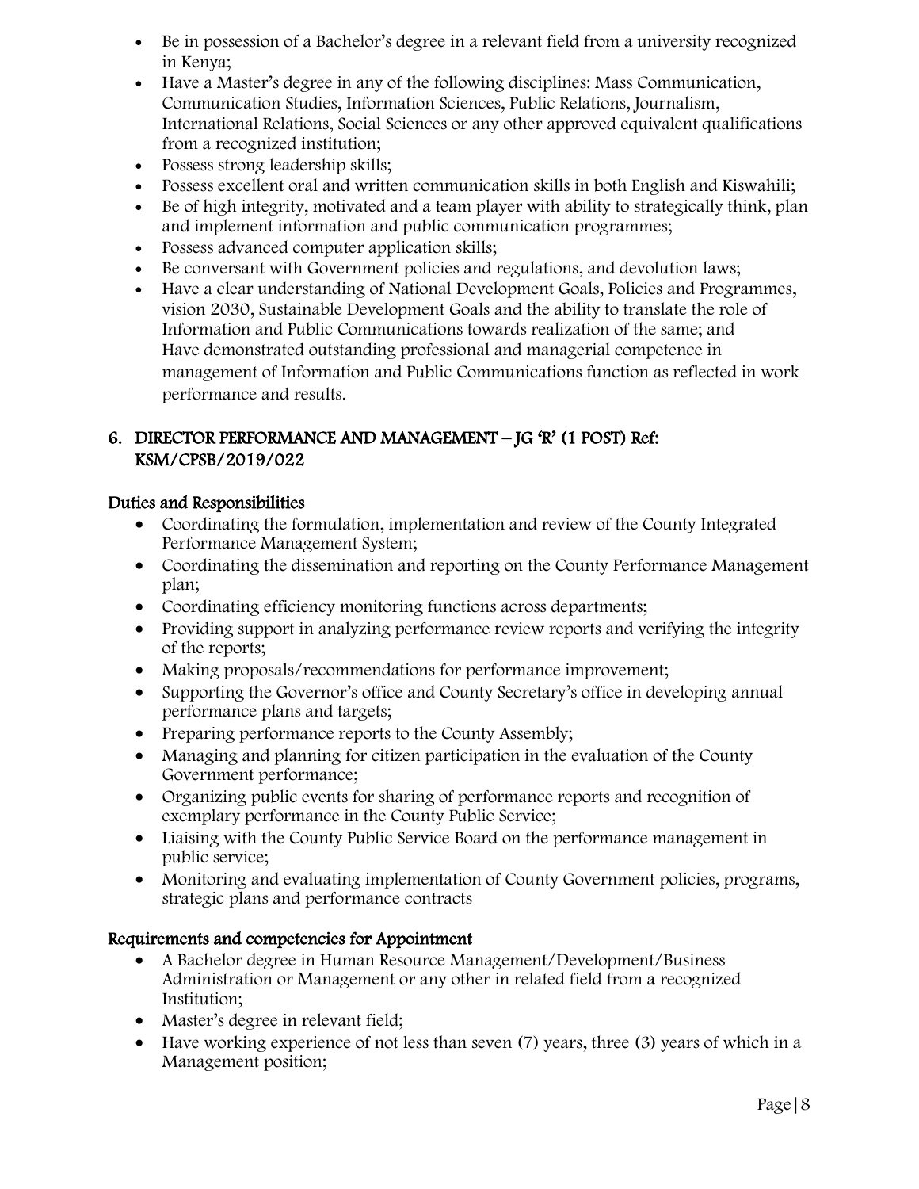- Be in possession of a Bachelor's degree in a relevant field from a university recognized in Kenya;
- Have a Master's degree in any of the following disciplines: Mass Communication, Communication Studies, Information Sciences, Public Relations, Journalism, International Relations, Social Sciences or any other approved equivalent qualifications from a recognized institution;
- Possess strong leadership skills;
- Possess excellent oral and written communication skills in both English and Kiswahili;
- Be of high integrity, motivated and a team player with ability to strategically think, plan and implement information and public communication programmes;
- Possess advanced computer application skills;
- Be conversant with Government policies and regulations, and devolution laws;
- Have a clear understanding of National Development Goals, Policies and Programmes, vision 2030, Sustainable Development Goals and the ability to translate the role of Information and Public Communications towards realization of the same; and Have demonstrated outstanding professional and managerial competence in management of Information and Public Communications function as reflected in work performance and results.

## 6. DIRECTOR PERFORMANCE AND MANAGEMENT – JG 'R' (1 POST) Ref: KSM/CPSB/2019/022

### Duties and Responsibilities

- Coordinating the formulation, implementation and review of the County Integrated Performance Management System;
- Coordinating the dissemination and reporting on the County Performance Management plan;
- Coordinating efficiency monitoring functions across departments;
- Providing support in analyzing performance review reports and verifying the integrity of the reports;
- Making proposals/recommendations for performance improvement;
- Supporting the Governor's office and County Secretary's office in developing annual performance plans and targets;
- Preparing performance reports to the County Assembly;
- Managing and planning for citizen participation in the evaluation of the County Government performance;
- Organizing public events for sharing of performance reports and recognition of exemplary performance in the County Public Service;
- Liaising with the County Public Service Board on the performance management in public service;
- Monitoring and evaluating implementation of County Government policies, programs, strategic plans and performance contracts

### Requirements and competencies for Appointment

- A Bachelor degree in Human Resource Management/Development/Business Administration or Management or any other in related field from a recognized Institution;
- Master's degree in relevant field;
- Have working experience of not less than seven (7) years, three (3) years of which in a Management position;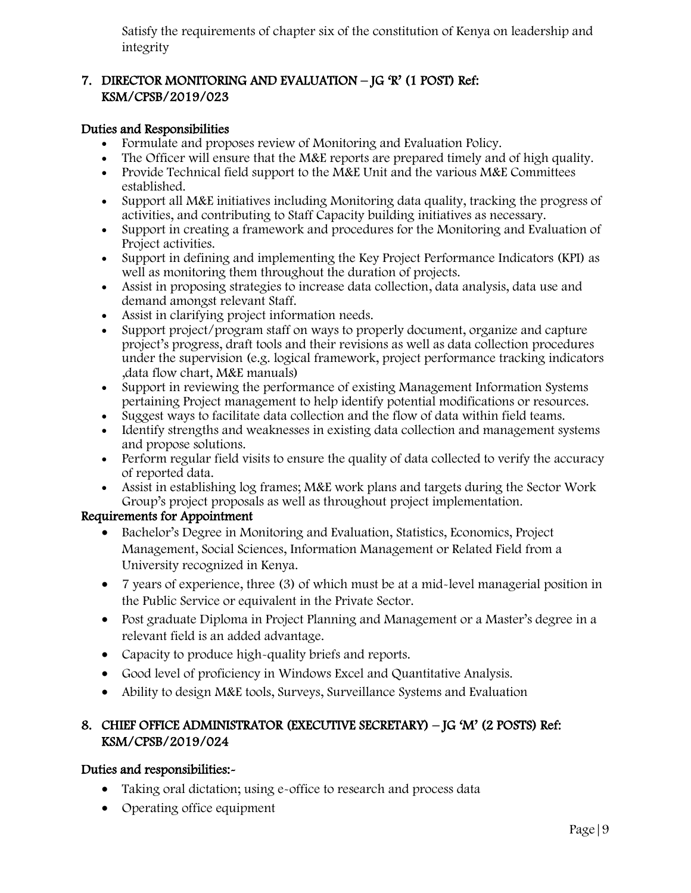Satisfy the requirements of chapter six of the constitution of Kenya on leadership and integrity

## 7. DIRECTOR MONITORING AND EVALUATION – JG 'R' (1 POST) Ref: KSM/CPSB/2019/023

### Duties and Responsibilities

- Formulate and proposes review of Monitoring and Evaluation Policy.
- The Officer will ensure that the M&E reports are prepared timely and of high quality.
- Provide Technical field support to the M&E Unit and the various M&E Committees established.
- Support all M&E initiatives including Monitoring data quality, tracking the progress of activities, and contributing to Staff Capacity building initiatives as necessary.
- Support in creating a framework and procedures for the Monitoring and Evaluation of Project activities.
- Support in defining and implementing the Key Project Performance Indicators (KPI) as well as monitoring them throughout the duration of projects.
- Assist in proposing strategies to increase data collection, data analysis, data use and demand amongst relevant Staff.
- Assist in clarifying project information needs.
- Support project/program staff on ways to properly document, organize and capture project's progress, draft tools and their revisions as well as data collection procedures under the supervision (e.g. logical framework, project performance tracking indicators ,data flow chart, M&E manuals)
- Support in reviewing the performance of existing Management Information Systems pertaining Project management to help identify potential modifications or resources.
- Suggest ways to facilitate data collection and the flow of data within field teams.
- Identify strengths and weaknesses in existing data collection and management systems and propose solutions.
- Perform regular field visits to ensure the quality of data collected to verify the accuracy of reported data.
- Assist in establishing log frames; M&E work plans and targets during the Sector Work Group's project proposals as well as throughout project implementation.

### Requirements for Appointment

- Bachelor's Degree in Monitoring and Evaluation, Statistics, Economics, Project Management, Social Sciences, Information Management or Related Field from a University recognized in Kenya.
- 7 years of experience, three (3) of which must be at a mid-level managerial position in the Public Service or equivalent in the Private Sector.
- Post graduate Diploma in Project Planning and Management or a Master's degree in a relevant field is an added advantage.
- Capacity to produce high-quality briefs and reports.
- Good level of proficiency in Windows Excel and Quantitative Analysis.
- Ability to design M&E tools, Surveys, Surveillance Systems and Evaluation

## 8. CHIEF OFFICE ADMINISTRATOR (EXECUTIVE SECRETARY) – JG 'M' (2 POSTS) Ref: KSM/CPSB/2019/024

### Duties and responsibilities:-

- Taking oral dictation; using e-office to research and process data
- Operating office equipment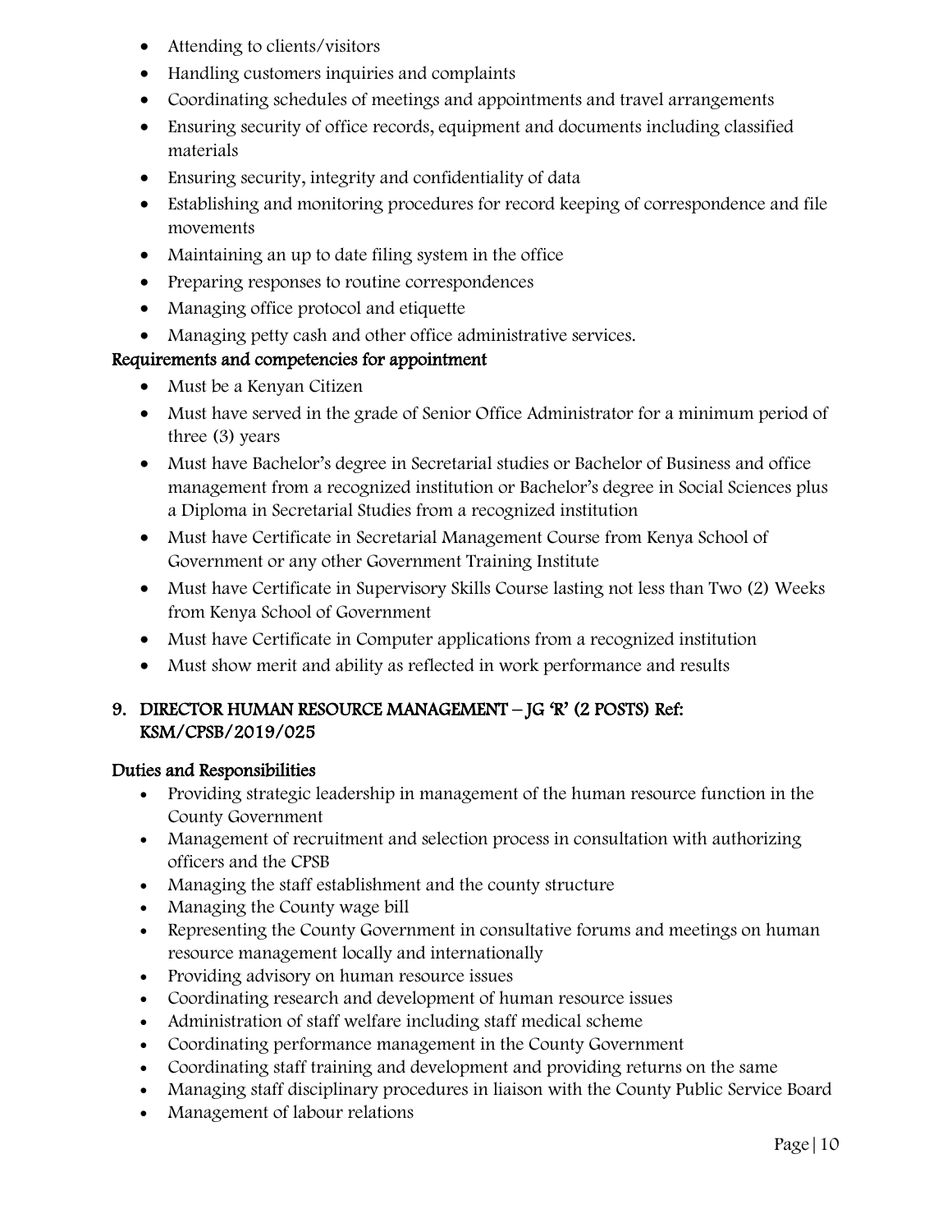- Attending to clients/visitors
- Handling customers inquiries and complaints
- Coordinating schedules of meetings and appointments and travel arrangements
- Ensuring security of office records, equipment and documents including classified materials
- Ensuring security, integrity and confidentiality of data
- Establishing and monitoring procedures for record keeping of correspondence and file movements
- Maintaining an up to date filing system in the office
- Preparing responses to routine correspondences
- Managing office protocol and etiquette
- Managing petty cash and other office administrative services.

**Requirements and competencies for appointment**

- Must be a Kenyan Citizen
- Must have served in the grade of Senior Office Administrator for a minimum period of three (3) years
- Must have Bachelor's degree in Secretarial studies or Bachelor of Business and office management from a recognized institution or Bachelor's degree in Social Sciences plus a Diploma in Secretarial Studies from a recognized institution
- Must have Certificate in Secretarial Management Course from Kenya School of Government or any other Government Training Institute
- Must have Certificate in Supervisory Skills Course lasting not less than Two (2) Weeks from Kenya School of Government
- Must have Certificate in Computer applications from a recognized institution
- Must show merit and ability as reflected in work performance and results

## 9. DIRECTOR HUMAN RESOURCE MANAGEMENT – JG 'R' (2 POSTS) Ref: KSM/CPSB/2019/025

**Duties and Responsibilities**

- Providing strategic leadership in management of the human resource function in the County Government
- Management of recruitment and selection process in consultation with authorizing officers and the CPSB
- Managing the staff establishment and the county structure
- Managing the County wage bill
- Representing the County Government in consultative forums and meetings on human resource management locally and internationally
- Providing advisory on human resource issues
- Coordinating research and development of human resource issues
- Administration of staff welfare including staff medical scheme
- Coordinating performance management in the County Government
- Coordinating staff training and development and providing returns on the same
- Managing staff disciplinary procedures in liaison with the County Public Service Board
- Management of labour relations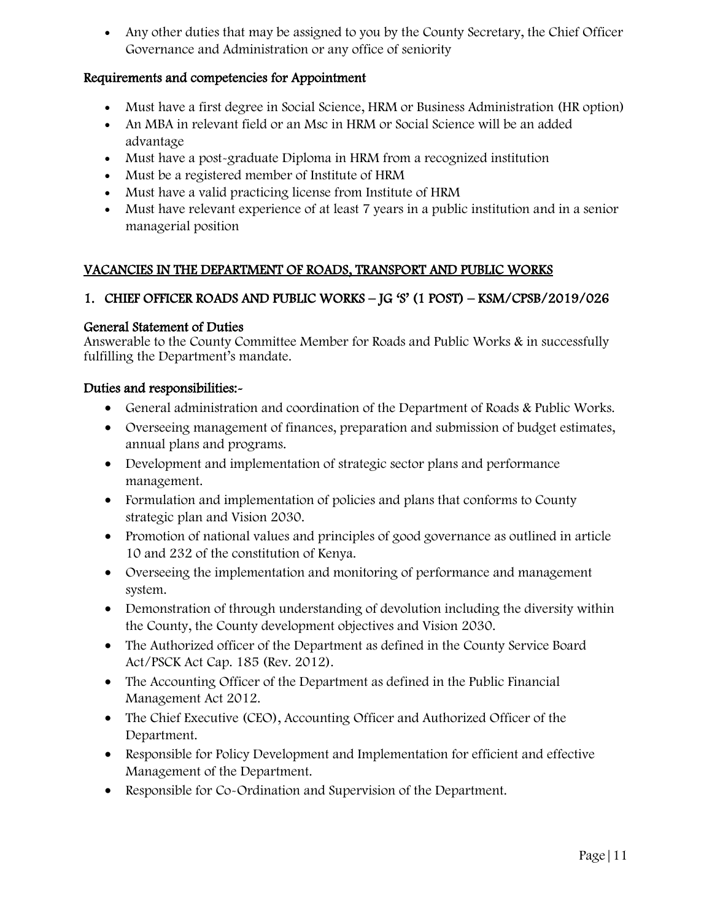- Any other duties that may be assigned to you by the County Secretary, the Chief Officer Governance and Administration or any office of seniority

### Requirements and competencies for Appointment

- Must have a first degree in Social Science, HRM or Business Administration (HR option)
- An MBA in relevant field or an Msc in HRM or Social Science will be an added advantage
- Must have a post-graduate Diploma in HRM from a recognized institution
- Must be a registered member of Institute of HRM
- Must have a valid practicing license from Institute of HRM
- Must have relevant experience of at least 7 years in a public institution and in a senior managerial position

## VACANCIES IN THE DEPARTMENT OF ROADS, TRANSPORT AND PUBLIC WORKS

### 1. CHIEF OFFICER ROADS AND PUBLIC WORKS – JG 'S' (1 POST) – KSM/CPSB/2019/026

#### General Statement of Duties

Answerable to the County Committee Member for Roads and Public Works & in successfully fulfilling the Department's mandate.

#### Duties and responsibilities:-

- General administration and coordination of the Department of Roads & Public Works.
- Overseeing management of finances, preparation and submission of budget estimates, annual plans and programs.
- Development and implementation of strategic sector plans and performance management.
- Formulation and implementation of policies and plans that conforms to County strategic plan and Vision 2030.
- Promotion of national values and principles of good governance as outlined in article 10 and 232 of the constitution of Kenya.
- Overseeing the implementation and monitoring of performance and management system.
- Demonstration of through understanding of devolution including the diversity within the County, the County development objectives and Vision 2030.
- The Authorized officer of the Department as defined in the County Service Board Act/PSCK Act Cap. 185 (Rev. 2012).
- The Accounting Officer of the Department as defined in the Public Financial Management Act 2012.
- The Chief Executive (CEO), Accounting Officer and Authorized Officer of the Department.
- Responsible for Policy Development and Implementation for efficient and effective Management of the Department.
- Responsible for Co-Ordination and Supervision of the Department.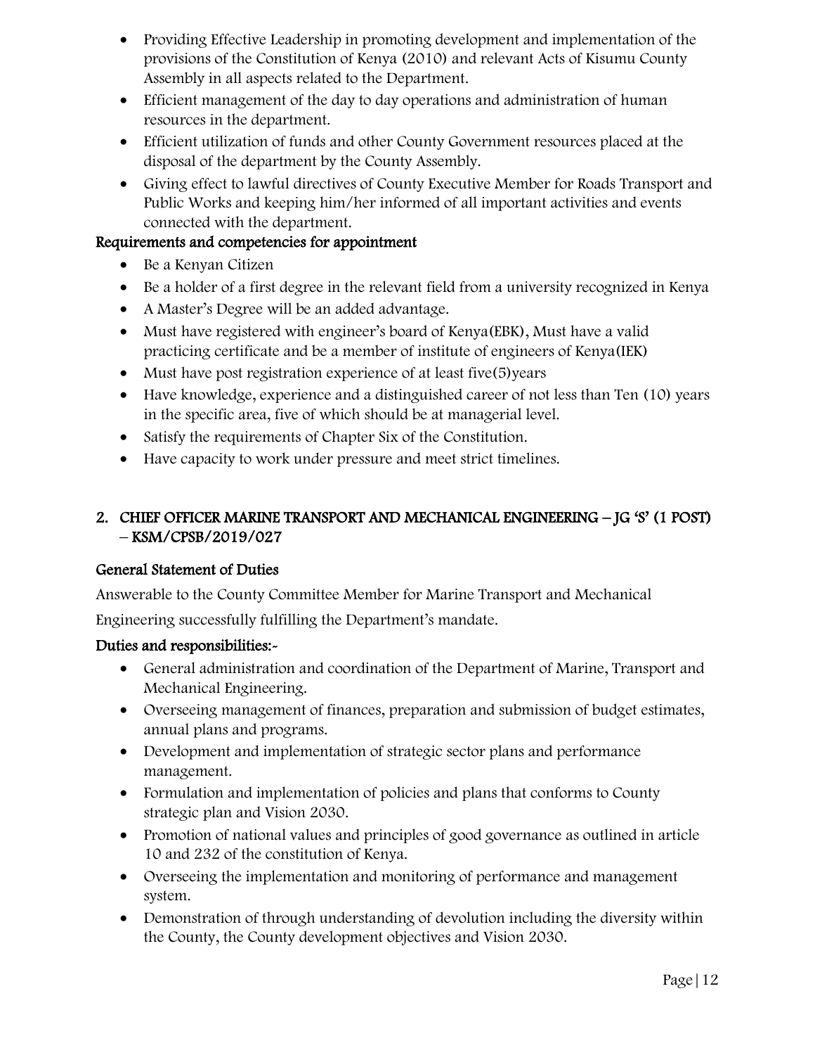- Providing Effective Leadership in promoting development and implementation of the provisions of the Constitution of Kenya (2010) and relevant Acts of Kisumu County Assembly in all aspects related to the Department.
- Efficient management of the day to day operations and administration of human resources in the department.
- Efficient utilization of funds and other County Government resources placed at the disposal of the department by the County Assembly.
- Giving effect to lawful directives of County Executive Member for Roads Transport and Public Works and keeping him/her informed of all important activities and events connected with the department.

**Requirements and competencies for appointment**

- Be a Kenyan Citizen
- Be a holder of a first degree in the relevant field from a university recognized in Kenya
- A Master's Degree will be an added advantage.
- Must have registered with engineer's board of Kenya(EBK), Must have a valid practicing certificate and be a member of institute of engineers of Kenya(IEK)
- Must have post registration experience of at least five(5)years
- Have knowledge, experience and a distinguished career of not less than Ten (10) years in the specific area, five of which should be at managerial level.
- Satisfy the requirements of Chapter Six of the Constitution.
- Have capacity to work under pressure and meet strict timelines.

## 2. CHIEF OFFICER MARINE TRANSPORT AND MECHANICAL ENGINEERING – JG 'S' (1 POST) – KSM/CPSB/2019/027

**General Statement of Duties**

Answerable to the County Committee Member for Marine Transport and Mechanical Engineering successfully fulfilling the Department's mandate.

**Duties and responsibilities:-**

- General administration and coordination of the Department of Marine, Transport and Mechanical Engineering.
- Overseeing management of finances, preparation and submission of budget estimates, annual plans and programs.
- Development and implementation of strategic sector plans and performance management.
- Formulation and implementation of policies and plans that conforms to County strategic plan and Vision 2030.
- Promotion of national values and principles of good governance as outlined in article 10 and 232 of the constitution of Kenya.
- Overseeing the implementation and monitoring of performance and management system.
- Demonstration of through understanding of devolution including the diversity within the County, the County development objectives and Vision 2030.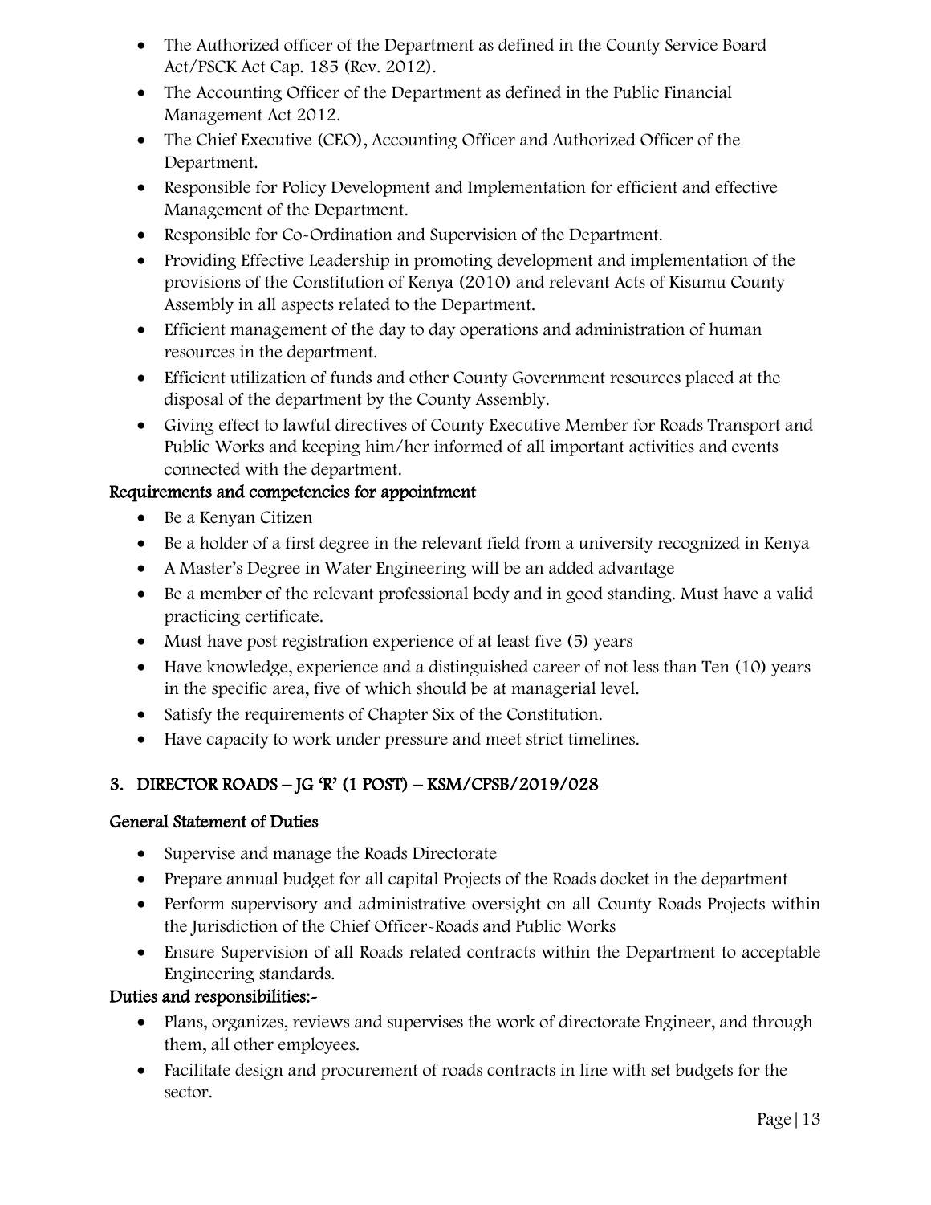- The Authorized officer of the Department as defined in the County Service Board Act/PSCK Act Cap. 185 (Rev. 2012).
- The Accounting Officer of the Department as defined in the Public Financial Management Act 2012.
- The Chief Executive (CEO), Accounting Officer and Authorized Officer of the Department.
- Responsible for Policy Development and Implementation for efficient and effective Management of the Department.
- Responsible for Co-Ordination and Supervision of the Department.
- Providing Effective Leadership in promoting development and implementation of the provisions of the Constitution of Kenya (2010) and relevant Acts of Kisumu County Assembly in all aspects related to the Department.
- Efficient management of the day to day operations and administration of human resources in the department.
- Efficient utilization of funds and other County Government resources placed at the disposal of the department by the County Assembly.
- Giving effect to lawful directives of County Executive Member for Roads Transport and Public Works and keeping him/her informed of all important activities and events connected with the department.

#### Requirements and competencies for appointment

- Be a Kenyan Citizen
- Be a holder of a first degree in the relevant field from a university recognized in Kenya
- A Master's Degree in Water Engineering will be an added advantage
- Be a member of the relevant professional body and in good standing. Must have a valid practicing certificate.
- Must have post registration experience of at least five (5) years
- Have knowledge, experience and a distinguished career of not less than Ten (10) years in the specific area, five of which should be at managerial level.
- Satisfy the requirements of Chapter Six of the Constitution.
- Have capacity to work under pressure and meet strict timelines.

### 3. DIRECTOR ROADS – JG 'R' (1 POST) – KSM/CPSB/2019/028

#### General Statement of Duties

- Supervise and manage the Roads Directorate
- Prepare annual budget for all capital Projects of the Roads docket in the department
- Perform supervisory and administrative oversight on all County Roads Projects within the Jurisdiction of the Chief Officer-Roads and Public Works
- Ensure Supervision of all Roads related contracts within the Department to acceptable Engineering standards.

#### Duties and responsibilities:-

- Plans, organizes, reviews and supervises the work of directorate Engineer, and through them, all other employees.
- Facilitate design and procurement of roads contracts in line with set budgets for the sector.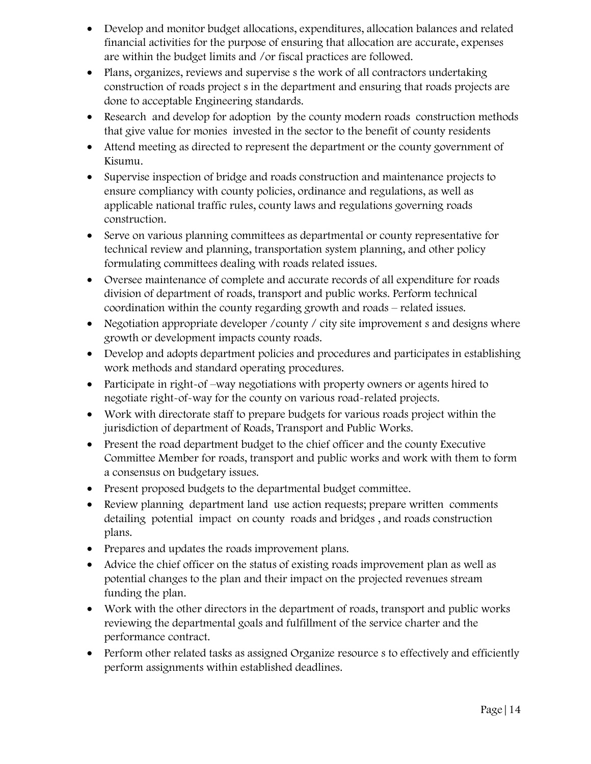- Develop and monitor budget allocations, expenditures, allocation balances and related financial activities for the purpose of ensuring that allocation are accurate, expenses are within the budget limits and /or fiscal practices are followed.
- Plans, organizes, reviews and supervise s the work of all contractors undertaking construction of roads project s in the department and ensuring that roads projects are done to acceptable Engineering standards.
- Research and develop for adoption by the county modern roads construction methods that give value for monies invested in the sector to the benefit of county residents
- Attend meeting as directed to represent the department or the county government of Kisumu.
- Supervise inspection of bridge and roads construction and maintenance projects to ensure compliancy with county policies, ordinance and regulations, as well as applicable national traffic rules, county laws and regulations governing roads construction.
- Serve on various planning committees as departmental or county representative for technical review and planning, transportation system planning, and other policy formulating committees dealing with roads related issues.
- Oversee maintenance of complete and accurate records of all expenditure for roads division of department of roads, transport and public works. Perform technical coordination within the county regarding growth and roads – related issues.
- Negotiation appropriate developer /county / city site improvement s and designs where growth or development impacts county roads.
- Develop and adopts department policies and procedures and participates in establishing work methods and standard operating procedures.
- Participate in right-of –way negotiations with property owners or agents hired to negotiate right-of-way for the county on various road-related projects.
- Work with directorate staff to prepare budgets for various roads project within the jurisdiction of department of Roads, Transport and Public Works.
- Present the road department budget to the chief officer and the county Executive Committee Member for roads, transport and public works and work with them to form a consensus on budgetary issues.
- Present proposed budgets to the departmental budget committee.
- Review planning department land use action requests; prepare written comments detailing potential impact on county roads and bridges , and roads construction plans.
- Prepares and updates the roads improvement plans.
- Advice the chief officer on the status of existing roads improvement plan as well as potential changes to the plan and their impact on the projected revenues stream funding the plan.
- Work with the other directors in the department of roads, transport and public works reviewing the departmental goals and fulfillment of the service charter and the performance contract.
- Perform other related tasks as assigned Organize resource s to effectively and efficiently perform assignments within established deadlines.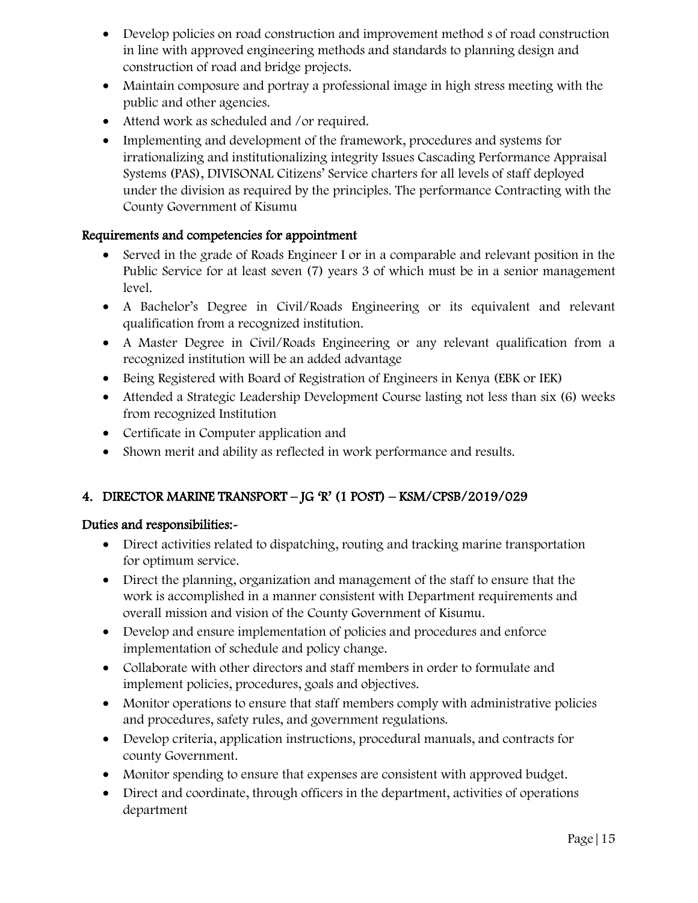- Develop policies on road construction and improvement method s of road construction in line with approved engineering methods and standards to planning design and construction of road and bridge projects.
- Maintain composure and portray a professional image in high stress meeting with the public and other agencies.
- Attend work as scheduled and /or required.
- Implementing and development of the framework, procedures and systems for irrationalizing and institutionalizing integrity Issues Cascading Performance Appraisal Systems (PAS), DIVISONAL Citizens' Service charters for all levels of staff deployed under the division as required by the principles. The performance Contracting with the County Government of Kisumu

**Requirements and competencies for appointment**

- Served in the grade of Roads Engineer I or in a comparable and relevant position in the Public Service for at least seven (7) years 3 of which must be in a senior management level.
- A Bachelor's Degree in Civil/Roads Engineering or its equivalent and relevant qualification from a recognized institution.
- A Master Degree in Civil/Roads Engineering or any relevant qualification from a recognized institution will be an added advantage
- Being Registered with Board of Registration of Engineers in Kenya (EBK or IEK)
- Attended a Strategic Leadership Development Course lasting not less than six (6) weeks from recognized Institution
- Certificate in Computer application and
- Shown merit and ability as reflected in work performance and results.

## 4. DIRECTOR MARINE TRANSPORT – JG 'R' (1 POST) – KSM/CPSB/2019/029

**Duties and responsibilities:-**

- Direct activities related to dispatching, routing and tracking marine transportation for optimum service.
- Direct the planning, organization and management of the staff to ensure that the work is accomplished in a manner consistent with Department requirements and overall mission and vision of the County Government of Kisumu.
- Develop and ensure implementation of policies and procedures and enforce implementation of schedule and policy change.
- Collaborate with other directors and staff members in order to formulate and implement policies, procedures, goals and objectives.
- Monitor operations to ensure that staff members comply with administrative policies and procedures, safety rules, and government regulations.
- Develop criteria, application instructions, procedural manuals, and contracts for county Government.
- Monitor spending to ensure that expenses are consistent with approved budget.
- Direct and coordinate, through officers in the department, activities of operations department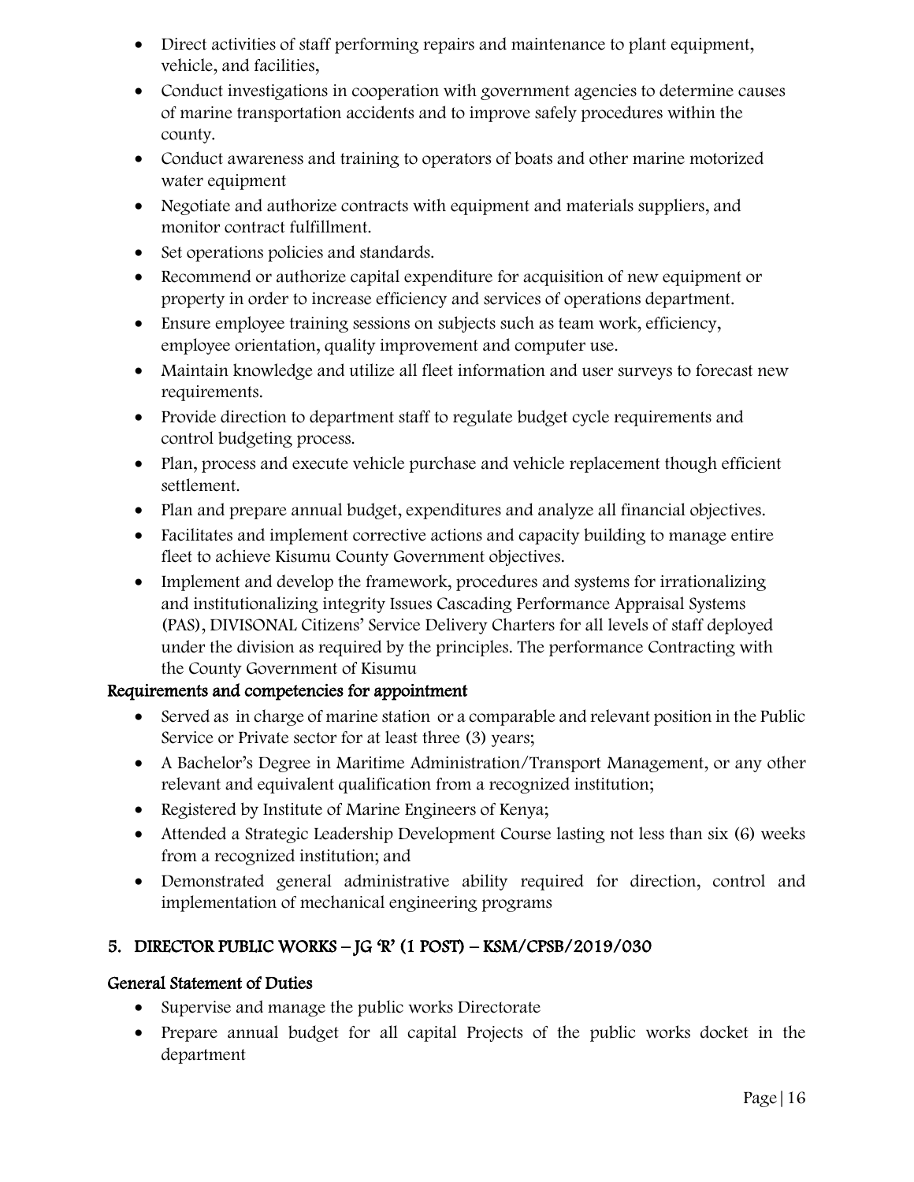- Direct activities of staff performing repairs and maintenance to plant equipment, vehicle, and facilities,
- Conduct investigations in cooperation with government agencies to determine causes of marine transportation accidents and to improve safely procedures within the county.
- Conduct awareness and training to operators of boats and other marine motorized water equipment
- Negotiate and authorize contracts with equipment and materials suppliers, and monitor contract fulfillment.
- Set operations policies and standards.
- Recommend or authorize capital expenditure for acquisition of new equipment or property in order to increase efficiency and services of operations department.
- Ensure employee training sessions on subjects such as team work, efficiency, employee orientation, quality improvement and computer use.
- Maintain knowledge and utilize all fleet information and user surveys to forecast new requirements.
- Provide direction to department staff to regulate budget cycle requirements and control budgeting process.
- Plan, process and execute vehicle purchase and vehicle replacement though efficient settlement.
- Plan and prepare annual budget, expenditures and analyze all financial objectives.
- Facilitates and implement corrective actions and capacity building to manage entire fleet to achieve Kisumu County Government objectives.
- Implement and develop the framework, procedures and systems for irrationalizing and institutionalizing integrity Issues Cascading Performance Appraisal Systems (PAS), DIVISONAL Citizens' Service Delivery Charters for all levels of staff deployed under the division as required by the principles. The performance Contracting with the County Government of Kisumu

**Requirements and competencies for appointment**

- Served as in charge of marine station or a comparable and relevant position in the Public Service or Private sector for at least three (3) years;
- A Bachelor's Degree in Maritime Administration/Transport Management, or any other relevant and equivalent qualification from a recognized institution;
- Registered by Institute of Marine Engineers of Kenya;
- Attended a Strategic Leadership Development Course lasting not less than six (6) weeks from a recognized institution; and
- Demonstrated general administrative ability required for direction, control and implementation of mechanical engineering programs

## 5. DIRECTOR PUBLIC WORKS – JG 'R' (1 POST) – KSM/CPSB/2019/030

**General Statement of Duties**

- Supervise and manage the public works Directorate
- Prepare annual budget for all capital Projects of the public works docket in the department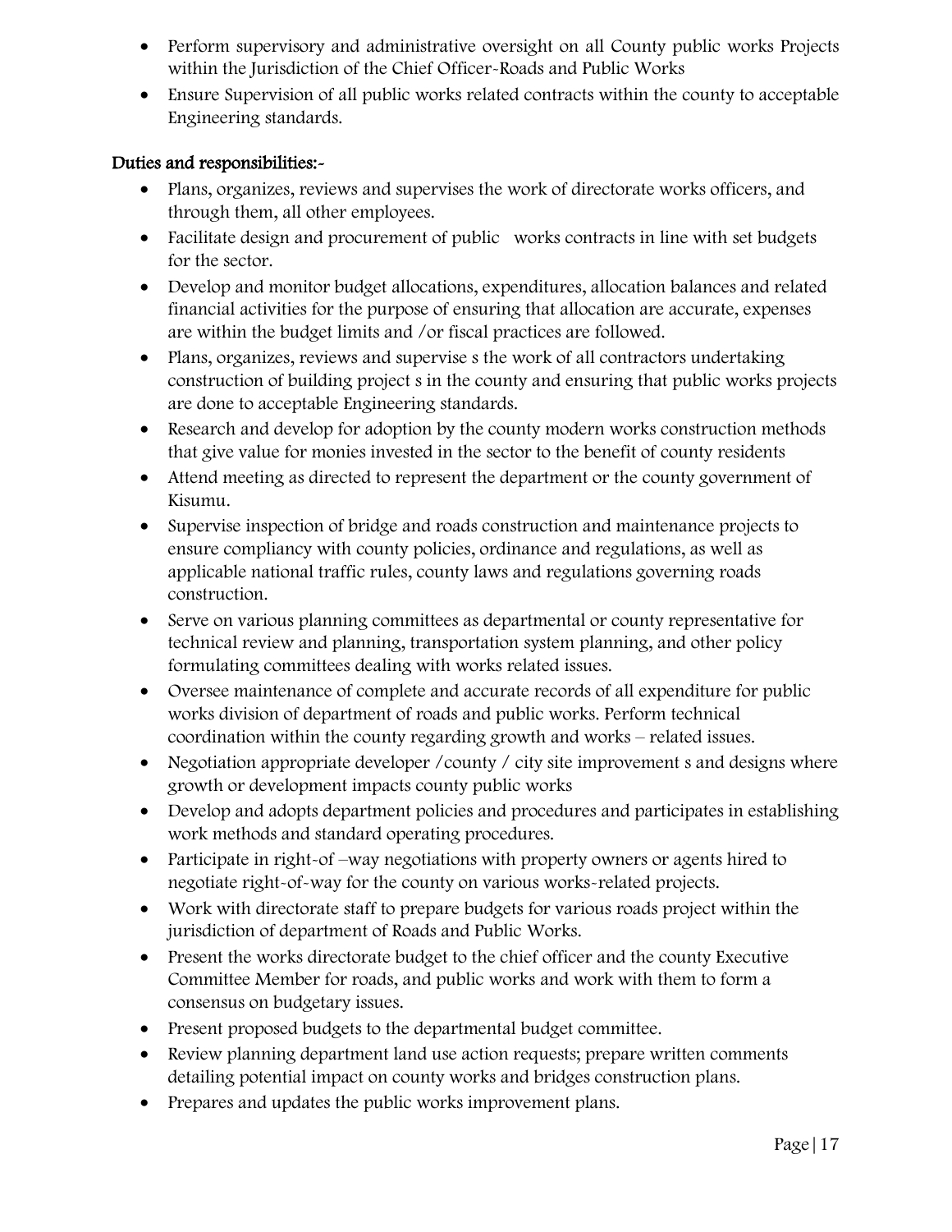- Perform supervisory and administrative oversight on all County public works Projects within the Jurisdiction of the Chief Officer-Roads and Public Works
- Ensure Supervision of all public works related contracts within the county to acceptable Engineering standards.

### Duties and responsibilities:-

- Plans, organizes, reviews and supervises the work of directorate works officers, and through them, all other employees.
- Facilitate design and procurement of public works contracts in line with set budgets for the sector.
- Develop and monitor budget allocations, expenditures, allocation balances and related financial activities for the purpose of ensuring that allocation are accurate, expenses are within the budget limits and /or fiscal practices are followed.
- Plans, organizes, reviews and supervise s the work of all contractors undertaking construction of building project s in the county and ensuring that public works projects are done to acceptable Engineering standards.
- Research and develop for adoption by the county modern works construction methods that give value for monies invested in the sector to the benefit of county residents
- Attend meeting as directed to represent the department or the county government of Kisumu.
- Supervise inspection of bridge and roads construction and maintenance projects to ensure compliancy with county policies, ordinance and regulations, as well as applicable national traffic rules, county laws and regulations governing roads construction.
- Serve on various planning committees as departmental or county representative for technical review and planning, transportation system planning, and other policy formulating committees dealing with works related issues.
- Oversee maintenance of complete and accurate records of all expenditure for public works division of department of roads and public works. Perform technical coordination within the county regarding growth and works – related issues.
- Negotiation appropriate developer /county / city site improvement s and designs where growth or development impacts county public works
- Develop and adopts department policies and procedures and participates in establishing work methods and standard operating procedures.
- Participate in right-of –way negotiations with property owners or agents hired to negotiate right-of-way for the county on various works-related projects.
- Work with directorate staff to prepare budgets for various roads project within the jurisdiction of department of Roads and Public Works.
- Present the works directorate budget to the chief officer and the county Executive Committee Member for roads, and public works and work with them to form a consensus on budgetary issues.
- Present proposed budgets to the departmental budget committee.
- Review planning department land use action requests; prepare written comments detailing potential impact on county works and bridges construction plans.
- Prepares and updates the public works improvement plans.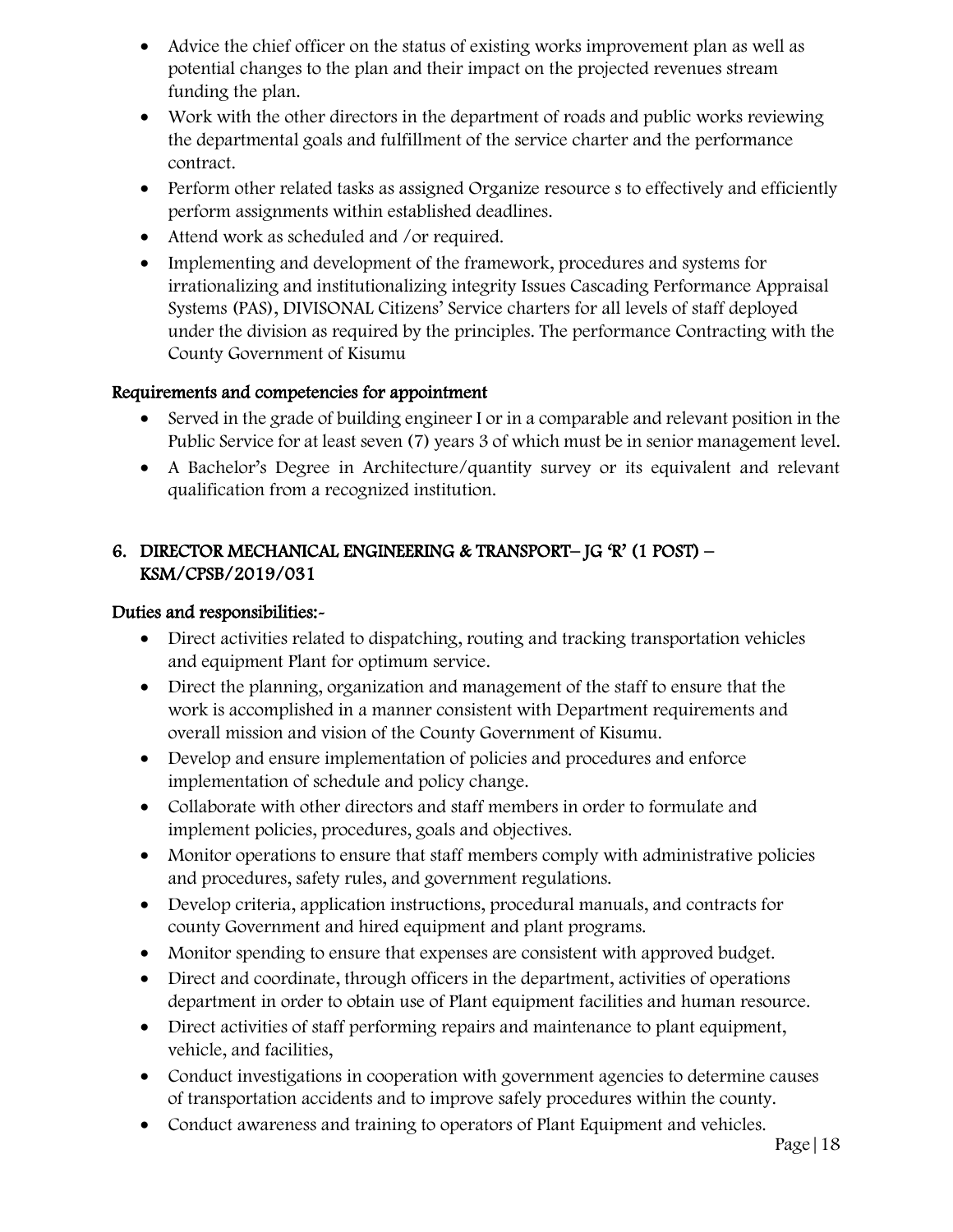- Advice the chief officer on the status of existing works improvement plan as well as potential changes to the plan and their impact on the projected revenues stream funding the plan.
- Work with the other directors in the department of roads and public works reviewing the departmental goals and fulfillment of the service charter and the performance contract.
- Perform other related tasks as assigned Organize resource s to effectively and efficiently perform assignments within established deadlines.
- Attend work as scheduled and /or required.
- Implementing and development of the framework, procedures and systems for irrationalizing and institutionalizing integrity Issues Cascading Performance Appraisal Systems (PAS), DIVISONAL Citizens' Service charters for all levels of staff deployed under the division as required by the principles. The performance Contracting with the County Government of Kisumu

### Requirements and competencies for appointment

- Served in the grade of building engineer I or in a comparable and relevant position in the Public Service for at least seven (7) years 3 of which must be in senior management level.
- A Bachelor's Degree in Architecture/quantity survey or its equivalent and relevant qualification from a recognized institution.

## 6. DIRECTOR MECHANICAL ENGINEERING & TRANSPORT– JG 'R' (1 POST) – KSM/CPSB/2019/031

### Duties and responsibilities:-

- Direct activities related to dispatching, routing and tracking transportation vehicles and equipment Plant for optimum service.
- Direct the planning, organization and management of the staff to ensure that the work is accomplished in a manner consistent with Department requirements and overall mission and vision of the County Government of Kisumu.
- Develop and ensure implementation of policies and procedures and enforce implementation of schedule and policy change.
- Collaborate with other directors and staff members in order to formulate and implement policies, procedures, goals and objectives.
- Monitor operations to ensure that staff members comply with administrative policies and procedures, safety rules, and government regulations.
- Develop criteria, application instructions, procedural manuals, and contracts for county Government and hired equipment and plant programs.
- Monitor spending to ensure that expenses are consistent with approved budget.
- Direct and coordinate, through officers in the department, activities of operations department in order to obtain use of Plant equipment facilities and human resource.
- Direct activities of staff performing repairs and maintenance to plant equipment, vehicle, and facilities,
- Conduct investigations in cooperation with government agencies to determine causes of transportation accidents and to improve safely procedures within the county.
- Conduct awareness and training to operators of Plant Equipment and vehicles.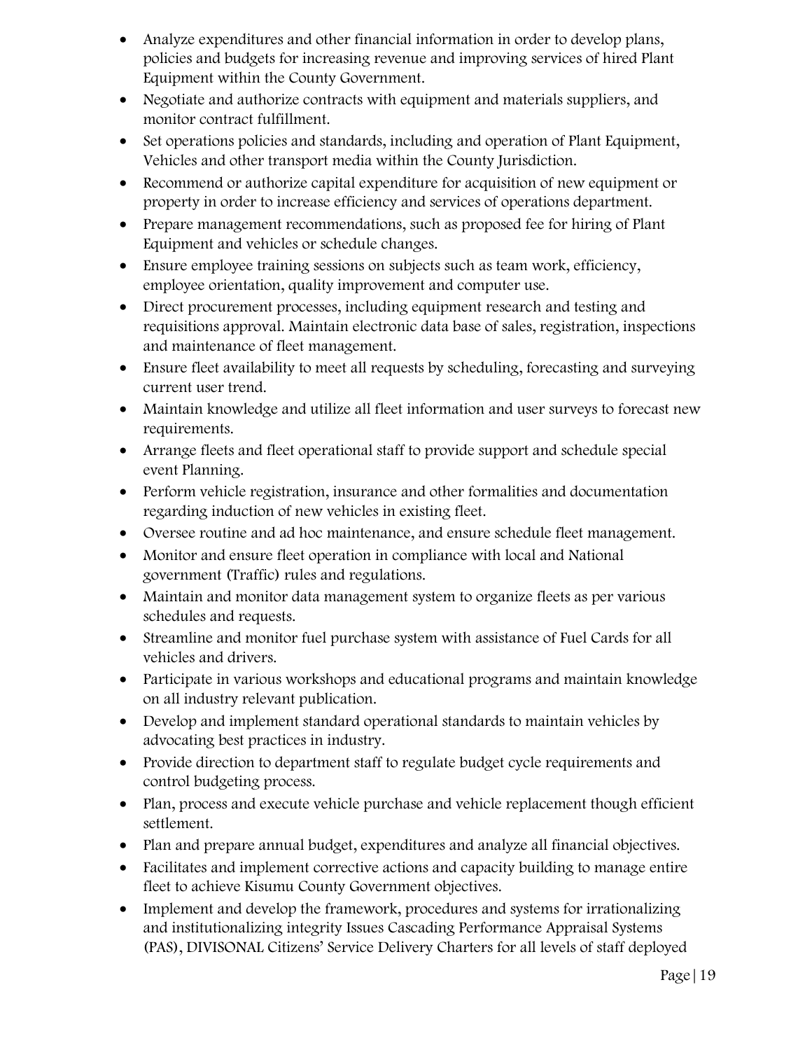- Analyze expenditures and other financial information in order to develop plans, policies and budgets for increasing revenue and improving services of hired Plant Equipment within the County Government.
- Negotiate and authorize contracts with equipment and materials suppliers, and monitor contract fulfillment.
- Set operations policies and standards, including and operation of Plant Equipment, Vehicles and other transport media within the County Jurisdiction.
- Recommend or authorize capital expenditure for acquisition of new equipment or property in order to increase efficiency and services of operations department.
- Prepare management recommendations, such as proposed fee for hiring of Plant Equipment and vehicles or schedule changes.
- Ensure employee training sessions on subjects such as team work, efficiency, employee orientation, quality improvement and computer use.
- Direct procurement processes, including equipment research and testing and requisitions approval. Maintain electronic data base of sales, registration, inspections and maintenance of fleet management.
- Ensure fleet availability to meet all requests by scheduling, forecasting and surveying current user trend.
- Maintain knowledge and utilize all fleet information and user surveys to forecast new requirements.
- Arrange fleets and fleet operational staff to provide support and schedule special event Planning.
- Perform vehicle registration, insurance and other formalities and documentation regarding induction of new vehicles in existing fleet.
- Oversee routine and ad hoc maintenance, and ensure schedule fleet management.
- Monitor and ensure fleet operation in compliance with local and National government (Traffic) rules and regulations.
- Maintain and monitor data management system to organize fleets as per various schedules and requests.
- Streamline and monitor fuel purchase system with assistance of Fuel Cards for all vehicles and drivers.
- Participate in various workshops and educational programs and maintain knowledge on all industry relevant publication.
- Develop and implement standard operational standards to maintain vehicles by advocating best practices in industry.
- Provide direction to department staff to regulate budget cycle requirements and control budgeting process.
- Plan, process and execute vehicle purchase and vehicle replacement though efficient settlement.
- Plan and prepare annual budget, expenditures and analyze all financial objectives.
- Facilitates and implement corrective actions and capacity building to manage entire fleet to achieve Kisumu County Government objectives.
- Implement and develop the framework, procedures and systems for irrationalizing and institutionalizing integrity Issues Cascading Performance Appraisal Systems (PAS), DIVISONAL Citizens' Service Delivery Charters for all levels of staff deployed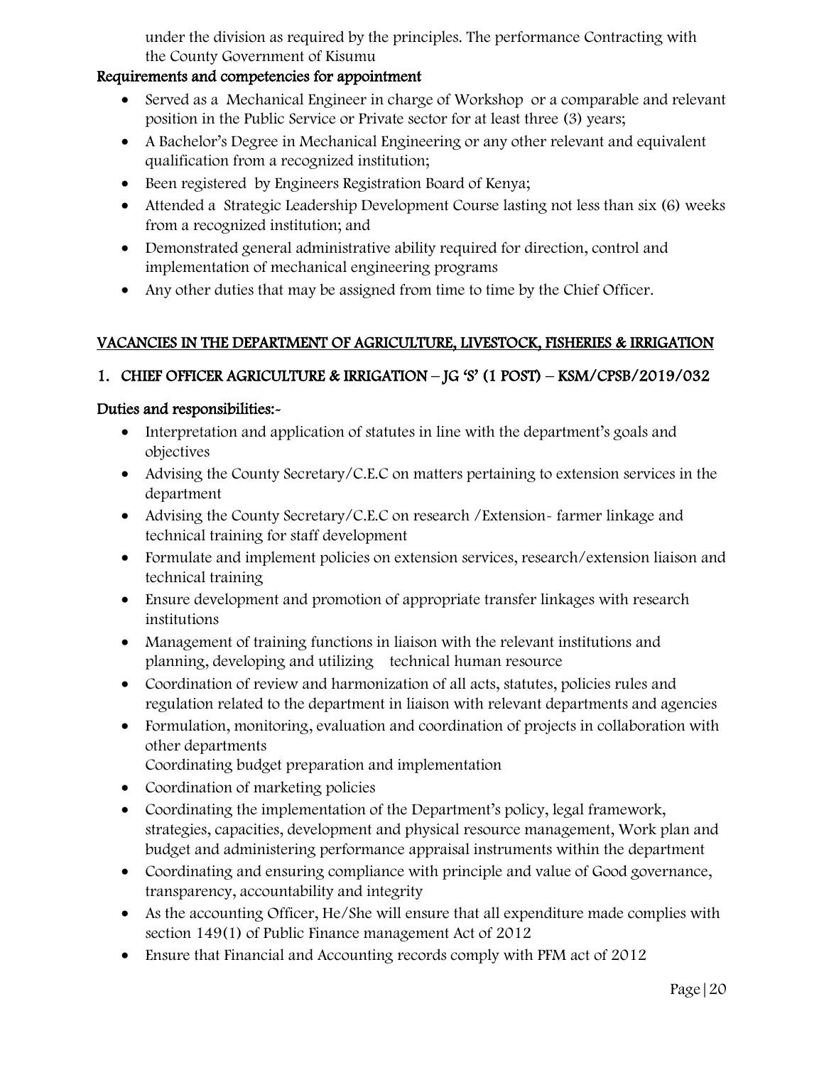under the division as required by the principles. The performance Contracting with the County Government of Kisumu

**Requirements and competencies for appointment**

- Served as a Mechanical Engineer in charge of Workshop or a comparable and relevant position in the Public Service or Private sector for at least three (3) years;
- A Bachelor's Degree in Mechanical Engineering or any other relevant and equivalent qualification from a recognized institution;
- Been registered by Engineers Registration Board of Kenya;
- Attended a Strategic Leadership Development Course lasting not less than six (6) weeks from a recognized institution; and
- Demonstrated general administrative ability required for direction, control and implementation of mechanical engineering programs
- Any other duties that may be assigned from time to time by the Chief Officer.

## VACANCIES IN THE DEPARTMENT OF AGRICULTURE, LIVESTOCK, FISHERIES & IRRIGATION

### 1. CHIEF OFFICER AGRICULTURE & IRRIGATION – JG 'S' (1 POST) – KSM/CPSB/2019/032

**Duties and responsibilities:-**

- Interpretation and application of statutes in line with the department's goals and objectives
- Advising the County Secretary/C.E.C on matters pertaining to extension services in the department
- Advising the County Secretary/C.E.C on research /Extension- farmer linkage and technical training for staff development
- Formulate and implement policies on extension services, research/extension liaison and technical training
- Ensure development and promotion of appropriate transfer linkages with research institutions
- Management of training functions in liaison with the relevant institutions and planning, developing and utilizing technical human resource
- Coordination of review and harmonization of all acts, statutes, policies rules and regulation related to the department in liaison with relevant departments and agencies
- Formulation, monitoring, evaluation and coordination of projects in collaboration with other departments
  Coordinating budget preparation and implementation
- Coordination of marketing policies
- Coordinating the implementation of the Department's policy, legal framework, strategies, capacities, development and physical resource management, Work plan and budget and administering performance appraisal instruments within the department
- Coordinating and ensuring compliance with principle and value of Good governance, transparency, accountability and integrity
- As the accounting Officer, He/She will ensure that all expenditure made complies with section 149(1) of Public Finance management Act of 2012
- Ensure that Financial and Accounting records comply with PFM act of 2012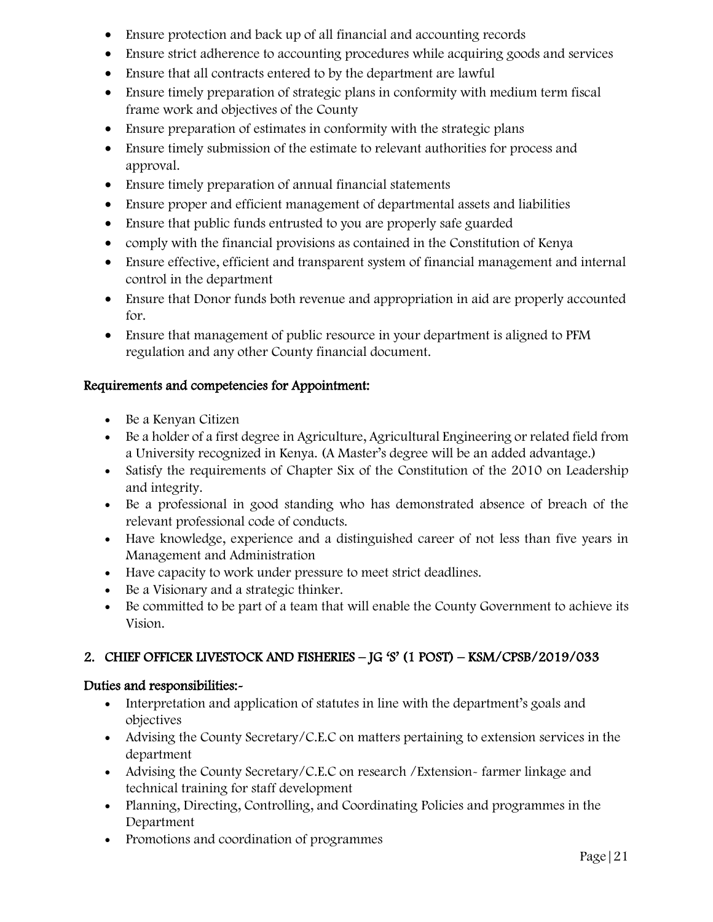- Ensure protection and back up of all financial and accounting records
- Ensure strict adherence to accounting procedures while acquiring goods and services
- Ensure that all contracts entered to by the department are lawful
- Ensure timely preparation of strategic plans in conformity with medium term fiscal frame work and objectives of the County
- Ensure preparation of estimates in conformity with the strategic plans
- Ensure timely submission of the estimate to relevant authorities for process and approval.
- Ensure timely preparation of annual financial statements
- Ensure proper and efficient management of departmental assets and liabilities
- Ensure that public funds entrusted to you are properly safe guarded
- comply with the financial provisions as contained in the Constitution of Kenya
- Ensure effective, efficient and transparent system of financial management and internal control in the department
- Ensure that Donor funds both revenue and appropriation in aid are properly accounted for.
- Ensure that management of public resource in your department is aligned to PFM regulation and any other County financial document.

## Requirements and competencies for Appointment:

- Be a Kenyan Citizen
- Be a holder of a first degree in Agriculture, Agricultural Engineering or related field from a University recognized in Kenya. (A Master's degree will be an added advantage.)
- Satisfy the requirements of Chapter Six of the Constitution of the 2010 on Leadership and integrity.
- Be a professional in good standing who has demonstrated absence of breach of the relevant professional code of conducts.
- Have knowledge, experience and a distinguished career of not less than five years in Management and Administration
- Have capacity to work under pressure to meet strict deadlines.
- Be a Visionary and a strategic thinker.
- Be committed to be part of a team that will enable the County Government to achieve its Vision.

## 2. CHIEF OFFICER LIVESTOCK AND FISHERIES – JG 'S' (1 POST) – KSM/CPSB/2019/033

## Duties and responsibilities:-

- Interpretation and application of statutes in line with the department's goals and objectives
- Advising the County Secretary/C.E.C on matters pertaining to extension services in the department
- Advising the County Secretary/C.E.C on research /Extension- farmer linkage and technical training for staff development
- Planning, Directing, Controlling, and Coordinating Policies and programmes in the Department
- Promotions and coordination of programmes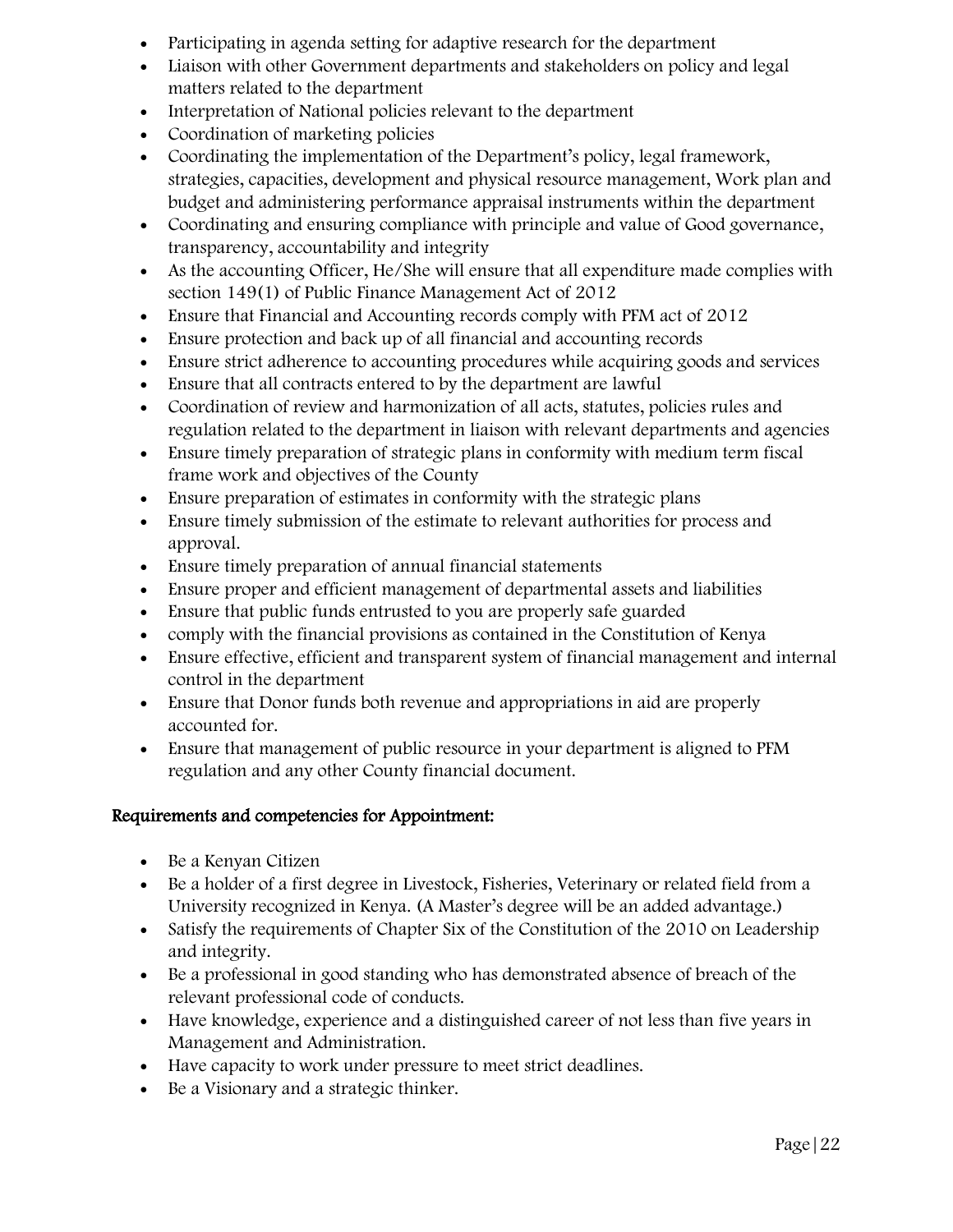- Participating in agenda setting for adaptive research for the department
- Liaison with other Government departments and stakeholders on policy and legal matters related to the department
- Interpretation of National policies relevant to the department
- Coordination of marketing policies
- Coordinating the implementation of the Department's policy, legal framework, strategies, capacities, development and physical resource management, Work plan and budget and administering performance appraisal instruments within the department
- Coordinating and ensuring compliance with principle and value of Good governance, transparency, accountability and integrity
- As the accounting Officer, He/She will ensure that all expenditure made complies with section 149(1) of Public Finance Management Act of 2012
- Ensure that Financial and Accounting records comply with PFM act of 2012
- Ensure protection and back up of all financial and accounting records
- Ensure strict adherence to accounting procedures while acquiring goods and services
- Ensure that all contracts entered to by the department are lawful
- Coordination of review and harmonization of all acts, statutes, policies rules and regulation related to the department in liaison with relevant departments and agencies
- Ensure timely preparation of strategic plans in conformity with medium term fiscal frame work and objectives of the County
- Ensure preparation of estimates in conformity with the strategic plans
- Ensure timely submission of the estimate to relevant authorities for process and approval.
- Ensure timely preparation of annual financial statements
- Ensure proper and efficient management of departmental assets and liabilities
- Ensure that public funds entrusted to you are properly safe guarded
- comply with the financial provisions as contained in the Constitution of Kenya
- Ensure effective, efficient and transparent system of financial management and internal control in the department
- Ensure that Donor funds both revenue and appropriations in aid are properly accounted for.
- Ensure that management of public resource in your department is aligned to PFM regulation and any other County financial document.

## Requirements and competencies for Appointment:

- Be a Kenyan Citizen
- Be a holder of a first degree in Livestock, Fisheries, Veterinary or related field from a University recognized in Kenya. (A Master's degree will be an added advantage.)
- Satisfy the requirements of Chapter Six of the Constitution of the 2010 on Leadership and integrity.
- Be a professional in good standing who has demonstrated absence of breach of the relevant professional code of conducts.
- Have knowledge, experience and a distinguished career of not less than five years in Management and Administration.
- Have capacity to work under pressure to meet strict deadlines.
- Be a Visionary and a strategic thinker.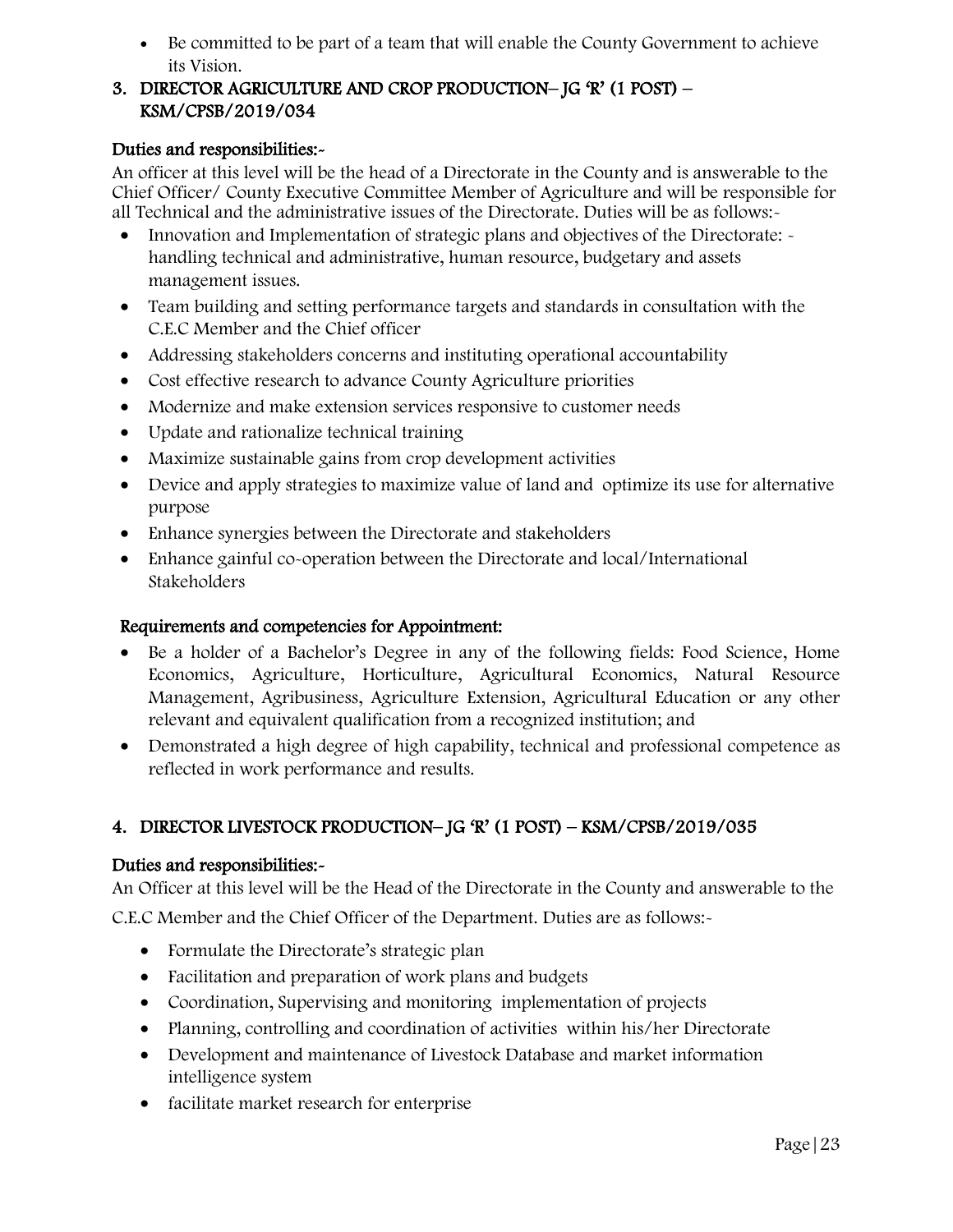- Be committed to be part of a team that will enable the County Government to achieve its Vision.

### 3. DIRECTOR AGRICULTURE AND CROP PRODUCTION– JG 'R' (1 POST) – KSM/CPSB/2019/034

**Duties and responsibilities:-**

An officer at this level will be the head of a Directorate in the County and is answerable to the Chief Officer/ County Executive Committee Member of Agriculture and will be responsible for all Technical and the administrative issues of the Directorate. Duties will be as follows:-

- Innovation and Implementation of strategic plans and objectives of the Directorate: - handling technical and administrative, human resource, budgetary and assets management issues.
- Team building and setting performance targets and standards in consultation with the C.E.C Member and the Chief officer
- Addressing stakeholders concerns and instituting operational accountability
- Cost effective research to advance County Agriculture priorities
- Modernize and make extension services responsive to customer needs
- Update and rationalize technical training
- Maximize sustainable gains from crop development activities
- Device and apply strategies to maximize value of land and optimize its use for alternative purpose
- Enhance synergies between the Directorate and stakeholders
- Enhance gainful co-operation between the Directorate and local/International Stakeholders

**Requirements and competencies for Appointment:**

- Be a holder of a Bachelor's Degree in any of the following fields: Food Science, Home Economics, Agriculture, Horticulture, Agricultural Economics, Natural Resource Management, Agribusiness, Agriculture Extension, Agricultural Education or any other relevant and equivalent qualification from a recognized institution; and
- Demonstrated a high degree of high capability, technical and professional competence as reflected in work performance and results.

### 4. DIRECTOR LIVESTOCK PRODUCTION– JG 'R' (1 POST) – KSM/CPSB/2019/035

**Duties and responsibilities:-**

An Officer at this level will be the Head of the Directorate in the County and answerable to the C.E.C Member and the Chief Officer of the Department. Duties are as follows:-

- Formulate the Directorate's strategic plan
- Facilitation and preparation of work plans and budgets
- Coordination, Supervising and monitoring implementation of projects
- Planning, controlling and coordination of activities within his/her Directorate
- Development and maintenance of Livestock Database and market information intelligence system
- facilitate market research for enterprise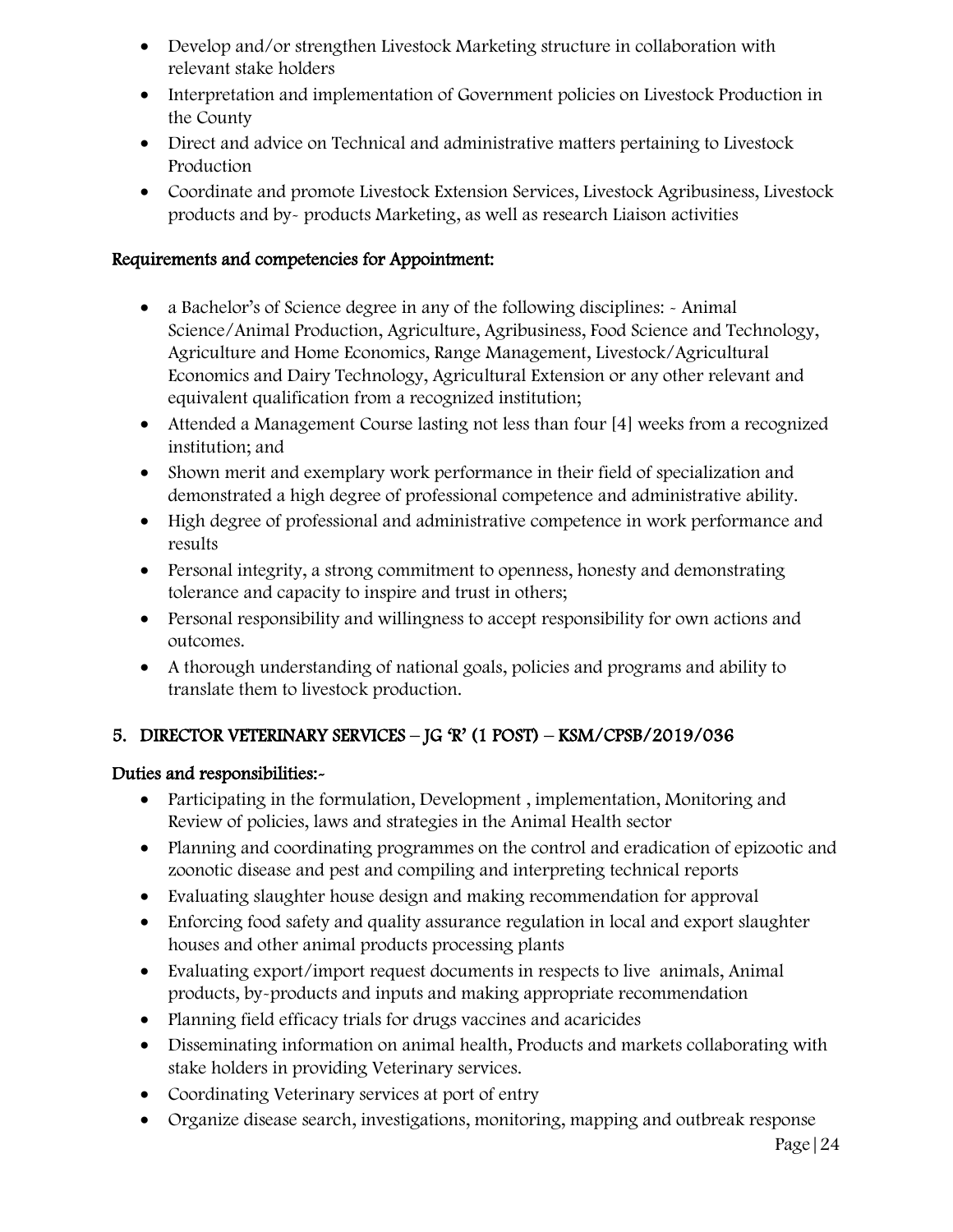- Develop and/or strengthen Livestock Marketing structure in collaboration with relevant stake holders
- Interpretation and implementation of Government policies on Livestock Production in the County
- Direct and advice on Technical and administrative matters pertaining to Livestock Production
- Coordinate and promote Livestock Extension Services, Livestock Agribusiness, Livestock products and by- products Marketing, as well as research Liaison activities

**Requirements and competencies for Appointment:**

- a Bachelor's of Science degree in any of the following disciplines: - Animal Science/Animal Production, Agriculture, Agribusiness, Food Science and Technology, Agriculture and Home Economics, Range Management, Livestock/Agricultural Economics and Dairy Technology, Agricultural Extension or any other relevant and equivalent qualification from a recognized institution;
- Attended a Management Course lasting not less than four [4] weeks from a recognized institution; and
- Shown merit and exemplary work performance in their field of specialization and demonstrated a high degree of professional competence and administrative ability.
- High degree of professional and administrative competence in work performance and results
- Personal integrity, a strong commitment to openness, honesty and demonstrating tolerance and capacity to inspire and trust in others;
- Personal responsibility and willingness to accept responsibility for own actions and outcomes.
- A thorough understanding of national goals, policies and programs and ability to translate them to livestock production.

## 5. DIRECTOR VETERINARY SERVICES – JG 'R' (1 POST) – KSM/CPSB/2019/036

**Duties and responsibilities:-**

- Participating in the formulation, Development , implementation, Monitoring and Review of policies, laws and strategies in the Animal Health sector
- Planning and coordinating programmes on the control and eradication of epizootic and zoonotic disease and pest and compiling and interpreting technical reports
- Evaluating slaughter house design and making recommendation for approval
- Enforcing food safety and quality assurance regulation in local and export slaughter houses and other animal products processing plants
- Evaluating export/import request documents in respects to live animals, Animal products, by-products and inputs and making appropriate recommendation
- Planning field efficacy trials for drugs vaccines and acaricides
- Disseminating information on animal health, Products and markets collaborating with stake holders in providing Veterinary services.
- Coordinating Veterinary services at port of entry
- Organize disease search, investigations, monitoring, mapping and outbreak response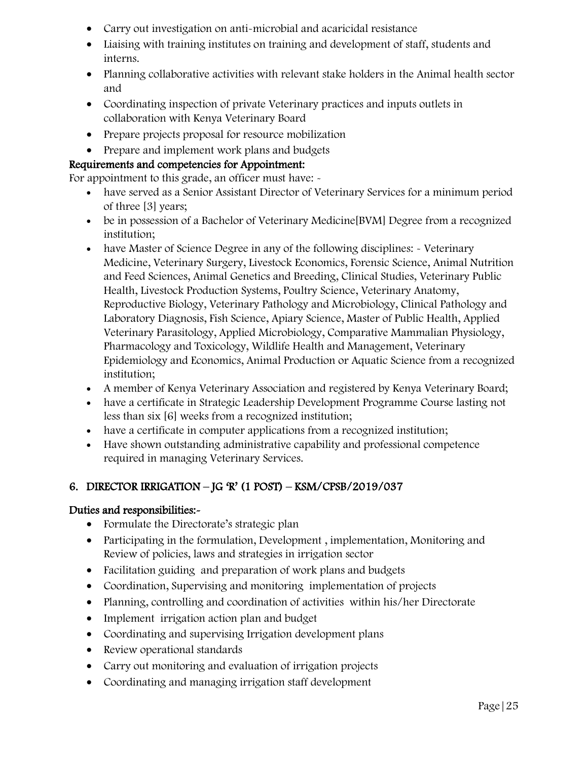- Carry out investigation on anti-microbial and acaricidal resistance
- Liaising with training institutes on training and development of staff, students and interns.
- Planning collaborative activities with relevant stake holders in the Animal health sector and
- Coordinating inspection of private Veterinary practices and inputs outlets in collaboration with Kenya Veterinary Board
- Prepare projects proposal for resource mobilization
- Prepare and implement work plans and budgets

**Requirements and competencies for Appointment:**

For appointment to this grade, an officer must have: -

- have served as a Senior Assistant Director of Veterinary Services for a minimum period of three [3] years;
- be in possession of a Bachelor of Veterinary Medicine[BVM] Degree from a recognized institution;
- have Master of Science Degree in any of the following disciplines: - Veterinary Medicine, Veterinary Surgery, Livestock Economics, Forensic Science, Animal Nutrition and Feed Sciences, Animal Genetics and Breeding, Clinical Studies, Veterinary Public Health, Livestock Production Systems, Poultry Science, Veterinary Anatomy, Reproductive Biology, Veterinary Pathology and Microbiology, Clinical Pathology and Laboratory Diagnosis, Fish Science, Apiary Science, Master of Public Health, Applied Veterinary Parasitology, Applied Microbiology, Comparative Mammalian Physiology, Pharmacology and Toxicology, Wildlife Health and Management, Veterinary Epidemiology and Economics, Animal Production or Aquatic Science from a recognized institution;
- A member of Kenya Veterinary Association and registered by Kenya Veterinary Board;
- have a certificate in Strategic Leadership Development Programme Course lasting not less than six [6] weeks from a recognized institution;
- have a certificate in computer applications from a recognized institution;
- Have shown outstanding administrative capability and professional competence required in managing Veterinary Services.

## 6. DIRECTOR IRRIGATION – JG 'R' (1 POST) – KSM/CPSB/2019/037

**Duties and responsibilities:-**

- Formulate the Directorate's strategic plan
- Participating in the formulation, Development , implementation, Monitoring and Review of policies, laws and strategies in irrigation sector
- Facilitation guiding and preparation of work plans and budgets
- Coordination, Supervising and monitoring implementation of projects
- Planning, controlling and coordination of activities within his/her Directorate
- Implement irrigation action plan and budget
- Coordinating and supervising Irrigation development plans
- Review operational standards
- Carry out monitoring and evaluation of irrigation projects
- Coordinating and managing irrigation staff development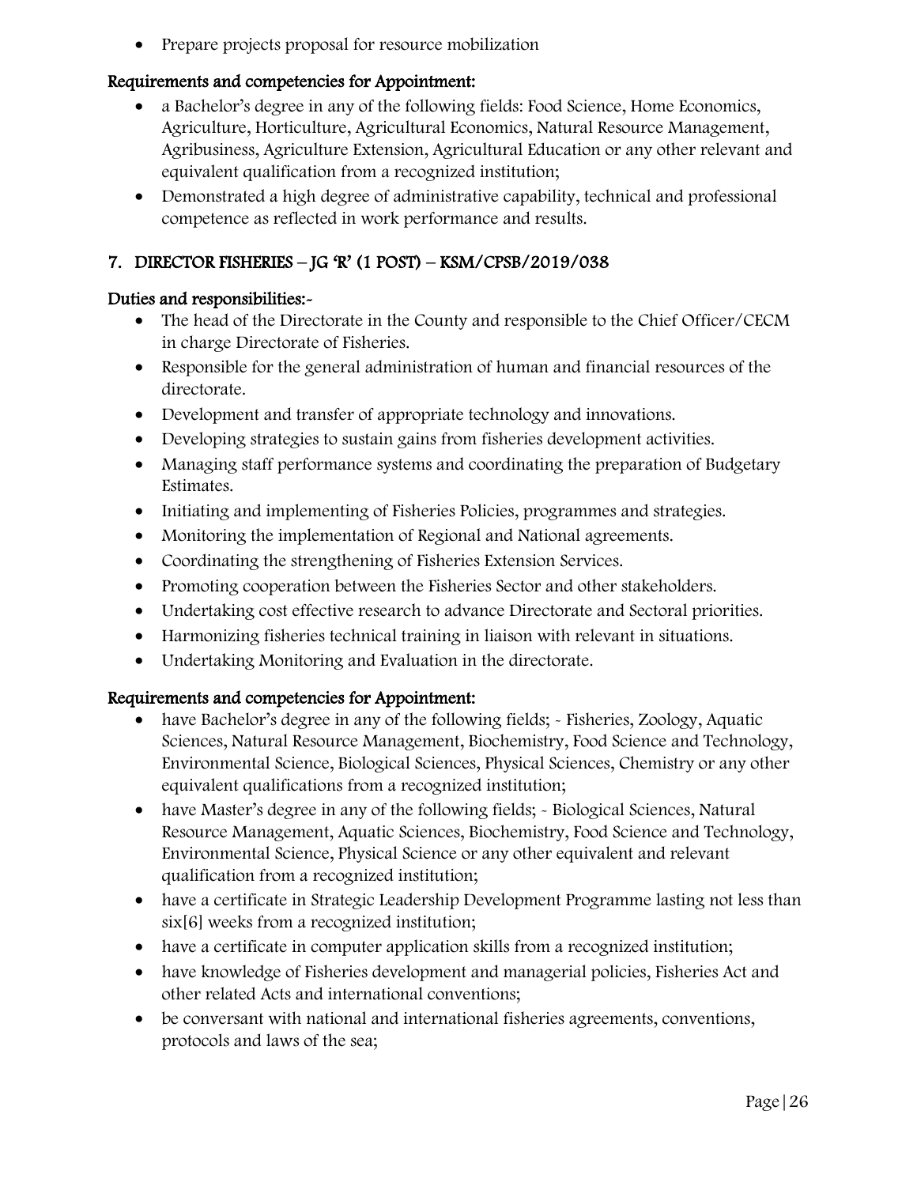- Prepare projects proposal for resource mobilization

### Requirements and competencies for Appointment:

- a Bachelor's degree in any of the following fields: Food Science, Home Economics, Agriculture, Horticulture, Agricultural Economics, Natural Resource Management, Agribusiness, Agriculture Extension, Agricultural Education or any other relevant and equivalent qualification from a recognized institution;
- Demonstrated a high degree of administrative capability, technical and professional competence as reflected in work performance and results.

## 7. DIRECTOR FISHERIES – JG 'R' (1 POST) – KSM/CPSB/2019/038

### Duties and responsibilities:-

- The head of the Directorate in the County and responsible to the Chief Officer/CECM in charge Directorate of Fisheries.
- Responsible for the general administration of human and financial resources of the directorate.
- Development and transfer of appropriate technology and innovations.
- Developing strategies to sustain gains from fisheries development activities.
- Managing staff performance systems and coordinating the preparation of Budgetary Estimates.
- Initiating and implementing of Fisheries Policies, programmes and strategies.
- Monitoring the implementation of Regional and National agreements.
- Coordinating the strengthening of Fisheries Extension Services.
- Promoting cooperation between the Fisheries Sector and other stakeholders.
- Undertaking cost effective research to advance Directorate and Sectoral priorities.
- Harmonizing fisheries technical training in liaison with relevant in situations.
- Undertaking Monitoring and Evaluation in the directorate.

### Requirements and competencies for Appointment:

- have Bachelor's degree in any of the following fields; - Fisheries, Zoology, Aquatic Sciences, Natural Resource Management, Biochemistry, Food Science and Technology, Environmental Science, Biological Sciences, Physical Sciences, Chemistry or any other equivalent qualifications from a recognized institution;
- have Master's degree in any of the following fields; - Biological Sciences, Natural Resource Management, Aquatic Sciences, Biochemistry, Food Science and Technology, Environmental Science, Physical Science or any other equivalent and relevant qualification from a recognized institution;
- have a certificate in Strategic Leadership Development Programme lasting not less than six[6] weeks from a recognized institution;
- have a certificate in computer application skills from a recognized institution;
- have knowledge of Fisheries development and managerial policies, Fisheries Act and other related Acts and international conventions;
- be conversant with national and international fisheries agreements, conventions, protocols and laws of the sea;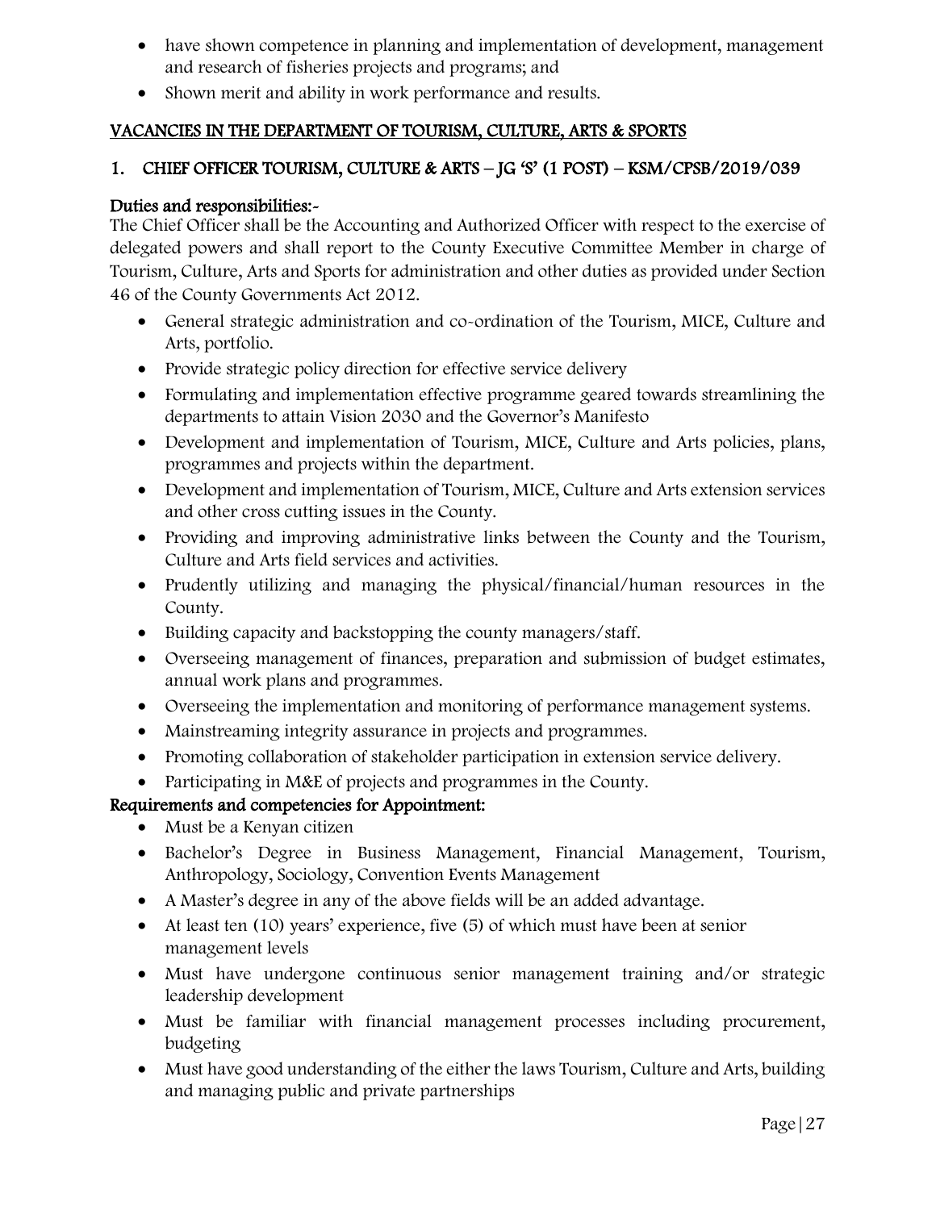- have shown competence in planning and implementation of development, management and research of fisheries projects and programs; and
- Shown merit and ability in work performance and results.

## VACANCIES IN THE DEPARTMENT OF TOURISM, CULTURE, ARTS & SPORTS

### 1. CHIEF OFFICER TOURISM, CULTURE & ARTS – JG 'S' (1 POST) – KSM/CPSB/2019/039

**Duties and responsibilities:-**

The Chief Officer shall be the Accounting and Authorized Officer with respect to the exercise of delegated powers and shall report to the County Executive Committee Member in charge of Tourism, Culture, Arts and Sports for administration and other duties as provided under Section 46 of the County Governments Act 2012.

- General strategic administration and co-ordination of the Tourism, MICE, Culture and Arts, portfolio.
- Provide strategic policy direction for effective service delivery
- Formulating and implementation effective programme geared towards streamlining the departments to attain Vision 2030 and the Governor's Manifesto
- Development and implementation of Tourism, MICE, Culture and Arts policies, plans, programmes and projects within the department.
- Development and implementation of Tourism, MICE, Culture and Arts extension services and other cross cutting issues in the County.
- Providing and improving administrative links between the County and the Tourism, Culture and Arts field services and activities.
- Prudently utilizing and managing the physical/financial/human resources in the County.
- Building capacity and backstopping the county managers/staff.
- Overseeing management of finances, preparation and submission of budget estimates, annual work plans and programmes.
- Overseeing the implementation and monitoring of performance management systems.
- Mainstreaming integrity assurance in projects and programmes.
- Promoting collaboration of stakeholder participation in extension service delivery.
- Participating in M&E of projects and programmes in the County.

**Requirements and competencies for Appointment:**

- Must be a Kenyan citizen
- Bachelor's Degree in Business Management, Financial Management, Tourism, Anthropology, Sociology, Convention Events Management
- A Master's degree in any of the above fields will be an added advantage.
- At least ten (10) years' experience, five (5) of which must have been at senior management levels
- Must have undergone continuous senior management training and/or strategic leadership development
- Must be familiar with financial management processes including procurement, budgeting
- Must have good understanding of the either the laws Tourism, Culture and Arts, building and managing public and private partnerships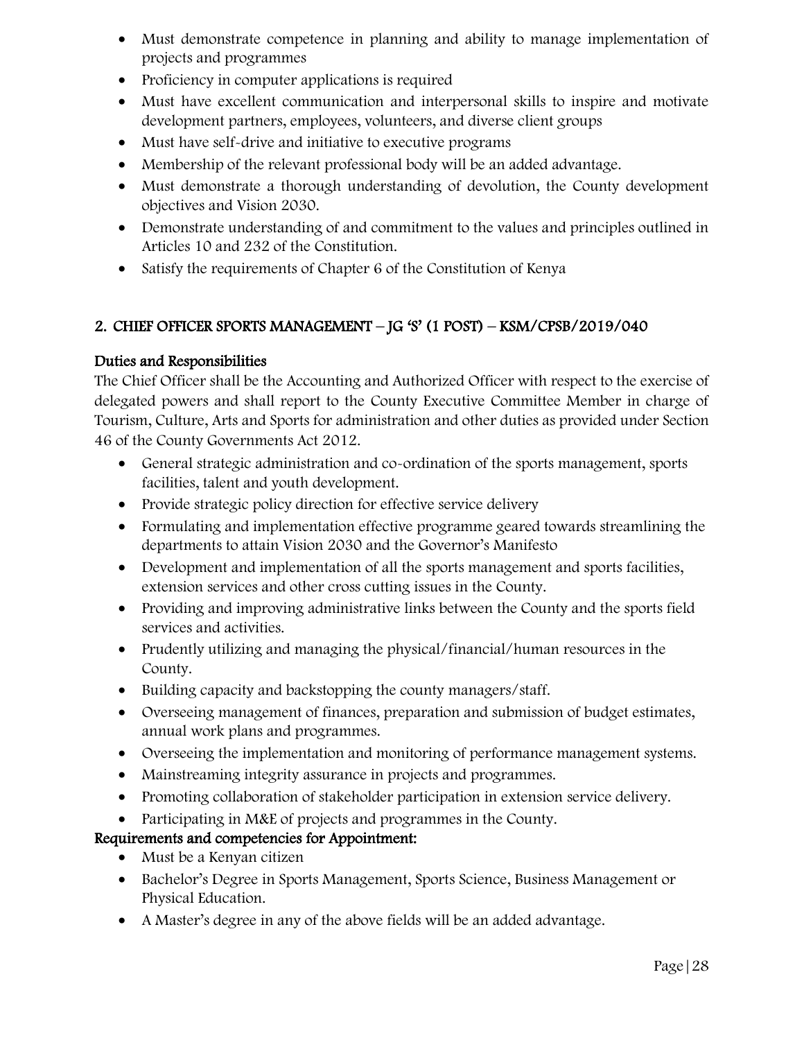- Must demonstrate competence in planning and ability to manage implementation of projects and programmes
- Proficiency in computer applications is required
- Must have excellent communication and interpersonal skills to inspire and motivate development partners, employees, volunteers, and diverse client groups
- Must have self-drive and initiative to executive programs
- Membership of the relevant professional body will be an added advantage.
- Must demonstrate a thorough understanding of devolution, the County development objectives and Vision 2030.
- Demonstrate understanding of and commitment to the values and principles outlined in Articles 10 and 232 of the Constitution.
- Satisfy the requirements of Chapter 6 of the Constitution of Kenya

## 2. CHIEF OFFICER SPORTS MANAGEMENT – JG 'S' (1 POST) – KSM/CPSB/2019/040

### Duties and Responsibilities

The Chief Officer shall be the Accounting and Authorized Officer with respect to the exercise of delegated powers and shall report to the County Executive Committee Member in charge of Tourism, Culture, Arts and Sports for administration and other duties as provided under Section 46 of the County Governments Act 2012.

- General strategic administration and co-ordination of the sports management, sports facilities, talent and youth development.
- Provide strategic policy direction for effective service delivery
- Formulating and implementation effective programme geared towards streamlining the departments to attain Vision 2030 and the Governor's Manifesto
- Development and implementation of all the sports management and sports facilities, extension services and other cross cutting issues in the County.
- Providing and improving administrative links between the County and the sports field services and activities.
- Prudently utilizing and managing the physical/financial/human resources in the County.
- Building capacity and backstopping the county managers/staff.
- Overseeing management of finances, preparation and submission of budget estimates, annual work plans and programmes.
- Overseeing the implementation and monitoring of performance management systems.
- Mainstreaming integrity assurance in projects and programmes.
- Promoting collaboration of stakeholder participation in extension service delivery.
- Participating in M&E of projects and programmes in the County.

### Requirements and competencies for Appointment:

- Must be a Kenyan citizen
- Bachelor's Degree in Sports Management, Sports Science, Business Management or Physical Education.
- A Master's degree in any of the above fields will be an added advantage.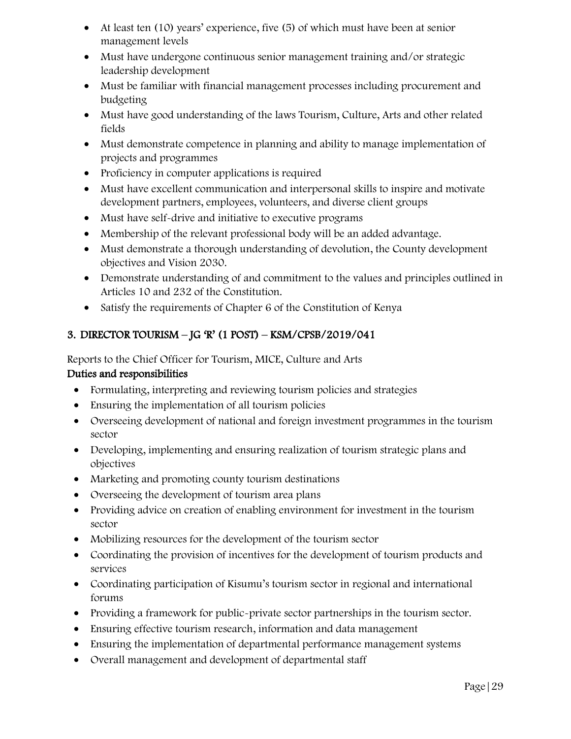- At least ten (10) years' experience, five (5) of which must have been at senior management levels
- Must have undergone continuous senior management training and/or strategic leadership development
- Must be familiar with financial management processes including procurement and budgeting
- Must have good understanding of the laws Tourism, Culture, Arts and other related fields
- Must demonstrate competence in planning and ability to manage implementation of projects and programmes
- Proficiency in computer applications is required
- Must have excellent communication and interpersonal skills to inspire and motivate development partners, employees, volunteers, and diverse client groups
- Must have self-drive and initiative to executive programs
- Membership of the relevant professional body will be an added advantage.
- Must demonstrate a thorough understanding of devolution, the County development objectives and Vision 2030.
- Demonstrate understanding of and commitment to the values and principles outlined in Articles 10 and 232 of the Constitution.
- Satisfy the requirements of Chapter 6 of the Constitution of Kenya

## 3. DIRECTOR TOURISM – JG 'R' (1 POST) – KSM/CPSB/2019/041

Reports to the Chief Officer for Tourism, MICE, Culture and Arts

**Duties and responsibilities**

- Formulating, interpreting and reviewing tourism policies and strategies
- Ensuring the implementation of all tourism policies
- Overseeing development of national and foreign investment programmes in the tourism sector
- Developing, implementing and ensuring realization of tourism strategic plans and objectives
- Marketing and promoting county tourism destinations
- Overseeing the development of tourism area plans
- Providing advice on creation of enabling environment for investment in the tourism sector
- Mobilizing resources for the development of the tourism sector
- Coordinating the provision of incentives for the development of tourism products and services
- Coordinating participation of Kisumu's tourism sector in regional and international forums
- Providing a framework for public-private sector partnerships in the tourism sector.
- Ensuring effective tourism research, information and data management
- Ensuring the implementation of departmental performance management systems
- Overall management and development of departmental staff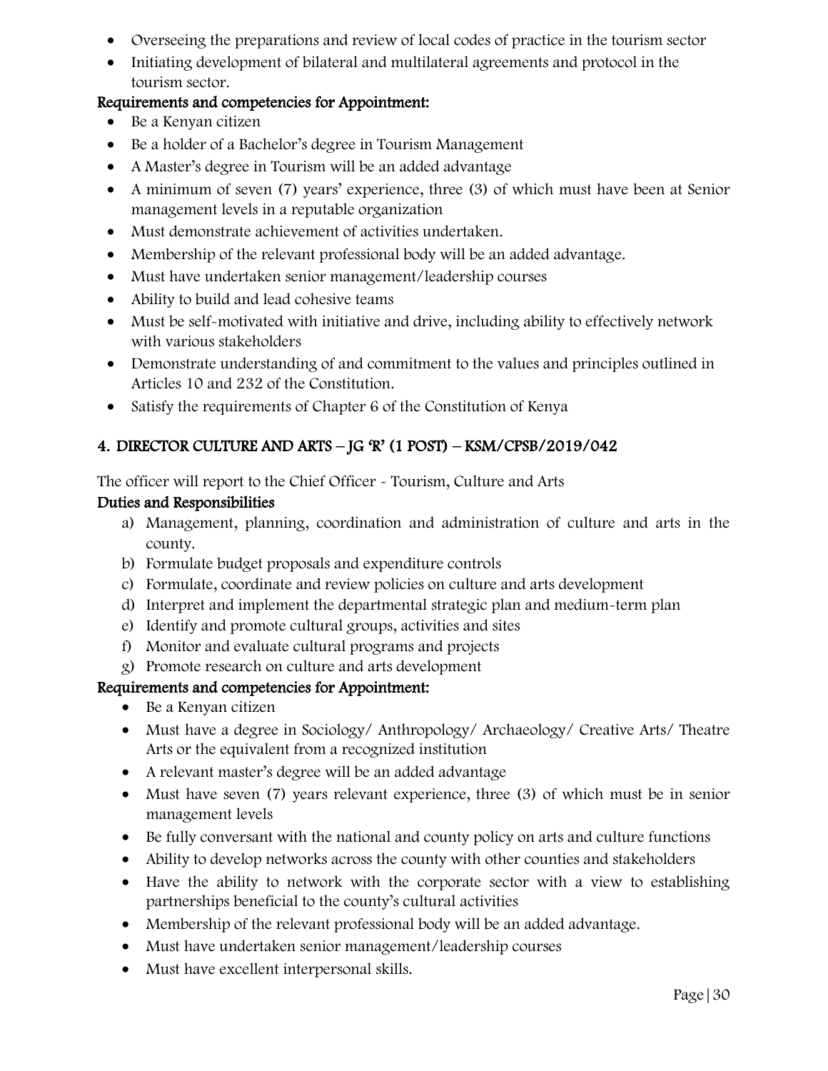- Overseeing the preparations and review of local codes of practice in the tourism sector
- Initiating development of bilateral and multilateral agreements and protocol in the tourism sector.

**Requirements and competencies for Appointment:**

- Be a Kenyan citizen
- Be a holder of a Bachelor's degree in Tourism Management
- A Master's degree in Tourism will be an added advantage
- A minimum of seven (7) years' experience, three (3) of which must have been at Senior management levels in a reputable organization
- Must demonstrate achievement of activities undertaken.
- Membership of the relevant professional body will be an added advantage.
- Must have undertaken senior management/leadership courses
- Ability to build and lead cohesive teams
- Must be self-motivated with initiative and drive, including ability to effectively network with various stakeholders
- Demonstrate understanding of and commitment to the values and principles outlined in Articles 10 and 232 of the Constitution.
- Satisfy the requirements of Chapter 6 of the Constitution of Kenya

## 4. DIRECTOR CULTURE AND ARTS – JG 'R' (1 POST) – KSM/CPSB/2019/042

The officer will report to the Chief Officer - Tourism, Culture and Arts

**Duties and Responsibilities**

a) Management, planning, coordination and administration of culture and arts in the county.
b) Formulate budget proposals and expenditure controls
c) Formulate, coordinate and review policies on culture and arts development
d) Interpret and implement the departmental strategic plan and medium-term plan
e) Identify and promote cultural groups, activities and sites
f) Monitor and evaluate cultural programs and projects
g) Promote research on culture and arts development

**Requirements and competencies for Appointment:**

- Be a Kenyan citizen
- Must have a degree in Sociology/ Anthropology/ Archaeology/ Creative Arts/ Theatre Arts or the equivalent from a recognized institution
- A relevant master's degree will be an added advantage
- Must have seven (7) years relevant experience, three (3) of which must be in senior management levels
- Be fully conversant with the national and county policy on arts and culture functions
- Ability to develop networks across the county with other counties and stakeholders
- Have the ability to network with the corporate sector with a view to establishing partnerships beneficial to the county's cultural activities
- Membership of the relevant professional body will be an added advantage.
- Must have undertaken senior management/leadership courses
- Must have excellent interpersonal skills.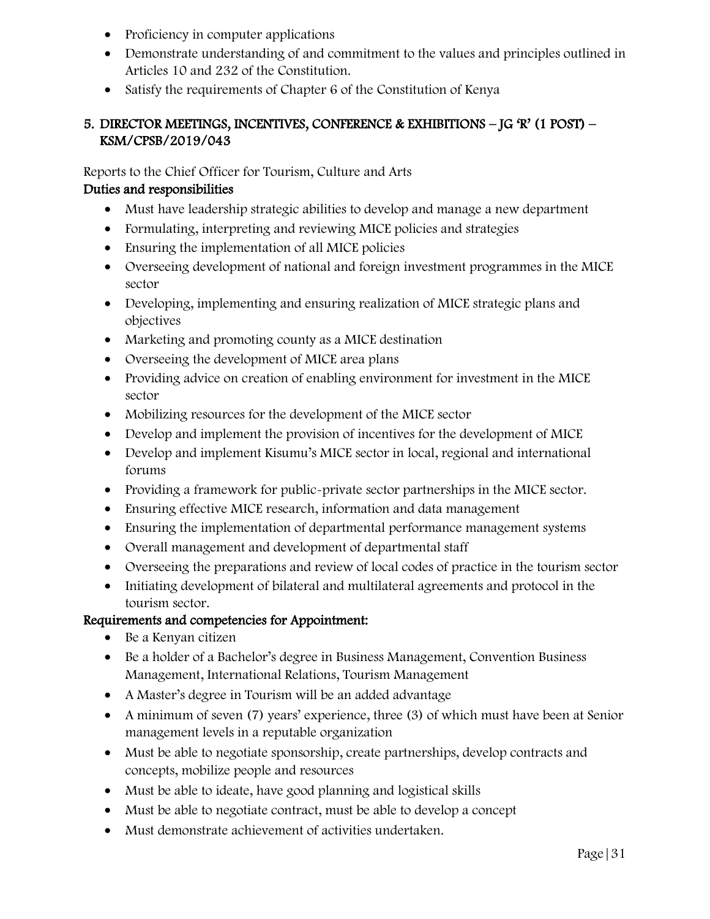- Proficiency in computer applications
- Demonstrate understanding of and commitment to the values and principles outlined in Articles 10 and 232 of the Constitution.
- Satisfy the requirements of Chapter 6 of the Constitution of Kenya

## 5. DIRECTOR MEETINGS, INCENTIVES, CONFERENCE & EXHIBITIONS – JG 'R' (1 POST) – KSM/CPSB/2019/043

Reports to the Chief Officer for Tourism, Culture and Arts

### Duties and responsibilities

- Must have leadership strategic abilities to develop and manage a new department
- Formulating, interpreting and reviewing MICE policies and strategies
- Ensuring the implementation of all MICE policies
- Overseeing development of national and foreign investment programmes in the MICE sector
- Developing, implementing and ensuring realization of MICE strategic plans and objectives
- Marketing and promoting county as a MICE destination
- Overseeing the development of MICE area plans
- Providing advice on creation of enabling environment for investment in the MICE sector
- Mobilizing resources for the development of the MICE sector
- Develop and implement the provision of incentives for the development of MICE
- Develop and implement Kisumu's MICE sector in local, regional and international forums
- Providing a framework for public-private sector partnerships in the MICE sector.
- Ensuring effective MICE research, information and data management
- Ensuring the implementation of departmental performance management systems
- Overall management and development of departmental staff
- Overseeing the preparations and review of local codes of practice in the tourism sector
- Initiating development of bilateral and multilateral agreements and protocol in the tourism sector.

### Requirements and competencies for Appointment:

- Be a Kenyan citizen
- Be a holder of a Bachelor's degree in Business Management, Convention Business Management, International Relations, Tourism Management
- A Master's degree in Tourism will be an added advantage
- A minimum of seven (7) years' experience, three (3) of which must have been at Senior management levels in a reputable organization
- Must be able to negotiate sponsorship, create partnerships, develop contracts and concepts, mobilize people and resources
- Must be able to ideate, have good planning and logistical skills
- Must be able to negotiate contract, must be able to develop a concept
- Must demonstrate achievement of activities undertaken.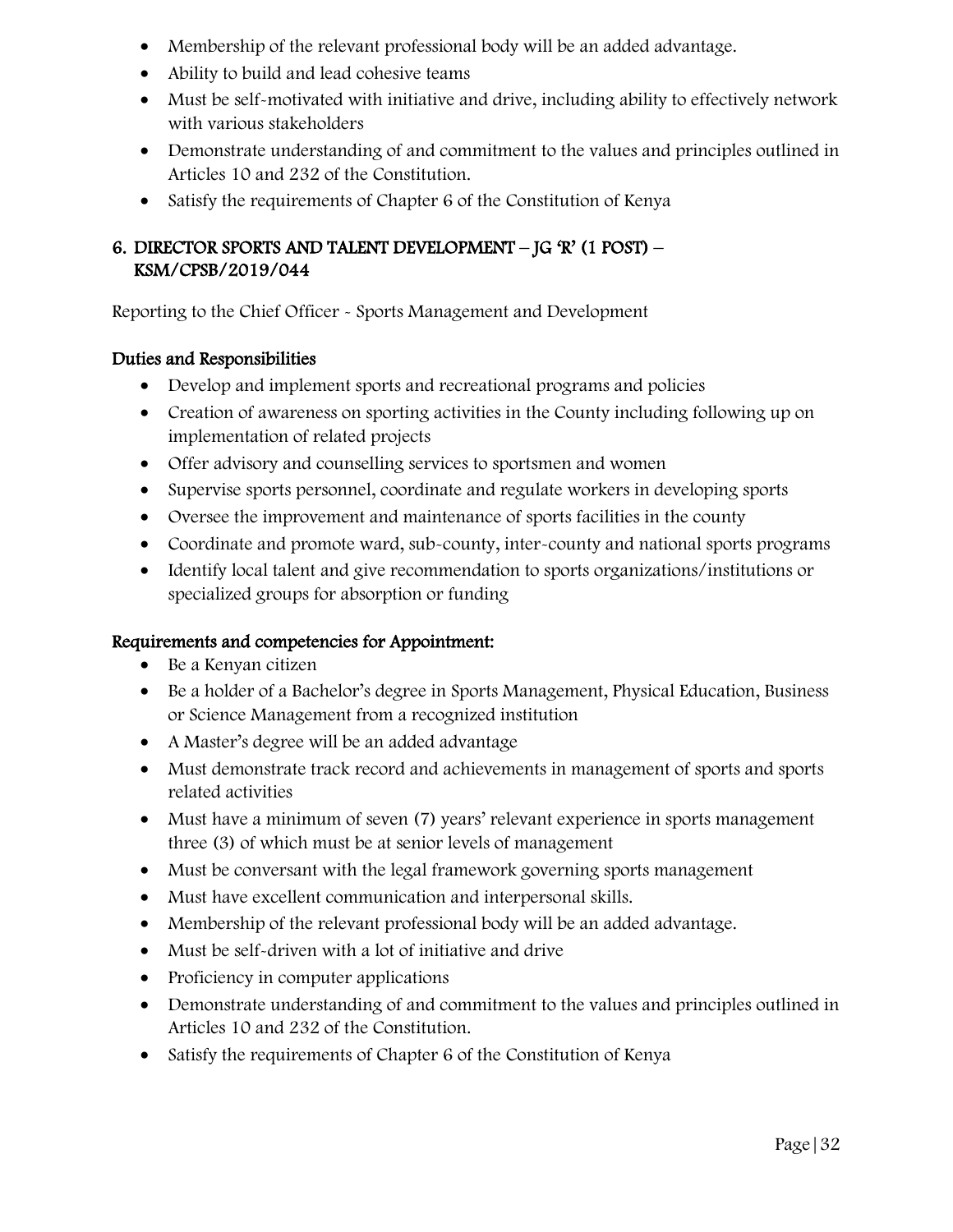- Membership of the relevant professional body will be an added advantage.
- Ability to build and lead cohesive teams
- Must be self-motivated with initiative and drive, including ability to effectively network with various stakeholders
- Demonstrate understanding of and commitment to the values and principles outlined in Articles 10 and 232 of the Constitution.
- Satisfy the requirements of Chapter 6 of the Constitution of Kenya

## 6. DIRECTOR SPORTS AND TALENT DEVELOPMENT – JG 'R' (1 POST) – KSM/CPSB/2019/044

Reporting to the Chief Officer - Sports Management and Development

### Duties and Responsibilities

- Develop and implement sports and recreational programs and policies
- Creation of awareness on sporting activities in the County including following up on implementation of related projects
- Offer advisory and counselling services to sportsmen and women
- Supervise sports personnel, coordinate and regulate workers in developing sports
- Oversee the improvement and maintenance of sports facilities in the county
- Coordinate and promote ward, sub-county, inter-county and national sports programs
- Identify local talent and give recommendation to sports organizations/institutions or specialized groups for absorption or funding

### Requirements and competencies for Appointment:

- Be a Kenyan citizen
- Be a holder of a Bachelor's degree in Sports Management, Physical Education, Business or Science Management from a recognized institution
- A Master's degree will be an added advantage
- Must demonstrate track record and achievements in management of sports and sports related activities
- Must have a minimum of seven (7) years' relevant experience in sports management three (3) of which must be at senior levels of management
- Must be conversant with the legal framework governing sports management
- Must have excellent communication and interpersonal skills.
- Membership of the relevant professional body will be an added advantage.
- Must be self-driven with a lot of initiative and drive
- Proficiency in computer applications
- Demonstrate understanding of and commitment to the values and principles outlined in Articles 10 and 232 of the Constitution.
- Satisfy the requirements of Chapter 6 of the Constitution of Kenya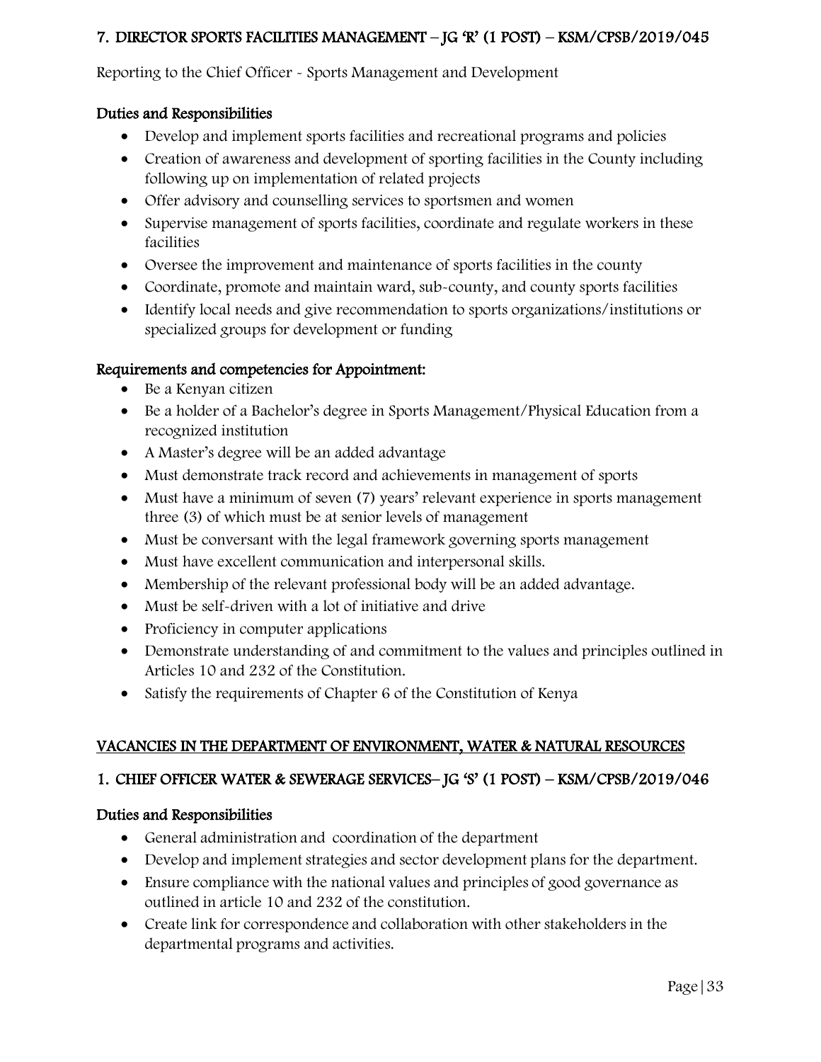## 7. DIRECTOR SPORTS FACILITIES MANAGEMENT – JG 'R' (1 POST) – KSM/CPSB/2019/045

Reporting to the Chief Officer - Sports Management and Development

### Duties and Responsibilities

- Develop and implement sports facilities and recreational programs and policies
- Creation of awareness and development of sporting facilities in the County including following up on implementation of related projects
- Offer advisory and counselling services to sportsmen and women
- Supervise management of sports facilities, coordinate and regulate workers in these facilities
- Oversee the improvement and maintenance of sports facilities in the county
- Coordinate, promote and maintain ward, sub-county, and county sports facilities
- Identify local needs and give recommendation to sports organizations/institutions or specialized groups for development or funding

### Requirements and competencies for Appointment:

- Be a Kenyan citizen
- Be a holder of a Bachelor's degree in Sports Management/Physical Education from a recognized institution
- A Master's degree will be an added advantage
- Must demonstrate track record and achievements in management of sports
- Must have a minimum of seven (7) years' relevant experience in sports management three (3) of which must be at senior levels of management
- Must be conversant with the legal framework governing sports management
- Must have excellent communication and interpersonal skills.
- Membership of the relevant professional body will be an added advantage.
- Must be self-driven with a lot of initiative and drive
- Proficiency in computer applications
- Demonstrate understanding of and commitment to the values and principles outlined in Articles 10 and 232 of the Constitution.
- Satisfy the requirements of Chapter 6 of the Constitution of Kenya

# VACANCIES IN THE DEPARTMENT OF ENVIRONMENT, WATER & NATURAL RESOURCES

## 1. CHIEF OFFICER WATER & SEWERAGE SERVICES– JG 'S' (1 POST) – KSM/CPSB/2019/046

### Duties and Responsibilities

- General administration and coordination of the department
- Develop and implement strategies and sector development plans for the department.
- Ensure compliance with the national values and principles of good governance as outlined in article 10 and 232 of the constitution.
- Create link for correspondence and collaboration with other stakeholders in the departmental programs and activities.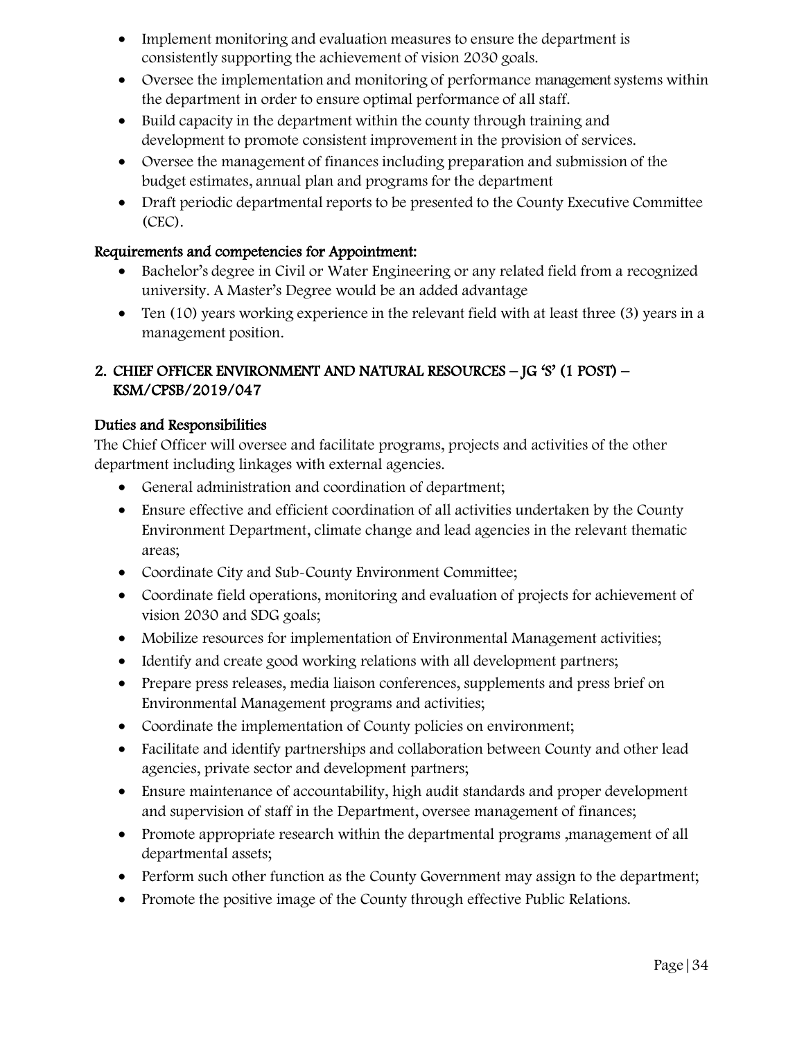- Implement monitoring and evaluation measures to ensure the department is consistently supporting the achievement of vision 2030 goals.
- Oversee the implementation and monitoring of performance management systems within the department in order to ensure optimal performance of all staff.
- Build capacity in the department within the county through training and development to promote consistent improvement in the provision of services.
- Oversee the management of finances including preparation and submission of the budget estimates, annual plan and programs for the department
- Draft periodic departmental reports to be presented to the County Executive Committee (CEC).

### Requirements and competencies for Appointment:

- Bachelor's degree in Civil or Water Engineering or any related field from a recognized university. A Master's Degree would be an added advantage
- Ten (10) years working experience in the relevant field with at least three (3) years in a management position.

## 2. CHIEF OFFICER ENVIRONMENT AND NATURAL RESOURCES – JG 'S' (1 POST) – KSM/CPSB/2019/047

### Duties and Responsibilities

The Chief Officer will oversee and facilitate programs, projects and activities of the other department including linkages with external agencies.

- General administration and coordination of department;
- Ensure effective and efficient coordination of all activities undertaken by the County Environment Department, climate change and lead agencies in the relevant thematic areas;
- Coordinate City and Sub-County Environment Committee;
- Coordinate field operations, monitoring and evaluation of projects for achievement of vision 2030 and SDG goals;
- Mobilize resources for implementation of Environmental Management activities;
- Identify and create good working relations with all development partners;
- Prepare press releases, media liaison conferences, supplements and press brief on Environmental Management programs and activities;
- Coordinate the implementation of County policies on environment;
- Facilitate and identify partnerships and collaboration between County and other lead agencies, private sector and development partners;
- Ensure maintenance of accountability, high audit standards and proper development and supervision of staff in the Department, oversee management of finances;
- Promote appropriate research within the departmental programs ,management of all departmental assets;
- Perform such other function as the County Government may assign to the department;
- Promote the positive image of the County through effective Public Relations.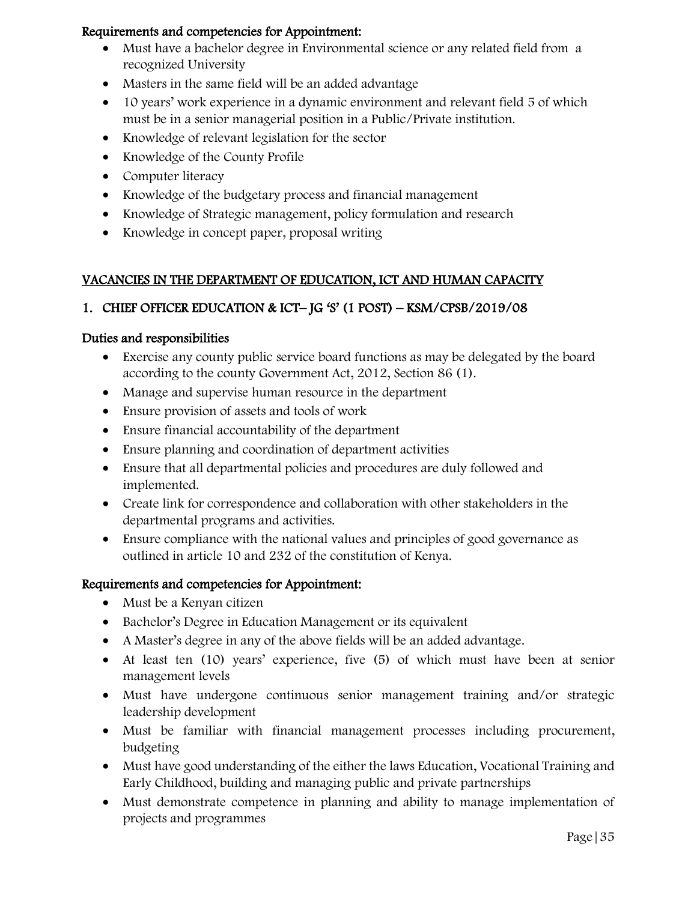**Requirements and competencies for Appointment:**

- Must have a bachelor degree in Environmental science or any related field from a recognized University
- Masters in the same field will be an added advantage
- 10 years' work experience in a dynamic environment and relevant field 5 of which must be in a senior managerial position in a Public/Private institution.
- Knowledge of relevant legislation for the sector
- Knowledge of the County Profile
- Computer literacy
- Knowledge of the budgetary process and financial management
- Knowledge of Strategic management, policy formulation and research
- Knowledge in concept paper, proposal writing

## VACANCIES IN THE DEPARTMENT OF EDUCATION, ICT AND HUMAN CAPACITY

### 1. CHIEF OFFICER EDUCATION & ICT– JG 'S' (1 POST) – KSM/CPSB/2019/08

**Duties and responsibilities**

- Exercise any county public service board functions as may be delegated by the board according to the county Government Act, 2012, Section 86 (1).
- Manage and supervise human resource in the department
- Ensure provision of assets and tools of work
- Ensure financial accountability of the department
- Ensure planning and coordination of department activities
- Ensure that all departmental policies and procedures are duly followed and implemented.
- Create link for correspondence and collaboration with other stakeholders in the departmental programs and activities.
- Ensure compliance with the national values and principles of good governance as outlined in article 10 and 232 of the constitution of Kenya.

**Requirements and competencies for Appointment:**

- Must be a Kenyan citizen
- Bachelor's Degree in Education Management or its equivalent
- A Master's degree in any of the above fields will be an added advantage.
- At least ten (10) years' experience, five (5) of which must have been at senior management levels
- Must have undergone continuous senior management training and/or strategic leadership development
- Must be familiar with financial management processes including procurement, budgeting
- Must have good understanding of the either the laws Education, Vocational Training and Early Childhood, building and managing public and private partnerships
- Must demonstrate competence in planning and ability to manage implementation of projects and programmes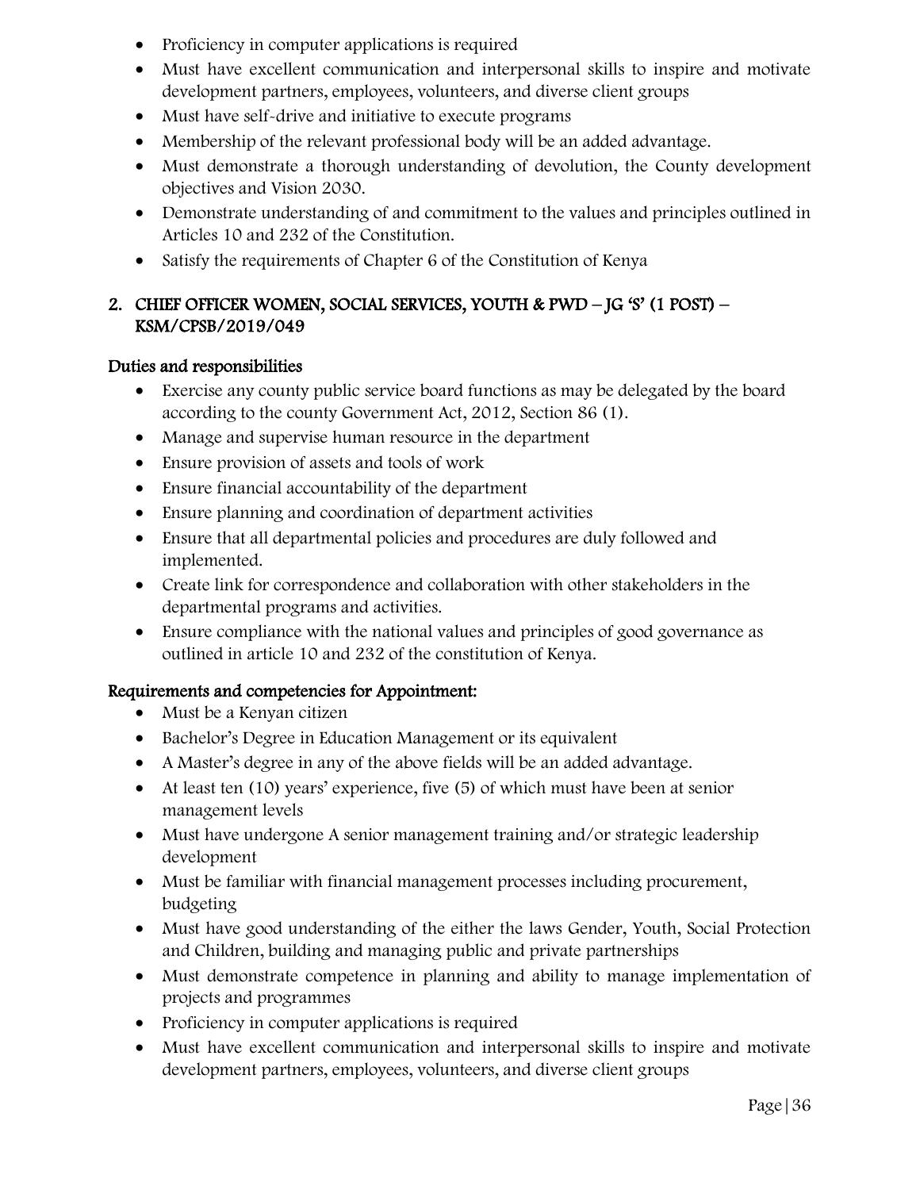- Proficiency in computer applications is required
- Must have excellent communication and interpersonal skills to inspire and motivate development partners, employees, volunteers, and diverse client groups
- Must have self-drive and initiative to execute programs
- Membership of the relevant professional body will be an added advantage.
- Must demonstrate a thorough understanding of devolution, the County development objectives and Vision 2030.
- Demonstrate understanding of and commitment to the values and principles outlined in Articles 10 and 232 of the Constitution.
- Satisfy the requirements of Chapter 6 of the Constitution of Kenya

## 2. CHIEF OFFICER WOMEN, SOCIAL SERVICES, YOUTH & PWD – JG 'S' (1 POST) – KSM/CPSB/2019/049

### Duties and responsibilities

- Exercise any county public service board functions as may be delegated by the board according to the county Government Act, 2012, Section 86 (1).
- Manage and supervise human resource in the department
- Ensure provision of assets and tools of work
- Ensure financial accountability of the department
- Ensure planning and coordination of department activities
- Ensure that all departmental policies and procedures are duly followed and implemented.
- Create link for correspondence and collaboration with other stakeholders in the departmental programs and activities.
- Ensure compliance with the national values and principles of good governance as outlined in article 10 and 232 of the constitution of Kenya.

### Requirements and competencies for Appointment:

- Must be a Kenyan citizen
- Bachelor's Degree in Education Management or its equivalent
- A Master's degree in any of the above fields will be an added advantage.
- At least ten (10) years' experience, five (5) of which must have been at senior management levels
- Must have undergone A senior management training and/or strategic leadership development
- Must be familiar with financial management processes including procurement, budgeting
- Must have good understanding of the either the laws Gender, Youth, Social Protection and Children, building and managing public and private partnerships
- Must demonstrate competence in planning and ability to manage implementation of projects and programmes
- Proficiency in computer applications is required
- Must have excellent communication and interpersonal skills to inspire and motivate development partners, employees, volunteers, and diverse client groups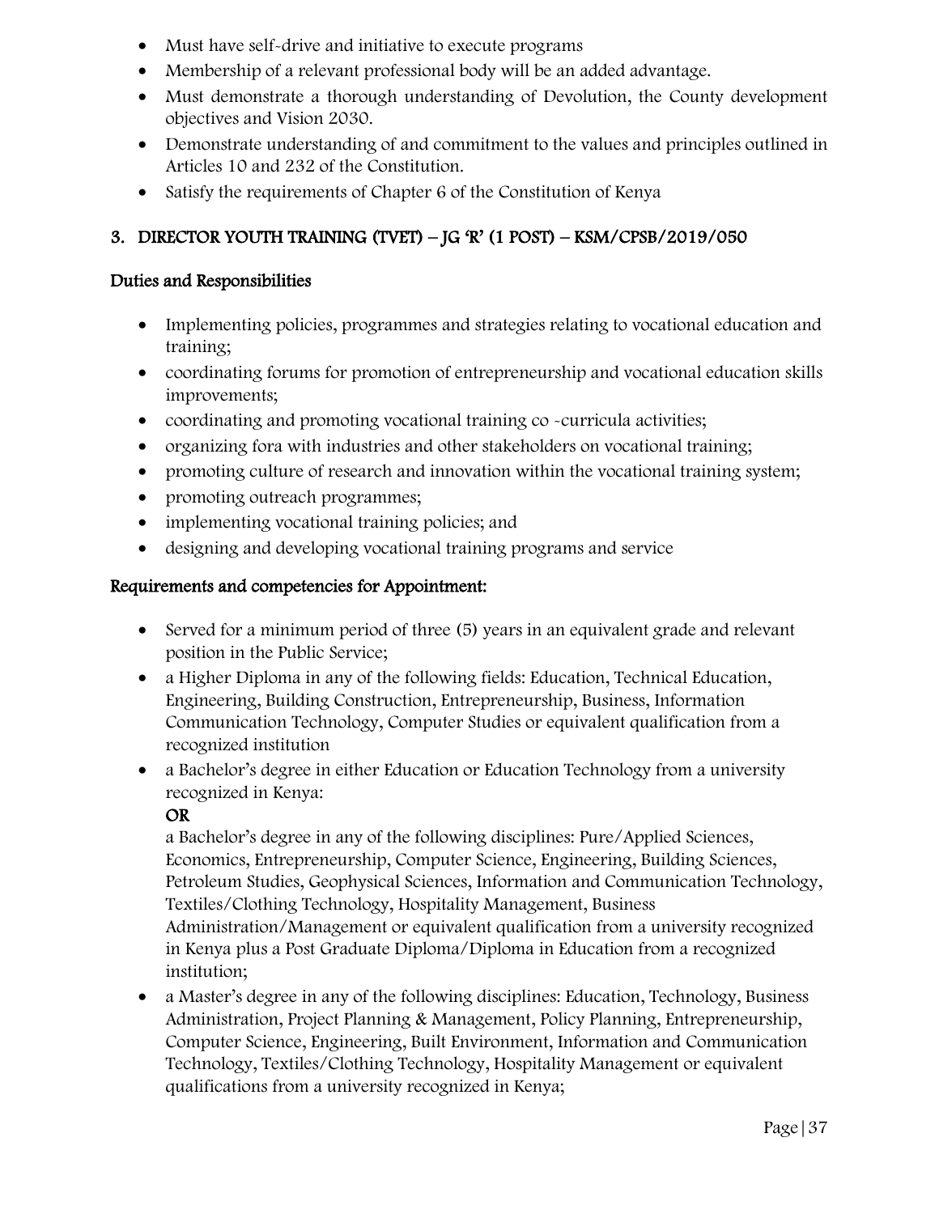- Must have self-drive and initiative to execute programs
- Membership of a relevant professional body will be an added advantage.
- Must demonstrate a thorough understanding of Devolution, the County development objectives and Vision 2030.
- Demonstrate understanding of and commitment to the values and principles outlined in Articles 10 and 232 of the Constitution.
- Satisfy the requirements of Chapter 6 of the Constitution of Kenya

## 3. DIRECTOR YOUTH TRAINING (TVET) – JG 'R' (1 POST) – KSM/CPSB/2019/050

### Duties and Responsibilities

- Implementing policies, programmes and strategies relating to vocational education and training;
- coordinating forums for promotion of entrepreneurship and vocational education skills improvements;
- coordinating and promoting vocational training co -curricula activities;
- organizing fora with industries and other stakeholders on vocational training;
- promoting culture of research and innovation within the vocational training system;
- promoting outreach programmes;
- implementing vocational training policies; and
- designing and developing vocational training programs and service

### Requirements and competencies for Appointment:

- Served for a minimum period of three (5) years in an equivalent grade and relevant position in the Public Service;
- a Higher Diploma in any of the following fields: Education, Technical Education, Engineering, Building Construction, Entrepreneurship, Business, Information Communication Technology, Computer Studies or equivalent qualification from a recognized institution
- a Bachelor's degree in either Education or Education Technology from a university recognized in Kenya:

  **OR**

  a Bachelor's degree in any of the following disciplines: Pure/Applied Sciences, Economics, Entrepreneurship, Computer Science, Engineering, Building Sciences, Petroleum Studies, Geophysical Sciences, Information and Communication Technology, Textiles/Clothing Technology, Hospitality Management, Business Administration/Management or equivalent qualification from a university recognized in Kenya plus a Post Graduate Diploma/Diploma in Education from a recognized institution;
- a Master's degree in any of the following disciplines: Education, Technology, Business Administration, Project Planning & Management, Policy Planning, Entrepreneurship, Computer Science, Engineering, Built Environment, Information and Communication Technology, Textiles/Clothing Technology, Hospitality Management or equivalent qualifications from a university recognized in Kenya;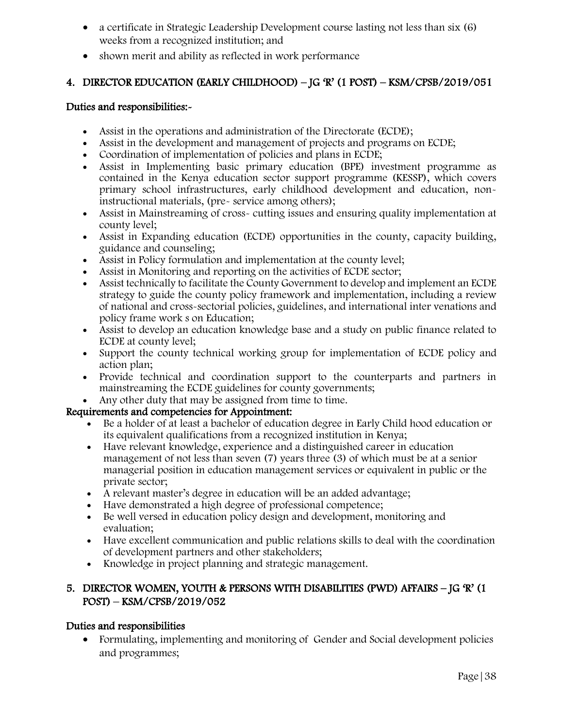- a certificate in Strategic Leadership Development course lasting not less than six (6) weeks from a recognized institution; and
- shown merit and ability as reflected in work performance

## 4. DIRECTOR EDUCATION (EARLY CHILDHOOD) – JG 'R' (1 POST) – KSM/CPSB/2019/051

### Duties and responsibilities:-

- Assist in the operations and administration of the Directorate (ECDE);
- Assist in the development and management of projects and programs on ECDE;
- Coordination of implementation of policies and plans in ECDE;
- Assist in Implementing basic primary education (BPE) investment programme as contained in the Kenya education sector support programme (KESSP), which covers primary school infrastructures, early childhood development and education, non-instructional materials, (pre- service among others);
- Assist in Mainstreaming of cross- cutting issues and ensuring quality implementation at county level;
- Assist in Expanding education (ECDE) opportunities in the county, capacity building, guidance and counseling;
- Assist in Policy formulation and implementation at the county level;
- Assist in Monitoring and reporting on the activities of ECDE sector;
- Assist technically to facilitate the County Government to develop and implement an ECDE strategy to guide the county policy framework and implementation, including a review of national and cross-sectorial policies, guidelines, and international inter venations and policy frame work s on Education;
- Assist to develop an education knowledge base and a study on public finance related to ECDE at county level;
- Support the county technical working group for implementation of ECDE policy and action plan;
- Provide technical and coordination support to the counterparts and partners in mainstreaming the ECDE guidelines for county governments;
- Any other duty that may be assigned from time to time.

### Requirements and competencies for Appointment:

- Be a holder of at least a bachelor of education degree in Early Child hood education or its equivalent qualifications from a recognized institution in Kenya;
- Have relevant knowledge, experience and a distinguished career in education management of not less than seven (7) years three (3) of which must be at a senior managerial position in education management services or equivalent in public or the private sector;
- A relevant master's degree in education will be an added advantage;
- Have demonstrated a high degree of professional competence;
- Be well versed in education policy design and development, monitoring and evaluation;
- Have excellent communication and public relations skills to deal with the coordination of development partners and other stakeholders;
- Knowledge in project planning and strategic management.

## 5. DIRECTOR WOMEN, YOUTH & PERSONS WITH DISABILITIES (PWD) AFFAIRS – JG 'R' (1 POST) – KSM/CPSB/2019/052

### Duties and responsibilities

- Formulating, implementing and monitoring of Gender and Social development policies and programmes;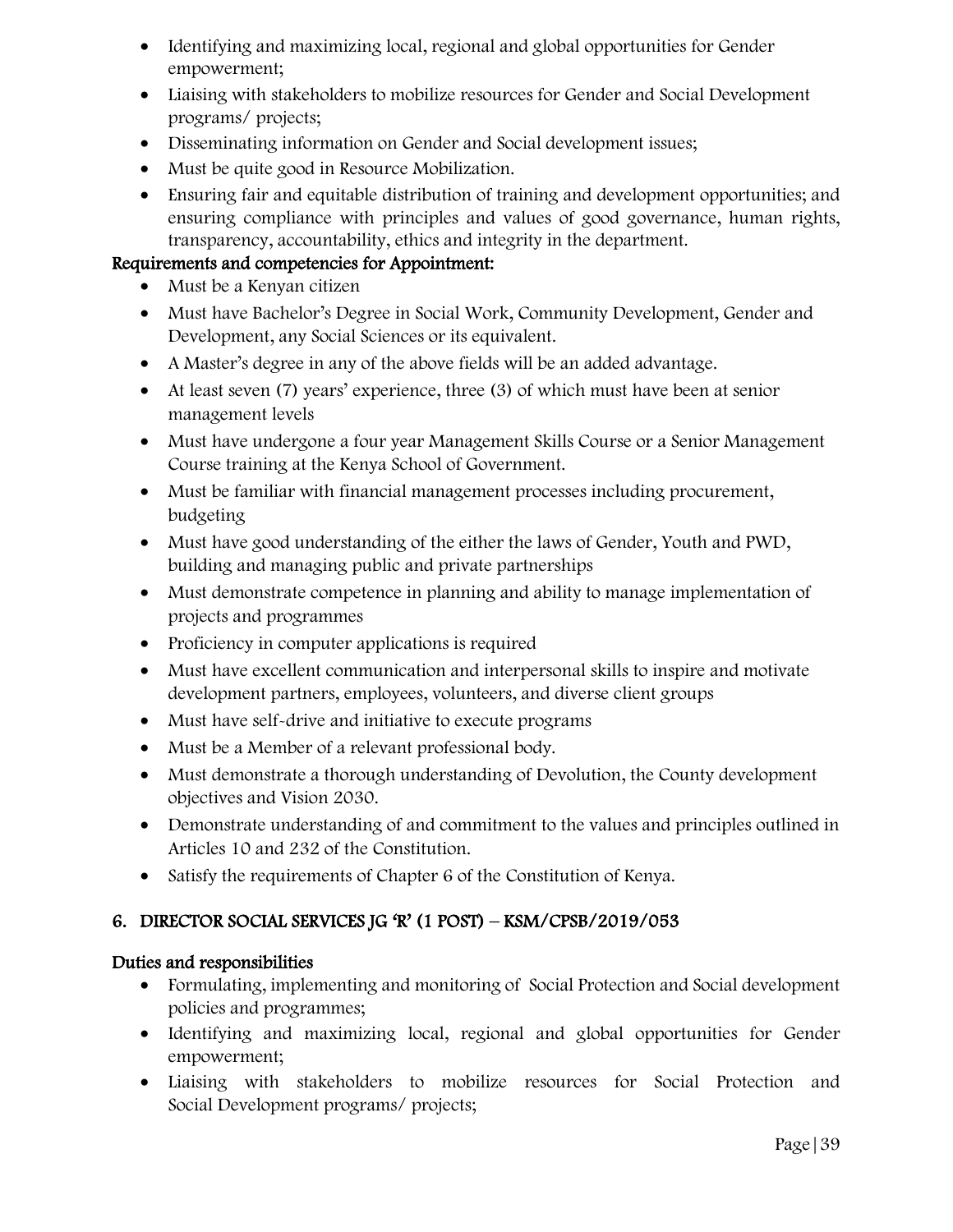- Identifying and maximizing local, regional and global opportunities for Gender empowerment;
- Liaising with stakeholders to mobilize resources for Gender and Social Development programs/ projects;
- Disseminating information on Gender and Social development issues;
- Must be quite good in Resource Mobilization.
- Ensuring fair and equitable distribution of training and development opportunities; and ensuring compliance with principles and values of good governance, human rights, transparency, accountability, ethics and integrity in the department.

**Requirements and competencies for Appointment:**

- Must be a Kenyan citizen
- Must have Bachelor's Degree in Social Work, Community Development, Gender and Development, any Social Sciences or its equivalent.
- A Master's degree in any of the above fields will be an added advantage.
- At least seven (7) years' experience, three (3) of which must have been at senior management levels
- Must have undergone a four year Management Skills Course or a Senior Management Course training at the Kenya School of Government.
- Must be familiar with financial management processes including procurement, budgeting
- Must have good understanding of the either the laws of Gender, Youth and PWD, building and managing public and private partnerships
- Must demonstrate competence in planning and ability to manage implementation of projects and programmes
- Proficiency in computer applications is required
- Must have excellent communication and interpersonal skills to inspire and motivate development partners, employees, volunteers, and diverse client groups
- Must have self-drive and initiative to execute programs
- Must be a Member of a relevant professional body.
- Must demonstrate a thorough understanding of Devolution, the County development objectives and Vision 2030.
- Demonstrate understanding of and commitment to the values and principles outlined in Articles 10 and 232 of the Constitution.
- Satisfy the requirements of Chapter 6 of the Constitution of Kenya.

## 6. DIRECTOR SOCIAL SERVICES JG 'R' (1 POST) – KSM/CPSB/2019/053

**Duties and responsibilities**

- Formulating, implementing and monitoring of Social Protection and Social development policies and programmes;
- Identifying and maximizing local, regional and global opportunities for Gender empowerment;
- Liaising with stakeholders to mobilize resources for Social Protection and Social Development programs/ projects;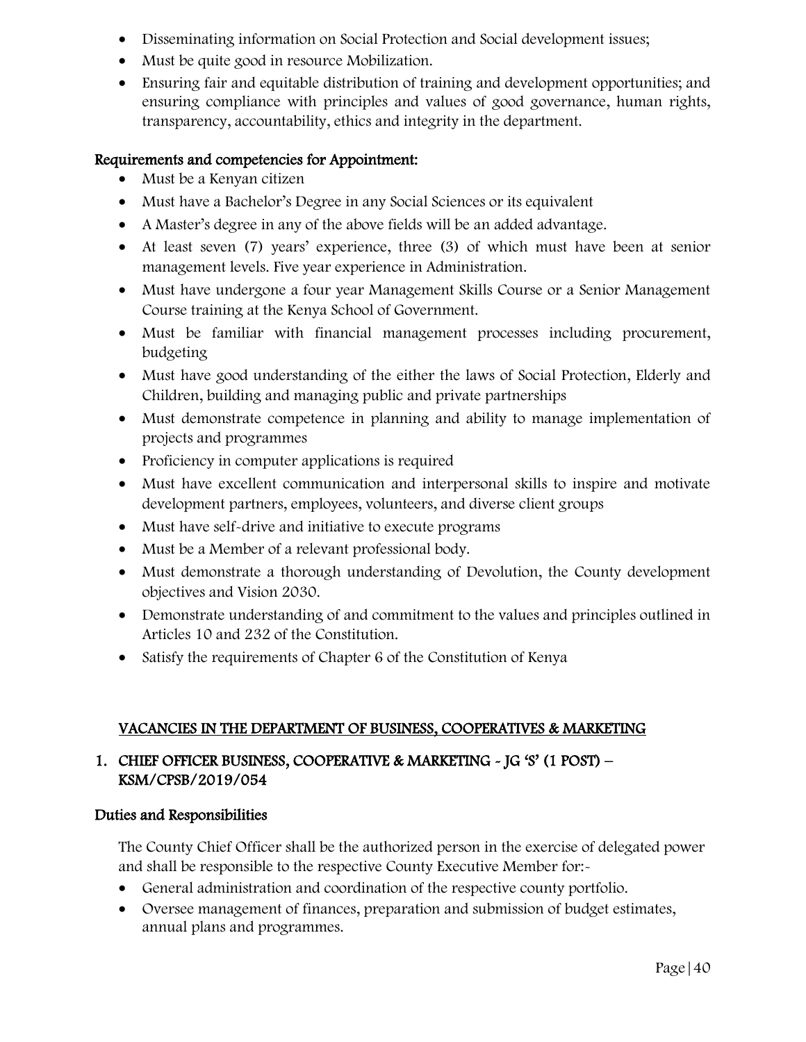- Disseminating information on Social Protection and Social development issues;
- Must be quite good in resource Mobilization.
- Ensuring fair and equitable distribution of training and development opportunities; and ensuring compliance with principles and values of good governance, human rights, transparency, accountability, ethics and integrity in the department.

### Requirements and competencies for Appointment:

- Must be a Kenyan citizen
- Must have a Bachelor's Degree in any Social Sciences or its equivalent
- A Master's degree in any of the above fields will be an added advantage.
- At least seven (7) years' experience, three (3) of which must have been at senior management levels. Five year experience in Administration.
- Must have undergone a four year Management Skills Course or a Senior Management Course training at the Kenya School of Government.
- Must be familiar with financial management processes including procurement, budgeting
- Must have good understanding of the either the laws of Social Protection, Elderly and Children, building and managing public and private partnerships
- Must demonstrate competence in planning and ability to manage implementation of projects and programmes
- Proficiency in computer applications is required
- Must have excellent communication and interpersonal skills to inspire and motivate development partners, employees, volunteers, and diverse client groups
- Must have self-drive and initiative to execute programs
- Must be a Member of a relevant professional body.
- Must demonstrate a thorough understanding of Devolution, the County development objectives and Vision 2030.
- Demonstrate understanding of and commitment to the values and principles outlined in Articles 10 and 232 of the Constitution.
- Satisfy the requirements of Chapter 6 of the Constitution of Kenya

## VACANCIES IN THE DEPARTMENT OF BUSINESS, COOPERATIVES & MARKETING

### 1. CHIEF OFFICER BUSINESS, COOPERATIVE & MARKETING - JG 'S' (1 POST) – KSM/CPSB/2019/054

### Duties and Responsibilities

The County Chief Officer shall be the authorized person in the exercise of delegated power and shall be responsible to the respective County Executive Member for:-

- General administration and coordination of the respective county portfolio.
- Oversee management of finances, preparation and submission of budget estimates, annual plans and programmes.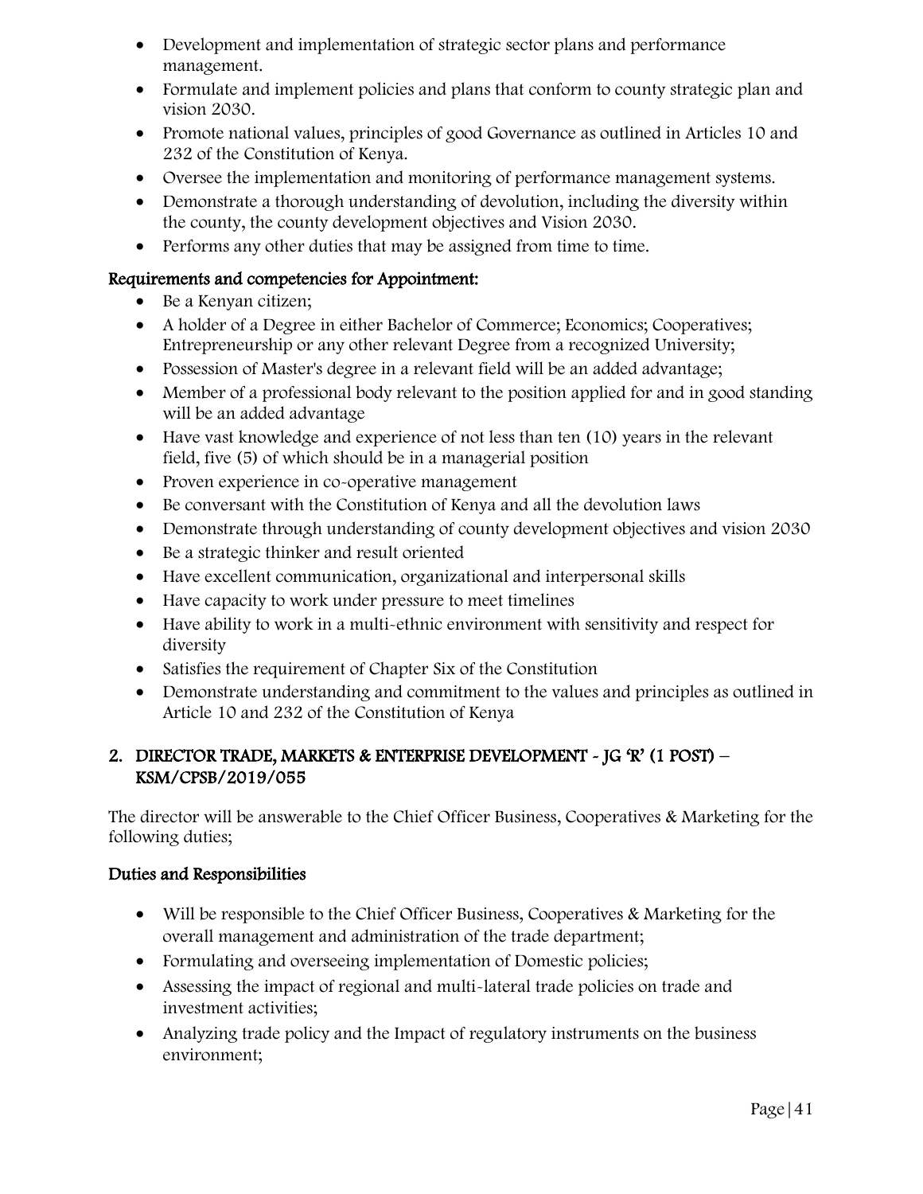- Development and implementation of strategic sector plans and performance management.
- Formulate and implement policies and plans that conform to county strategic plan and vision 2030.
- Promote national values, principles of good Governance as outlined in Articles 10 and 232 of the Constitution of Kenya.
- Oversee the implementation and monitoring of performance management systems.
- Demonstrate a thorough understanding of devolution, including the diversity within the county, the county development objectives and Vision 2030.
- Performs any other duties that may be assigned from time to time.

**Requirements and competencies for Appointment:**

- Be a Kenyan citizen;
- A holder of a Degree in either Bachelor of Commerce; Economics; Cooperatives; Entrepreneurship or any other relevant Degree from a recognized University;
- Possession of Master's degree in a relevant field will be an added advantage;
- Member of a professional body relevant to the position applied for and in good standing will be an added advantage
- Have vast knowledge and experience of not less than ten (10) years in the relevant field, five (5) of which should be in a managerial position
- Proven experience in co-operative management
- Be conversant with the Constitution of Kenya and all the devolution laws
- Demonstrate through understanding of county development objectives and vision 2030
- Be a strategic thinker and result oriented
- Have excellent communication, organizational and interpersonal skills
- Have capacity to work under pressure to meet timelines
- Have ability to work in a multi-ethnic environment with sensitivity and respect for diversity
- Satisfies the requirement of Chapter Six of the Constitution
- Demonstrate understanding and commitment to the values and principles as outlined in Article 10 and 232 of the Constitution of Kenya

## 2. DIRECTOR TRADE, MARKETS & ENTERPRISE DEVELOPMENT - JG 'R' (1 POST) – KSM/CPSB/2019/055

The director will be answerable to the Chief Officer Business, Cooperatives & Marketing for the following duties;

**Duties and Responsibilities**

- Will be responsible to the Chief Officer Business, Cooperatives & Marketing for the overall management and administration of the trade department;
- Formulating and overseeing implementation of Domestic policies;
- Assessing the impact of regional and multi-lateral trade policies on trade and investment activities;
- Analyzing trade policy and the Impact of regulatory instruments on the business environment;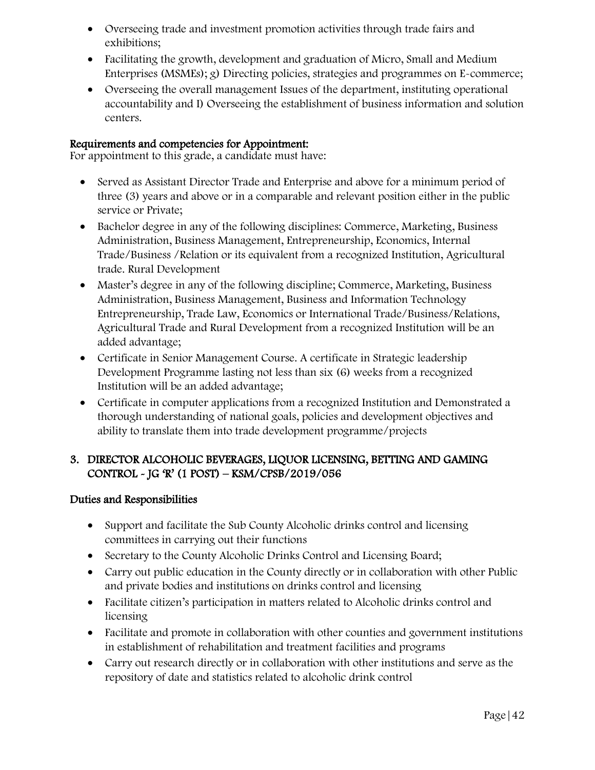- Overseeing trade and investment promotion activities through trade fairs and exhibitions;
- Facilitating the growth, development and graduation of Micro, Small and Medium Enterprises (MSMEs); g) Directing policies, strategies and programmes on E-commerce;
- Overseeing the overall management Issues of the department, instituting operational accountability and I) Overseeing the establishment of business information and solution centers.

**Requirements and competencies for Appointment:**
For appointment to this grade, a candidate must have:

- Served as Assistant Director Trade and Enterprise and above for a minimum period of three (3) years and above or in a comparable and relevant position either in the public service or Private;
- Bachelor degree in any of the following disciplines: Commerce, Marketing, Business Administration, Business Management, Entrepreneurship, Economics, Internal Trade/Business /Relation or its equivalent from a recognized Institution, Agricultural trade. Rural Development
- Master's degree in any of the following discipline; Commerce, Marketing, Business Administration, Business Management, Business and Information Technology Entrepreneurship, Trade Law, Economics or International Trade/Business/Relations, Agricultural Trade and Rural Development from a recognized Institution will be an added advantage;
- Certificate in Senior Management Course. A certificate in Strategic leadership Development Programme lasting not less than six (6) weeks from a recognized Institution will be an added advantage;
- Certificate in computer applications from a recognized Institution and Demonstrated a thorough understanding of national goals, policies and development objectives and ability to translate them into trade development programme/projects

## 3. DIRECTOR ALCOHOLIC BEVERAGES, LIQUOR LICENSING, BETTING AND GAMING CONTROL - JG 'R' (1 POST) – KSM/CPSB/2019/056

### Duties and Responsibilities

- Support and facilitate the Sub County Alcoholic drinks control and licensing committees in carrying out their functions
- Secretary to the County Alcoholic Drinks Control and Licensing Board;
- Carry out public education in the County directly or in collaboration with other Public and private bodies and institutions on drinks control and licensing
- Facilitate citizen's participation in matters related to Alcoholic drinks control and licensing
- Facilitate and promote in collaboration with other counties and government institutions in establishment of rehabilitation and treatment facilities and programs
- Carry out research directly or in collaboration with other institutions and serve as the repository of date and statistics related to alcoholic drink control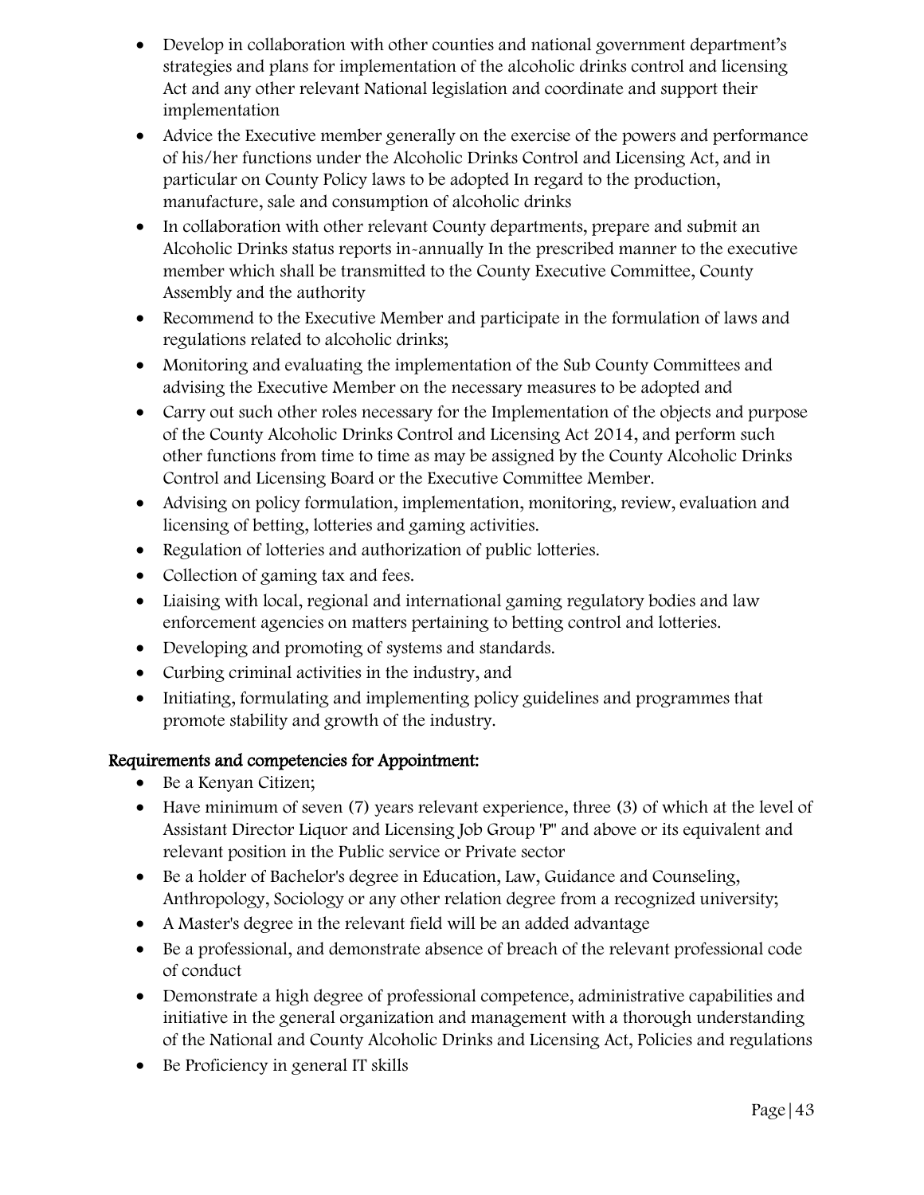- Develop in collaboration with other counties and national government department's strategies and plans for implementation of the alcoholic drinks control and licensing Act and any other relevant National legislation and coordinate and support their implementation
- Advice the Executive member generally on the exercise of the powers and performance of his/her functions under the Alcoholic Drinks Control and Licensing Act, and in particular on County Policy laws to be adopted In regard to the production, manufacture, sale and consumption of alcoholic drinks
- In collaboration with other relevant County departments, prepare and submit an Alcoholic Drinks status reports in-annually In the prescribed manner to the executive member which shall be transmitted to the County Executive Committee, County Assembly and the authority
- Recommend to the Executive Member and participate in the formulation of laws and regulations related to alcoholic drinks;
- Monitoring and evaluating the implementation of the Sub County Committees and advising the Executive Member on the necessary measures to be adopted and
- Carry out such other roles necessary for the Implementation of the objects and purpose of the County Alcoholic Drinks Control and Licensing Act 2014, and perform such other functions from time to time as may be assigned by the County Alcoholic Drinks Control and Licensing Board or the Executive Committee Member.
- Advising on policy formulation, implementation, monitoring, review, evaluation and licensing of betting, lotteries and gaming activities.
- Regulation of lotteries and authorization of public lotteries.
- Collection of gaming tax and fees.
- Liaising with local, regional and international gaming regulatory bodies and law enforcement agencies on matters pertaining to betting control and lotteries.
- Developing and promoting of systems and standards.
- Curbing criminal activities in the industry, and
- Initiating, formulating and implementing policy guidelines and programmes that promote stability and growth of the industry.

### Requirements and competencies for Appointment:

- Be a Kenyan Citizen;
- Have minimum of seven (7) years relevant experience, three (3) of which at the level of Assistant Director Liquor and Licensing Job Group 'P" and above or its equivalent and relevant position in the Public service or Private sector
- Be a holder of Bachelor's degree in Education, Law, Guidance and Counseling, Anthropology, Sociology or any other relation degree from a recognized university;
- A Master's degree in the relevant field will be an added advantage
- Be a professional, and demonstrate absence of breach of the relevant professional code of conduct
- Demonstrate a high degree of professional competence, administrative capabilities and initiative in the general organization and management with a thorough understanding of the National and County Alcoholic Drinks and Licensing Act, Policies and regulations
- Be Proficiency in general IT skills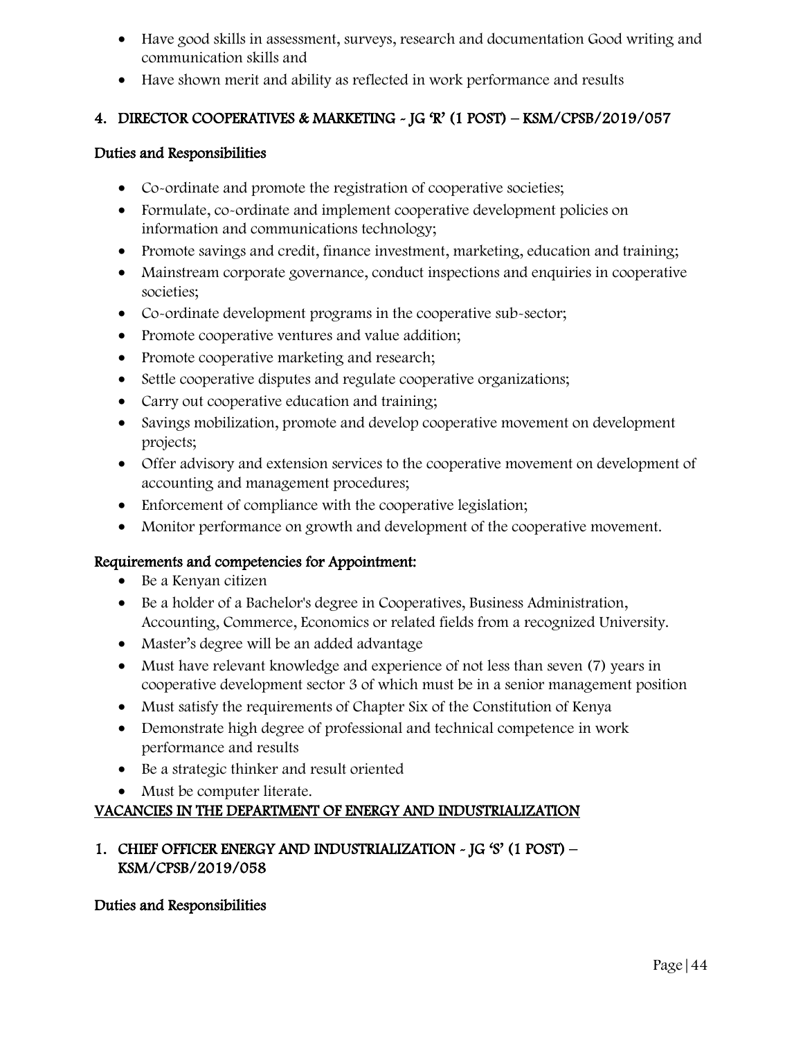- Have good skills in assessment, surveys, research and documentation Good writing and communication skills and
- Have shown merit and ability as reflected in work performance and results

### 4. DIRECTOR COOPERATIVES & MARKETING - JG 'R' (1 POST) – KSM/CPSB/2019/057

**Duties and Responsibilities**

- Co-ordinate and promote the registration of cooperative societies;
- Formulate, co-ordinate and implement cooperative development policies on information and communications technology;
- Promote savings and credit, finance investment, marketing, education and training;
- Mainstream corporate governance, conduct inspections and enquiries in cooperative societies;
- Co-ordinate development programs in the cooperative sub-sector;
- Promote cooperative ventures and value addition;
- Promote cooperative marketing and research;
- Settle cooperative disputes and regulate cooperative organizations;
- Carry out cooperative education and training;
- Savings mobilization, promote and develop cooperative movement on development projects;
- Offer advisory and extension services to the cooperative movement on development of accounting and management procedures;
- Enforcement of compliance with the cooperative legislation;
- Monitor performance on growth and development of the cooperative movement.

**Requirements and competencies for Appointment:**

- Be a Kenyan citizen
- Be a holder of a Bachelor's degree in Cooperatives, Business Administration, Accounting, Commerce, Economics or related fields from a recognized University.
- Master's degree will be an added advantage
- Must have relevant knowledge and experience of not less than seven (7) years in cooperative development sector 3 of which must be in a senior management position
- Must satisfy the requirements of Chapter Six of the Constitution of Kenya
- Demonstrate high degree of professional and technical competence in work performance and results
- Be a strategic thinker and result oriented
- Must be computer literate.

## VACANCIES IN THE DEPARTMENT OF ENERGY AND INDUSTRIALIZATION

### 1. CHIEF OFFICER ENERGY AND INDUSTRIALIZATION - JG 'S' (1 POST) – KSM/CPSB/2019/058

**Duties and Responsibilities**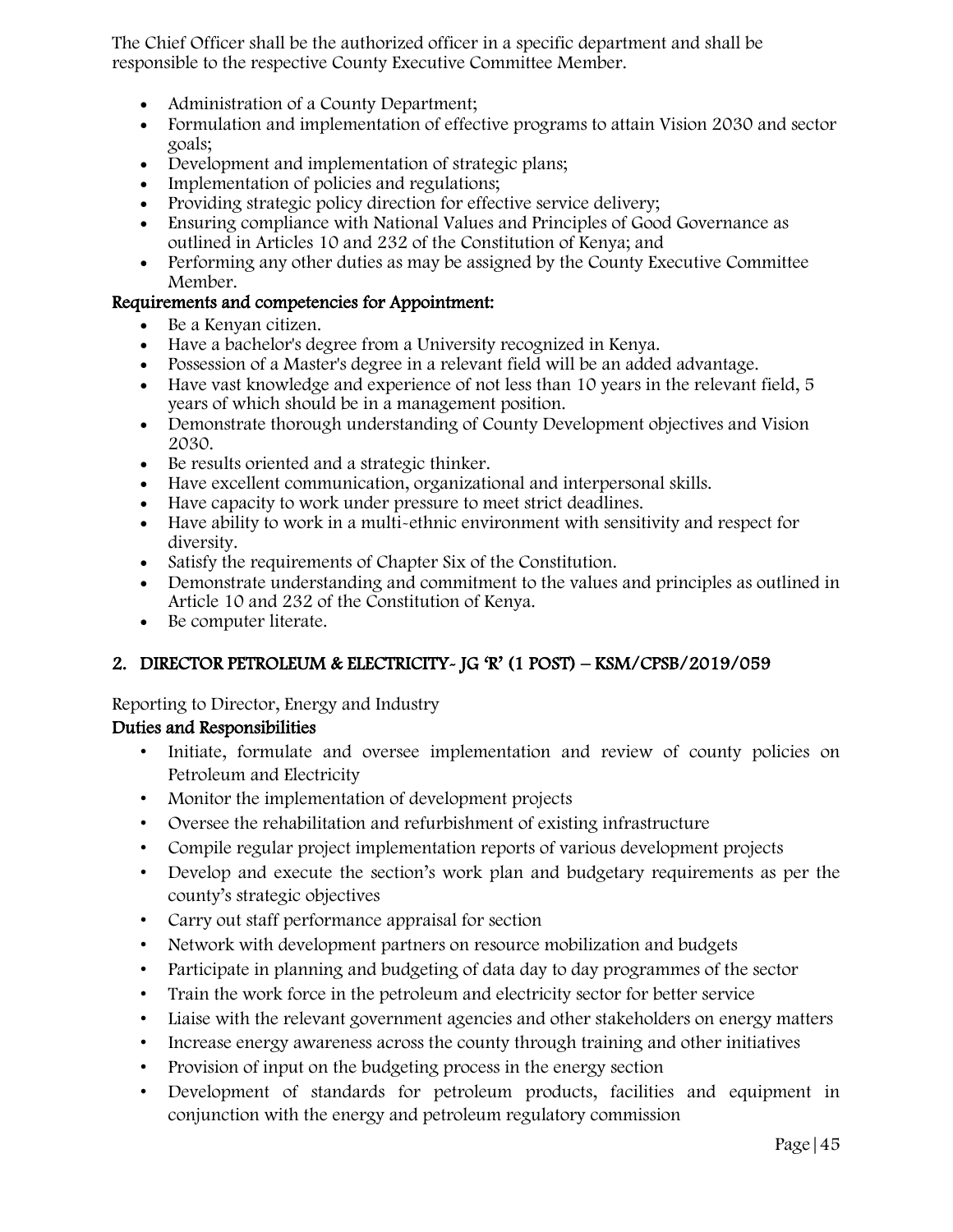The Chief Officer shall be the authorized officer in a specific department and shall be responsible to the respective County Executive Committee Member.

- Administration of a County Department;
- Formulation and implementation of effective programs to attain Vision 2030 and sector goals;
- Development and implementation of strategic plans;
- Implementation of policies and regulations;
- Providing strategic policy direction for effective service delivery;
- Ensuring compliance with National Values and Principles of Good Governance as outlined in Articles 10 and 232 of the Constitution of Kenya; and
- Performing any other duties as may be assigned by the County Executive Committee Member.

**Requirements and competencies for Appointment:**

- Be a Kenyan citizen.
- Have a bachelor's degree from a University recognized in Kenya.
- Possession of a Master's degree in a relevant field will be an added advantage.
- Have vast knowledge and experience of not less than 10 years in the relevant field, 5 years of which should be in a management position.
- Demonstrate thorough understanding of County Development objectives and Vision 2030.
- Be results oriented and a strategic thinker.
- Have excellent communication, organizational and interpersonal skills.
- Have capacity to work under pressure to meet strict deadlines.
- Have ability to work in a multi-ethnic environment with sensitivity and respect for diversity.
- Satisfy the requirements of Chapter Six of the Constitution.
- Demonstrate understanding and commitment to the values and principles as outlined in Article 10 and 232 of the Constitution of Kenya.
- Be computer literate.

## 2. DIRECTOR PETROLEUM & ELECTRICITY- JG 'R' (1 POST) – KSM/CPSB/2019/059

Reporting to Director, Energy and Industry

**Duties and Responsibilities**

- Initiate, formulate and oversee implementation and review of county policies on Petroleum and Electricity
- Monitor the implementation of development projects
- Oversee the rehabilitation and refurbishment of existing infrastructure
- Compile regular project implementation reports of various development projects
- Develop and execute the section's work plan and budgetary requirements as per the county's strategic objectives
- Carry out staff performance appraisal for section
- Network with development partners on resource mobilization and budgets
- Participate in planning and budgeting of data day to day programmes of the sector
- Train the work force in the petroleum and electricity sector for better service
- Liaise with the relevant government agencies and other stakeholders on energy matters
- Increase energy awareness across the county through training and other initiatives
- Provision of input on the budgeting process in the energy section
- Development of standards for petroleum products, facilities and equipment in conjunction with the energy and petroleum regulatory commission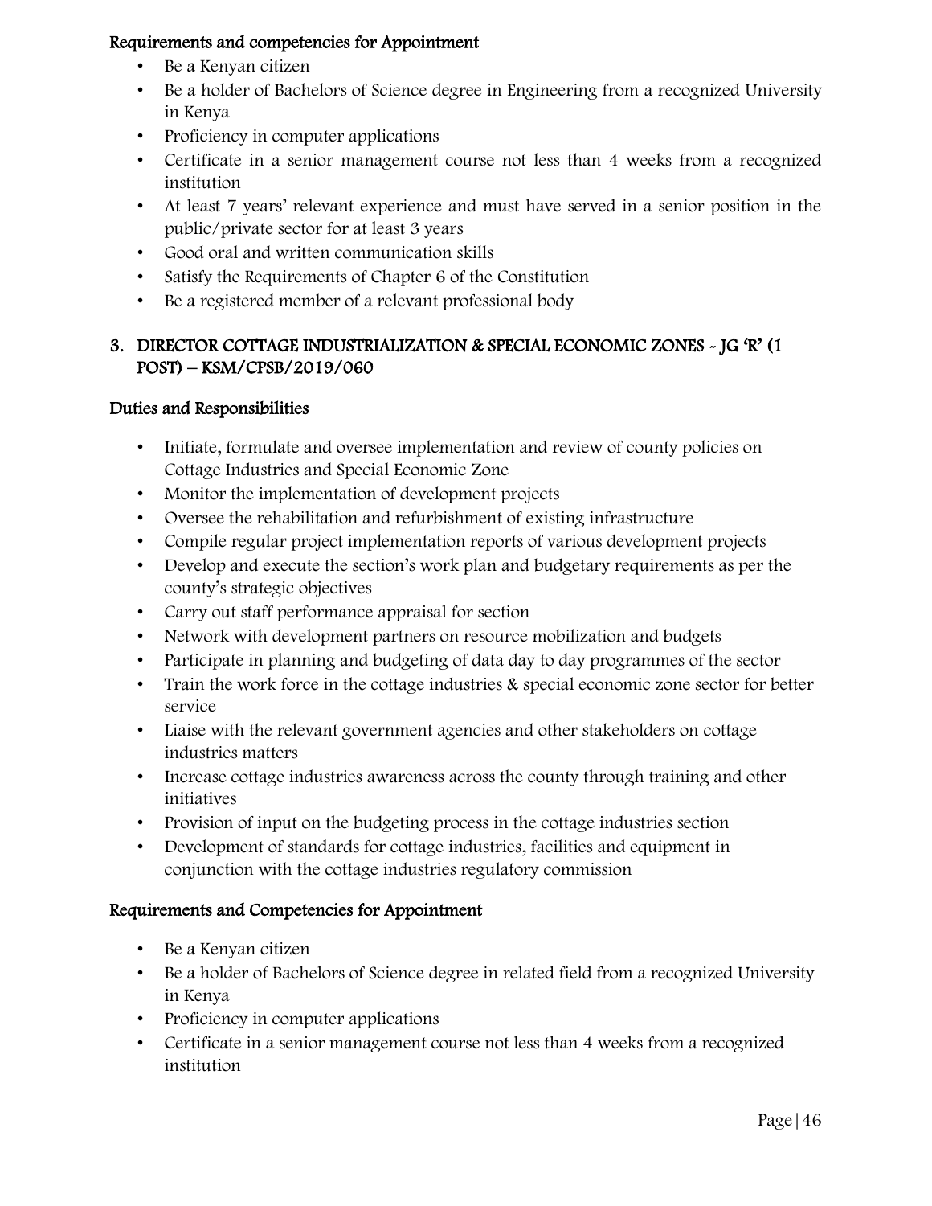### Requirements and competencies for Appointment

- Be a Kenyan citizen
- Be a holder of Bachelors of Science degree in Engineering from a recognized University in Kenya
- Proficiency in computer applications
- Certificate in a senior management course not less than 4 weeks from a recognized institution
- At least 7 years' relevant experience and must have served in a senior position in the public/private sector for at least 3 years
- Good oral and written communication skills
- Satisfy the Requirements of Chapter 6 of the Constitution
- Be a registered member of a relevant professional body

## 3. DIRECTOR COTTAGE INDUSTRIALIZATION & SPECIAL ECONOMIC ZONES - JG 'R' (1 POST) – KSM/CPSB/2019/060

### Duties and Responsibilities

- Initiate, formulate and oversee implementation and review of county policies on Cottage Industries and Special Economic Zone
- Monitor the implementation of development projects
- Oversee the rehabilitation and refurbishment of existing infrastructure
- Compile regular project implementation reports of various development projects
- Develop and execute the section's work plan and budgetary requirements as per the county's strategic objectives
- Carry out staff performance appraisal for section
- Network with development partners on resource mobilization and budgets
- Participate in planning and budgeting of data day to day programmes of the sector
- Train the work force in the cottage industries & special economic zone sector for better service
- Liaise with the relevant government agencies and other stakeholders on cottage industries matters
- Increase cottage industries awareness across the county through training and other initiatives
- Provision of input on the budgeting process in the cottage industries section
- Development of standards for cottage industries, facilities and equipment in conjunction with the cottage industries regulatory commission

### Requirements and Competencies for Appointment

- Be a Kenyan citizen
- Be a holder of Bachelors of Science degree in related field from a recognized University in Kenya
- Proficiency in computer applications
- Certificate in a senior management course not less than 4 weeks from a recognized institution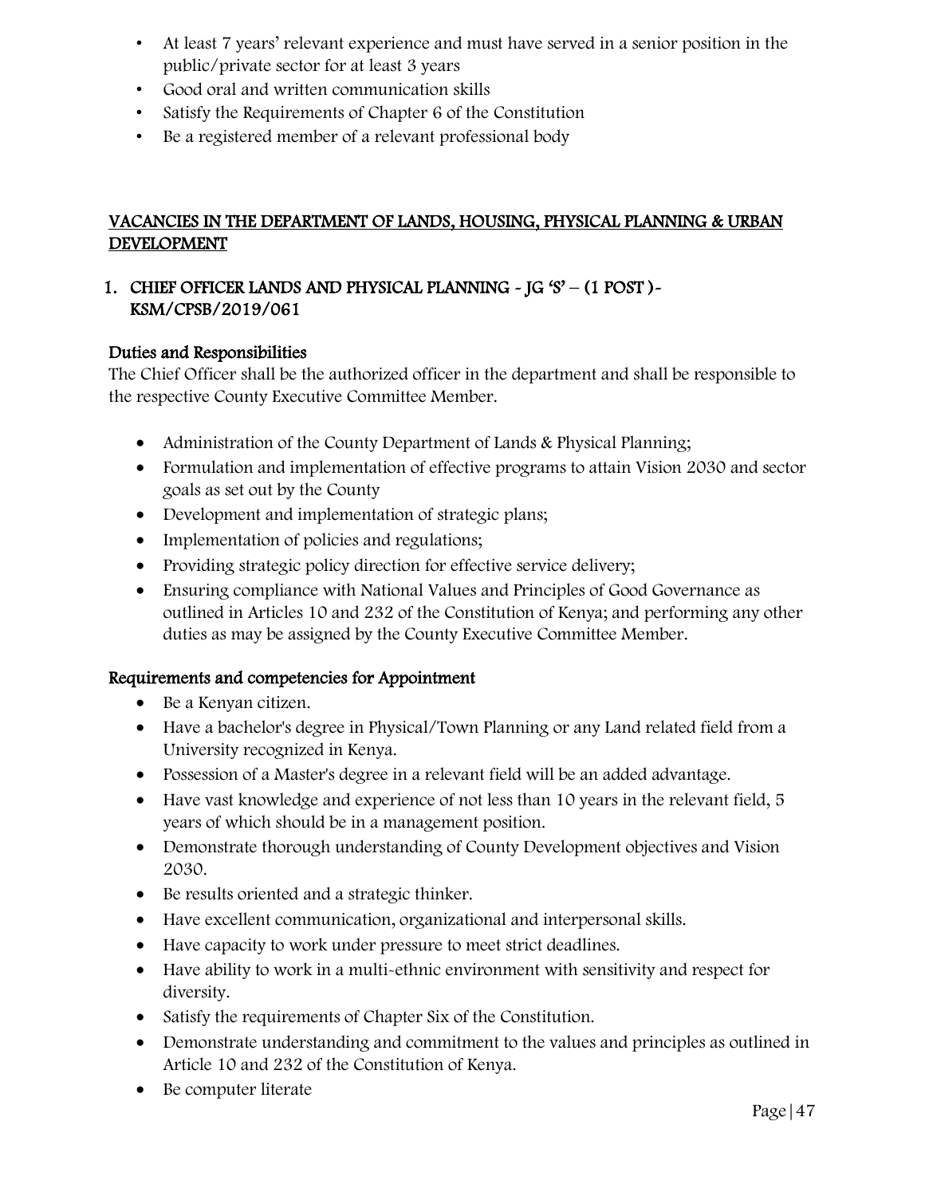- At least 7 years' relevant experience and must have served in a senior position in the public/private sector for at least 3 years
- Good oral and written communication skills
- Satisfy the Requirements of Chapter 6 of the Constitution
- Be a registered member of a relevant professional body

## VACANCIES IN THE DEPARTMENT OF LANDS, HOUSING, PHYSICAL PLANNING & URBAN DEVELOPMENT

### 1. CHIEF OFFICER LANDS AND PHYSICAL PLANNING - JG 'S' – (1 POST )- KSM/CPSB/2019/061

#### Duties and Responsibilities

The Chief Officer shall be the authorized officer in the department and shall be responsible to the respective County Executive Committee Member.

- Administration of the County Department of Lands & Physical Planning;
- Formulation and implementation of effective programs to attain Vision 2030 and sector goals as set out by the County
- Development and implementation of strategic plans;
- Implementation of policies and regulations;
- Providing strategic policy direction for effective service delivery;
- Ensuring compliance with National Values and Principles of Good Governance as outlined in Articles 10 and 232 of the Constitution of Kenya; and performing any other duties as may be assigned by the County Executive Committee Member.

#### Requirements and competencies for Appointment

- Be a Kenyan citizen.
- Have a bachelor's degree in Physical/Town Planning or any Land related field from a University recognized in Kenya.
- Possession of a Master's degree in a relevant field will be an added advantage.
- Have vast knowledge and experience of not less than 10 years in the relevant field, 5 years of which should be in a management position.
- Demonstrate thorough understanding of County Development objectives and Vision 2030.
- Be results oriented and a strategic thinker.
- Have excellent communication, organizational and interpersonal skills.
- Have capacity to work under pressure to meet strict deadlines.
- Have ability to work in a multi-ethnic environment with sensitivity and respect for diversity.
- Satisfy the requirements of Chapter Six of the Constitution.
- Demonstrate understanding and commitment to the values and principles as outlined in Article 10 and 232 of the Constitution of Kenya.
- Be computer literate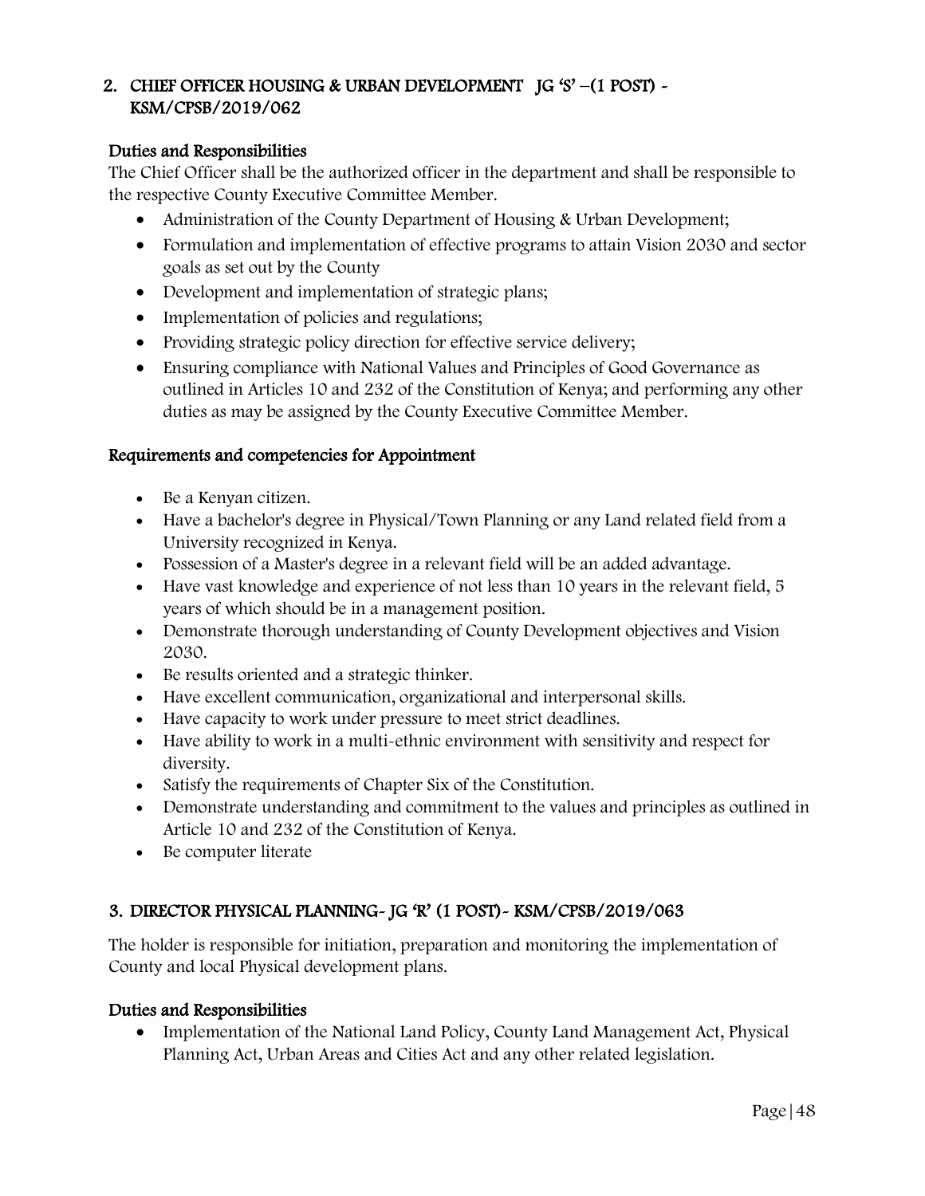## 2. CHIEF OFFICER HOUSING & URBAN DEVELOPMENT JG 'S' –(1 POST) - KSM/CPSB/2019/062

### Duties and Responsibilities

The Chief Officer shall be the authorized officer in the department and shall be responsible to the respective County Executive Committee Member.

- Administration of the County Department of Housing & Urban Development;
- Formulation and implementation of effective programs to attain Vision 2030 and sector goals as set out by the County
- Development and implementation of strategic plans;
- Implementation of policies and regulations;
- Providing strategic policy direction for effective service delivery;
- Ensuring compliance with National Values and Principles of Good Governance as outlined in Articles 10 and 232 of the Constitution of Kenya; and performing any other duties as may be assigned by the County Executive Committee Member.

### Requirements and competencies for Appointment

- Be a Kenyan citizen.
- Have a bachelor's degree in Physical/Town Planning or any Land related field from a University recognized in Kenya.
- Possession of a Master's degree in a relevant field will be an added advantage.
- Have vast knowledge and experience of not less than 10 years in the relevant field, 5 years of which should be in a management position.
- Demonstrate thorough understanding of County Development objectives and Vision 2030.
- Be results oriented and a strategic thinker.
- Have excellent communication, organizational and interpersonal skills.
- Have capacity to work under pressure to meet strict deadlines.
- Have ability to work in a multi-ethnic environment with sensitivity and respect for diversity.
- Satisfy the requirements of Chapter Six of the Constitution.
- Demonstrate understanding and commitment to the values and principles as outlined in Article 10 and 232 of the Constitution of Kenya.
- Be computer literate

## 3. DIRECTOR PHYSICAL PLANNING- JG 'R' (1 POST)- KSM/CPSB/2019/063

The holder is responsible for initiation, preparation and monitoring the implementation of County and local Physical development plans.

### Duties and Responsibilities

- Implementation of the National Land Policy, County Land Management Act, Physical Planning Act, Urban Areas and Cities Act and any other related legislation.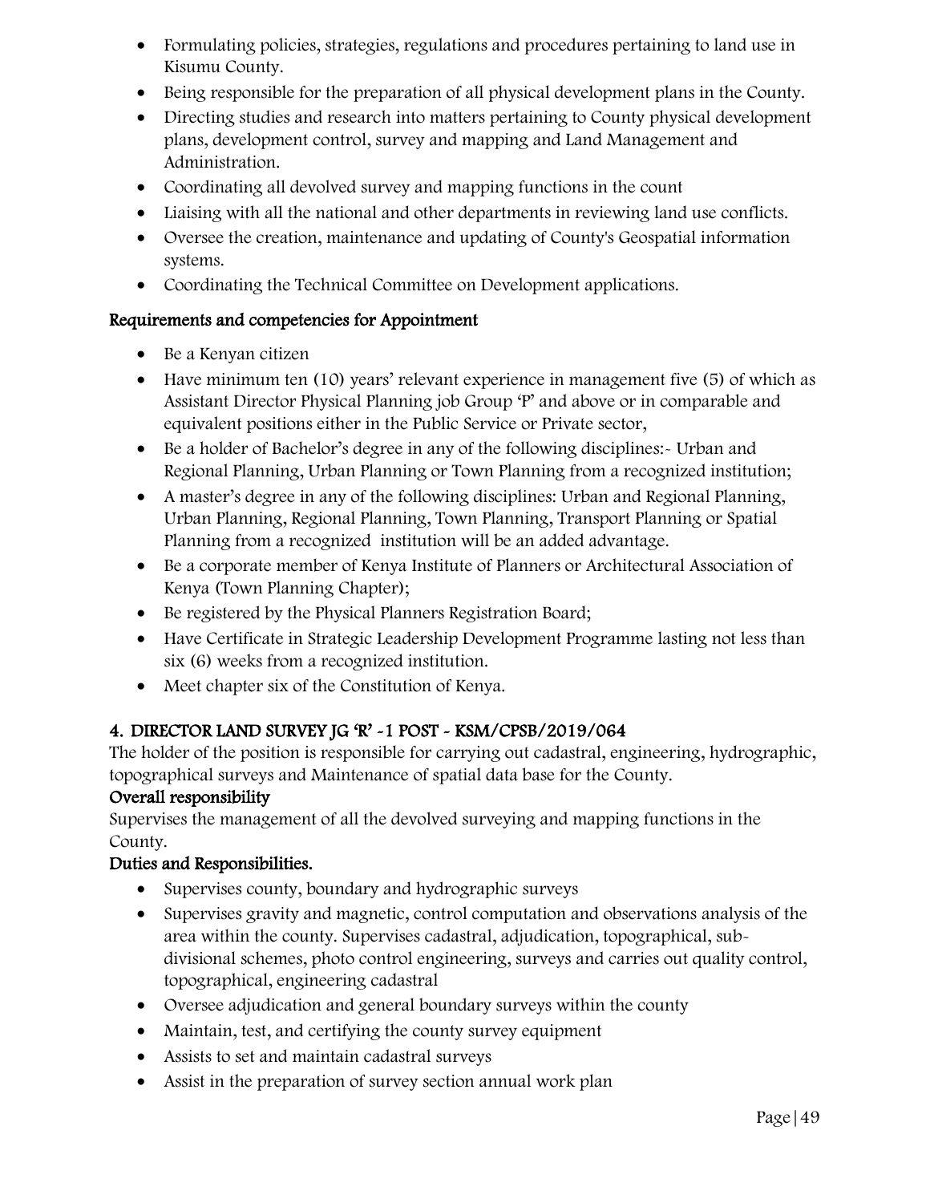- Formulating policies, strategies, regulations and procedures pertaining to land use in Kisumu County.
- Being responsible for the preparation of all physical development plans in the County.
- Directing studies and research into matters pertaining to County physical development plans, development control, survey and mapping and Land Management and Administration.
- Coordinating all devolved survey and mapping functions in the count
- Liaising with all the national and other departments in reviewing land use conflicts.
- Oversee the creation, maintenance and updating of County's Geospatial information systems.
- Coordinating the Technical Committee on Development applications.

**Requirements and competencies for Appointment**

- Be a Kenyan citizen
- Have minimum ten (10) years' relevant experience in management five (5) of which as Assistant Director Physical Planning job Group 'P' and above or in comparable and equivalent positions either in the Public Service or Private sector,
- Be a holder of Bachelor's degree in any of the following disciplines:- Urban and Regional Planning, Urban Planning or Town Planning from a recognized institution;
- A master's degree in any of the following disciplines: Urban and Regional Planning, Urban Planning, Regional Planning, Town Planning, Transport Planning or Spatial Planning from a recognized institution will be an added advantage.
- Be a corporate member of Kenya Institute of Planners or Architectural Association of Kenya (Town Planning Chapter);
- Be registered by the Physical Planners Registration Board;
- Have Certificate in Strategic Leadership Development Programme lasting not less than six (6) weeks from a recognized institution.
- Meet chapter six of the Constitution of Kenya.

**4. DIRECTOR LAND SURVEY JG 'R' -1 POST - KSM/CPSB/2019/064**

The holder of the position is responsible for carrying out cadastral, engineering, hydrographic, topographical surveys and Maintenance of spatial data base for the County.

**Overall responsibility**

Supervises the management of all the devolved surveying and mapping functions in the County.

**Duties and Responsibilities.**

- Supervises county, boundary and hydrographic surveys
- Supervises gravity and magnetic, control computation and observations analysis of the area within the county. Supervises cadastral, adjudication, topographical, sub-divisional schemes, photo control engineering, surveys and carries out quality control, topographical, engineering cadastral
- Oversee adjudication and general boundary surveys within the county
- Maintain, test, and certifying the county survey equipment
- Assists to set and maintain cadastral surveys
- Assist in the preparation of survey section annual work plan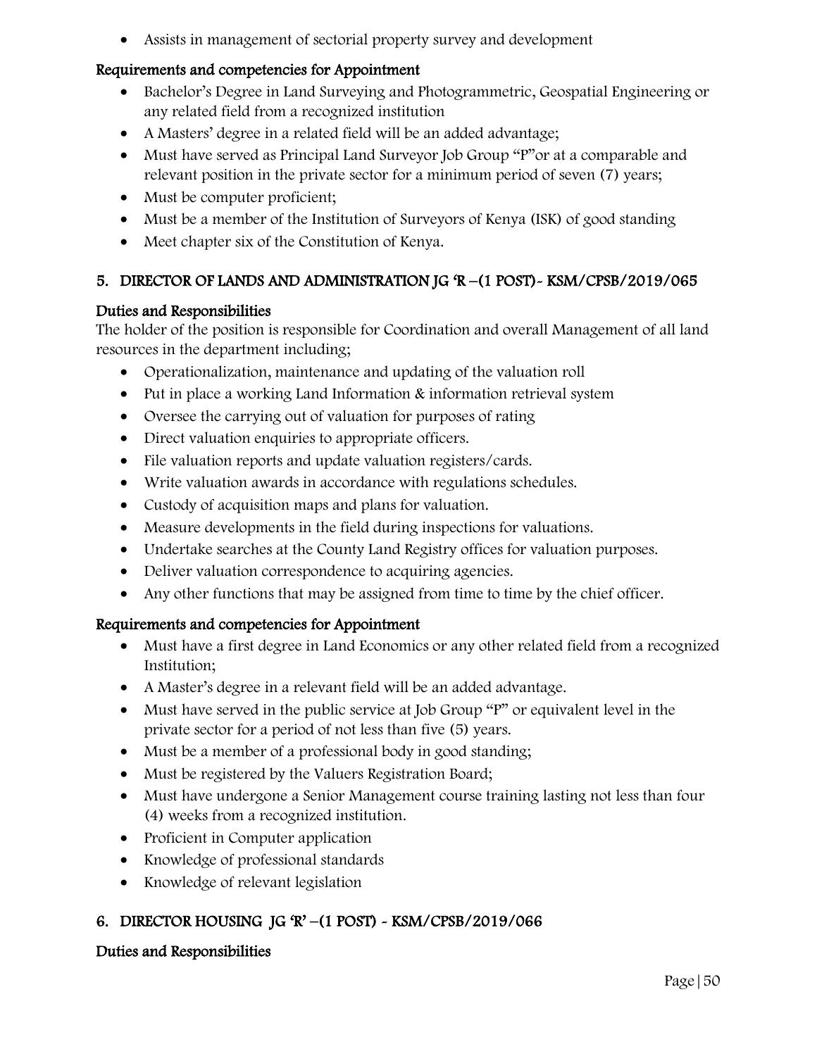- Assists in management of sectorial property survey and development

### Requirements and competencies for Appointment

- Bachelor's Degree in Land Surveying and Photogrammetric, Geospatial Engineering or any related field from a recognized institution
- A Masters' degree in a related field will be an added advantage;
- Must have served as Principal Land Surveyor Job Group "P"or at a comparable and relevant position in the private sector for a minimum period of seven (7) years;
- Must be computer proficient;
- Must be a member of the Institution of Surveyors of Kenya (ISK) of good standing
- Meet chapter six of the Constitution of Kenya.

## 5. DIRECTOR OF LANDS AND ADMINISTRATION JG 'R –(1 POST)- KSM/CPSB/2019/065

### Duties and Responsibilities

The holder of the position is responsible for Coordination and overall Management of all land resources in the department including;

- Operationalization, maintenance and updating of the valuation roll
- Put in place a working Land Information & information retrieval system
- Oversee the carrying out of valuation for purposes of rating
- Direct valuation enquiries to appropriate officers.
- File valuation reports and update valuation registers/cards.
- Write valuation awards in accordance with regulations schedules.
- Custody of acquisition maps and plans for valuation.
- Measure developments in the field during inspections for valuations.
- Undertake searches at the County Land Registry offices for valuation purposes.
- Deliver valuation correspondence to acquiring agencies.
- Any other functions that may be assigned from time to time by the chief officer.

### Requirements and competencies for Appointment

- Must have a first degree in Land Economics or any other related field from a recognized Institution;
- A Master's degree in a relevant field will be an added advantage.
- Must have served in the public service at Job Group "P" or equivalent level in the private sector for a period of not less than five (5) years.
- Must be a member of a professional body in good standing;
- Must be registered by the Valuers Registration Board;
- Must have undergone a Senior Management course training lasting not less than four (4) weeks from a recognized institution.
- Proficient in Computer application
- Knowledge of professional standards
- Knowledge of relevant legislation

## 6. DIRECTOR HOUSING JG 'R' –(1 POST) - KSM/CPSB/2019/066

### Duties and Responsibilities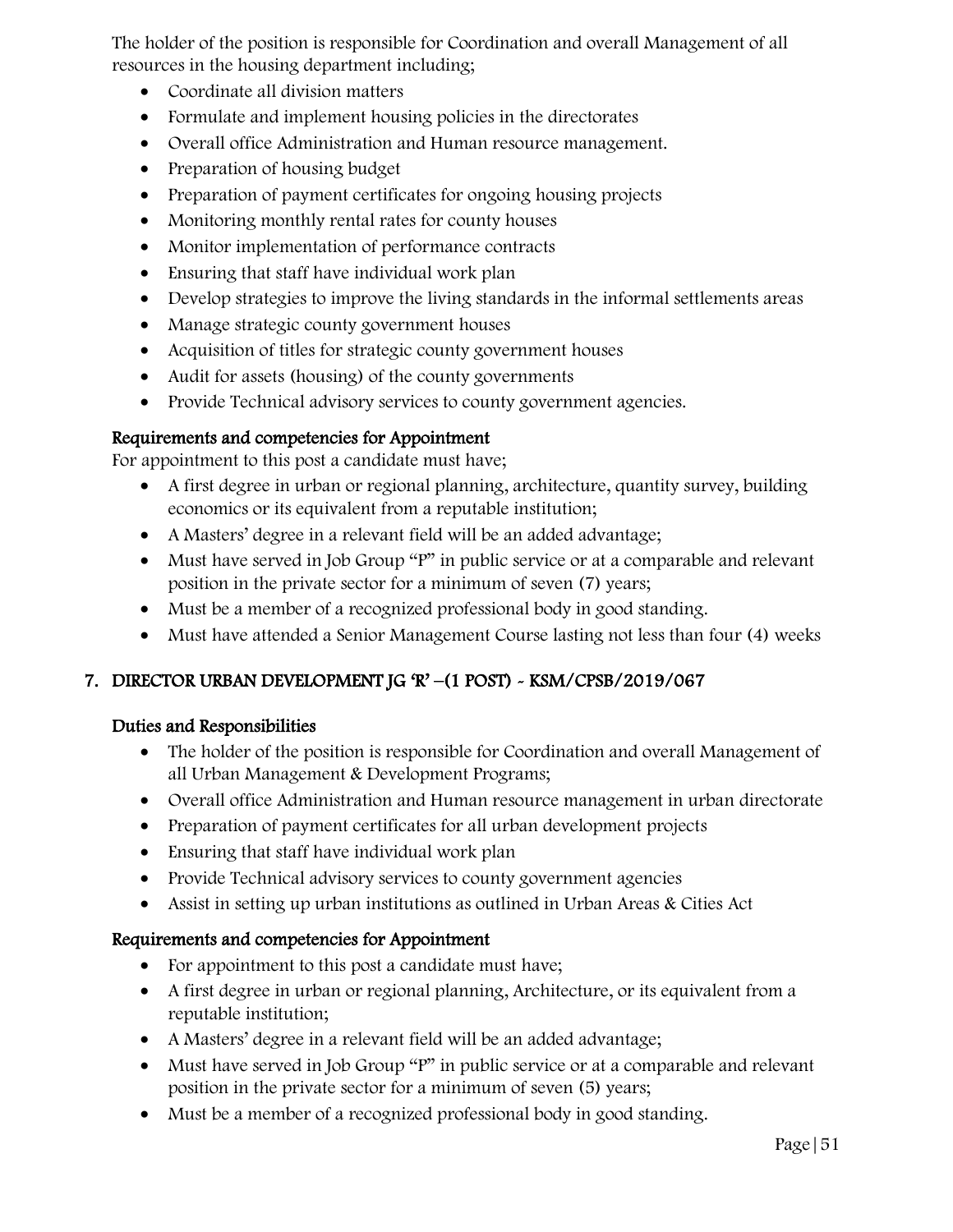The holder of the position is responsible for Coordination and overall Management of all resources in the housing department including;

- Coordinate all division matters
- Formulate and implement housing policies in the directorates
- Overall office Administration and Human resource management.
- Preparation of housing budget
- Preparation of payment certificates for ongoing housing projects
- Monitoring monthly rental rates for county houses
- Monitor implementation of performance contracts
- Ensuring that staff have individual work plan
- Develop strategies to improve the living standards in the informal settlements areas
- Manage strategic county government houses
- Acquisition of titles for strategic county government houses
- Audit for assets (housing) of the county governments
- Provide Technical advisory services to county government agencies.

**Requirements and competencies for Appointment**

For appointment to this post a candidate must have;

- A first degree in urban or regional planning, architecture, quantity survey, building economics or its equivalent from a reputable institution;
- A Masters' degree in a relevant field will be an added advantage;
- Must have served in Job Group "P" in public service or at a comparable and relevant position in the private sector for a minimum of seven (7) years;
- Must be a member of a recognized professional body in good standing.
- Must have attended a Senior Management Course lasting not less than four (4) weeks

## 7. DIRECTOR URBAN DEVELOPMENT JG 'R' –(1 POST) - KSM/CPSB/2019/067

**Duties and Responsibilities**

- The holder of the position is responsible for Coordination and overall Management of all Urban Management & Development Programs;
- Overall office Administration and Human resource management in urban directorate
- Preparation of payment certificates for all urban development projects
- Ensuring that staff have individual work plan
- Provide Technical advisory services to county government agencies
- Assist in setting up urban institutions as outlined in Urban Areas & Cities Act

**Requirements and competencies for Appointment**

- For appointment to this post a candidate must have;
- A first degree in urban or regional planning, Architecture, or its equivalent from a reputable institution;
- A Masters' degree in a relevant field will be an added advantage;
- Must have served in Job Group "P" in public service or at a comparable and relevant position in the private sector for a minimum of seven (5) years;
- Must be a member of a recognized professional body in good standing.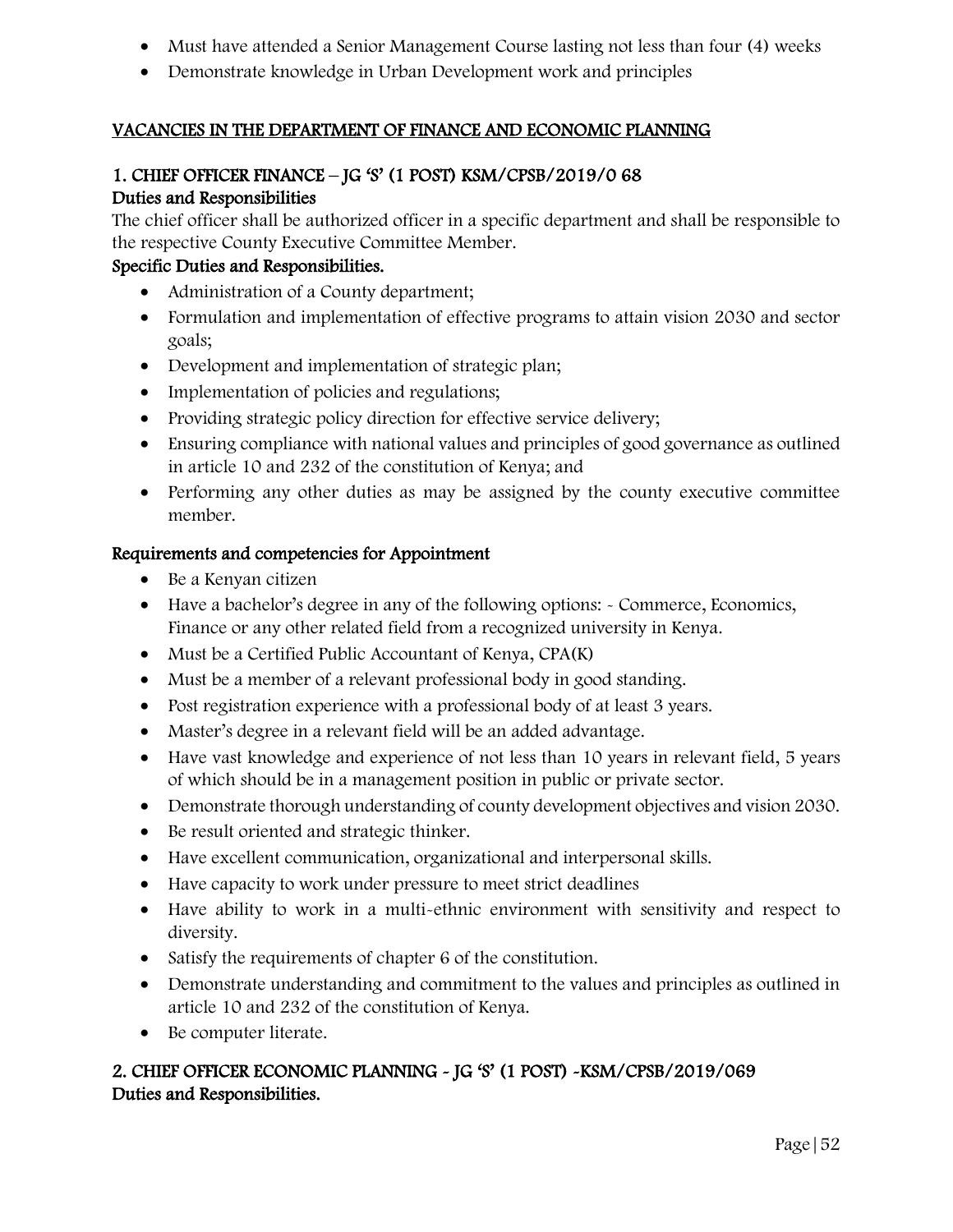- Must have attended a Senior Management Course lasting not less than four (4) weeks
- Demonstrate knowledge in Urban Development work and principles

## VACANCIES IN THE DEPARTMENT OF FINANCE AND ECONOMIC PLANNING

### 1. CHIEF OFFICER FINANCE – JG 'S' (1 POST) KSM/CPSB/2019/0 68

**Duties and Responsibilities**

The chief officer shall be authorized officer in a specific department and shall be responsible to the respective County Executive Committee Member.

**Specific Duties and Responsibilities.**

- Administration of a County department;
- Formulation and implementation of effective programs to attain vision 2030 and sector goals;
- Development and implementation of strategic plan;
- Implementation of policies and regulations;
- Providing strategic policy direction for effective service delivery;
- Ensuring compliance with national values and principles of good governance as outlined in article 10 and 232 of the constitution of Kenya; and
- Performing any other duties as may be assigned by the county executive committee member.

**Requirements and competencies for Appointment**

- Be a Kenyan citizen
- Have a bachelor's degree in any of the following options: - Commerce, Economics, Finance or any other related field from a recognized university in Kenya.
- Must be a Certified Public Accountant of Kenya, CPA(K)
- Must be a member of a relevant professional body in good standing.
- Post registration experience with a professional body of at least 3 years.
- Master's degree in a relevant field will be an added advantage.
- Have vast knowledge and experience of not less than 10 years in relevant field, 5 years of which should be in a management position in public or private sector.
- Demonstrate thorough understanding of county development objectives and vision 2030.
- Be result oriented and strategic thinker.
- Have excellent communication, organizational and interpersonal skills.
- Have capacity to work under pressure to meet strict deadlines
- Have ability to work in a multi-ethnic environment with sensitivity and respect to diversity.
- Satisfy the requirements of chapter 6 of the constitution.
- Demonstrate understanding and commitment to the values and principles as outlined in article 10 and 232 of the constitution of Kenya.
- Be computer literate.

### 2. CHIEF OFFICER ECONOMIC PLANNING - JG 'S' (1 POST) -KSM/CPSB/2019/069

**Duties and Responsibilities.**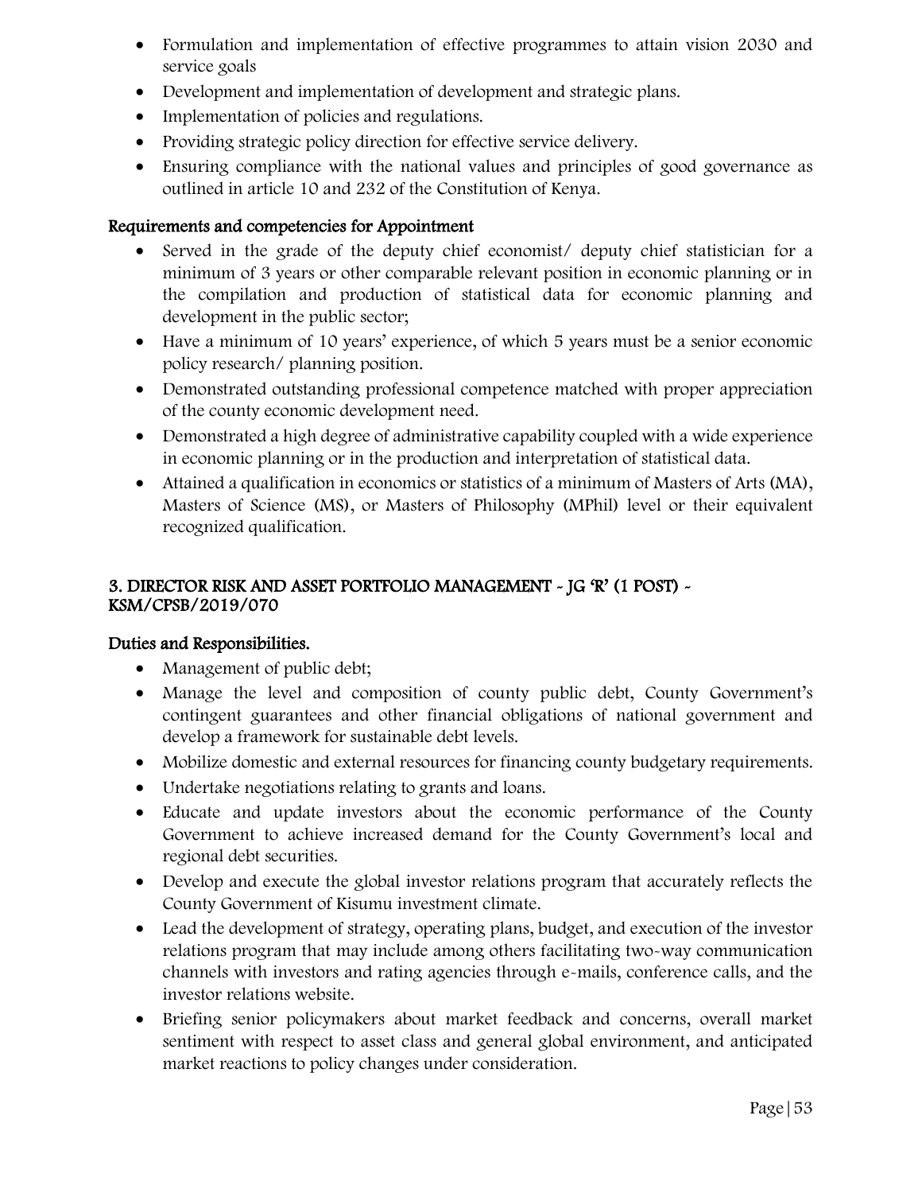- Formulation and implementation of effective programmes to attain vision 2030 and service goals
- Development and implementation of development and strategic plans.
- Implementation of policies and regulations.
- Providing strategic policy direction for effective service delivery.
- Ensuring compliance with the national values and principles of good governance as outlined in article 10 and 232 of the Constitution of Kenya.

### Requirements and competencies for Appointment

- Served in the grade of the deputy chief economist/ deputy chief statistician for a minimum of 3 years or other comparable relevant position in economic planning or in the compilation and production of statistical data for economic planning and development in the public sector;
- Have a minimum of 10 years' experience, of which 5 years must be a senior economic policy research/ planning position.
- Demonstrated outstanding professional competence matched with proper appreciation of the county economic development need.
- Demonstrated a high degree of administrative capability coupled with a wide experience in economic planning or in the production and interpretation of statistical data.
- Attained a qualification in economics or statistics of a minimum of Masters of Arts (MA), Masters of Science (MS), or Masters of Philosophy (MPhil) level or their equivalent recognized qualification.

## 3. DIRECTOR RISK AND ASSET PORTFOLIO MANAGEMENT - JG 'R' (1 POST) - KSM/CPSB/2019/070

### Duties and Responsibilities.

- Management of public debt;
- Manage the level and composition of county public debt, County Government's contingent guarantees and other financial obligations of national government and develop a framework for sustainable debt levels.
- Mobilize domestic and external resources for financing county budgetary requirements.
- Undertake negotiations relating to grants and loans.
- Educate and update investors about the economic performance of the County Government to achieve increased demand for the County Government's local and regional debt securities.
- Develop and execute the global investor relations program that accurately reflects the County Government of Kisumu investment climate.
- Lead the development of strategy, operating plans, budget, and execution of the investor relations program that may include among others facilitating two-way communication channels with investors and rating agencies through e-mails, conference calls, and the investor relations website.
- Briefing senior policymakers about market feedback and concerns, overall market sentiment with respect to asset class and general global environment, and anticipated market reactions to policy changes under consideration.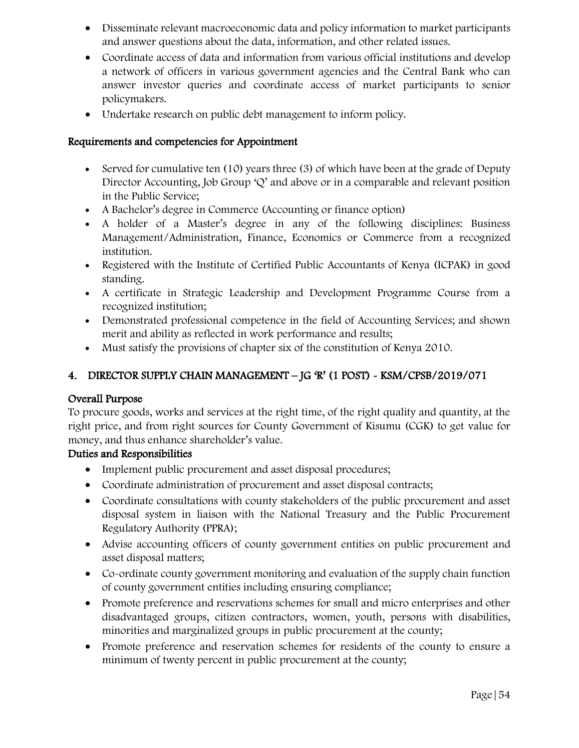- Disseminate relevant macroeconomic data and policy information to market participants and answer questions about the data, information, and other related issues.
- Coordinate access of data and information from various official institutions and develop a network of officers in various government agencies and the Central Bank who can answer investor queries and coordinate access of market participants to senior policymakers.
- Undertake research on public debt management to inform policy.

### Requirements and competencies for Appointment

- Served for cumulative ten (10) years three (3) of which have been at the grade of Deputy Director Accounting, Job Group 'Q' and above or in a comparable and relevant position in the Public Service;
- A Bachelor's degree in Commerce (Accounting or finance option)
- A holder of a Master's degree in any of the following disciplines: Business Management/Administration, Finance, Economics or Commerce from a recognized institution.
- Registered with the Institute of Certified Public Accountants of Kenya (ICPAK) in good standing.
- A certificate in Strategic Leadership and Development Programme Course from a recognized institution;
- Demonstrated professional competence in the field of Accounting Services; and shown merit and ability as reflected in work performance and results;
- Must satisfy the provisions of chapter six of the constitution of Kenya 2010.

## 4. DIRECTOR SUPPLY CHAIN MANAGEMENT – JG 'R' (1 POST) - KSM/CPSB/2019/071

### Overall Purpose

To procure goods, works and services at the right time, of the right quality and quantity, at the right price, and from right sources for County Government of Kisumu (CGK) to get value for money, and thus enhance shareholder's value.

### Duties and Responsibilities

- Implement public procurement and asset disposal procedures;
- Coordinate administration of procurement and asset disposal contracts;
- Coordinate consultations with county stakeholders of the public procurement and asset disposal system in liaison with the National Treasury and the Public Procurement Regulatory Authority (PPRA);
- Advise accounting officers of county government entities on public procurement and asset disposal matters;
- Co-ordinate county government monitoring and evaluation of the supply chain function of county government entities including ensuring compliance;
- Promote preference and reservations schemes for small and micro enterprises and other disadvantaged groups, citizen contractors, women, youth, persons with disabilities, minorities and marginalized groups in public procurement at the county;
- Promote preference and reservation schemes for residents of the county to ensure a minimum of twenty percent in public procurement at the county;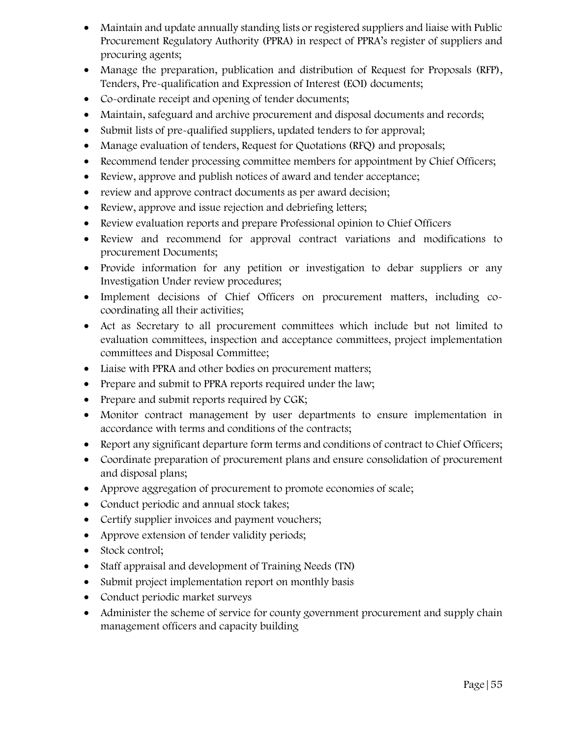- Maintain and update annually standing lists or registered suppliers and liaise with Public Procurement Regulatory Authority (PPRA) in respect of PPRA's register of suppliers and procuring agents;
- Manage the preparation, publication and distribution of Request for Proposals (RFP), Tenders, Pre-qualification and Expression of Interest (EOI) documents;
- Co-ordinate receipt and opening of tender documents;
- Maintain, safeguard and archive procurement and disposal documents and records;
- Submit lists of pre-qualified suppliers, updated tenders to for approval;
- Manage evaluation of tenders, Request for Quotations (RFQ) and proposals;
- Recommend tender processing committee members for appointment by Chief Officers;
- Review, approve and publish notices of award and tender acceptance;
- review and approve contract documents as per award decision;
- Review, approve and issue rejection and debriefing letters;
- Review evaluation reports and prepare Professional opinion to Chief Officers
- Review and recommend for approval contract variations and modifications to procurement Documents;
- Provide information for any petition or investigation to debar suppliers or any Investigation Under review procedures;
- Implement decisions of Chief Officers on procurement matters, including co-coordinating all their activities;
- Act as Secretary to all procurement committees which include but not limited to evaluation committees, inspection and acceptance committees, project implementation committees and Disposal Committee;
- Liaise with PPRA and other bodies on procurement matters;
- Prepare and submit to PPRA reports required under the law;
- Prepare and submit reports required by CGK;
- Monitor contract management by user departments to ensure implementation in accordance with terms and conditions of the contracts;
- Report any significant departure form terms and conditions of contract to Chief Officers;
- Coordinate preparation of procurement plans and ensure consolidation of procurement and disposal plans;
- Approve aggregation of procurement to promote economies of scale;
- Conduct periodic and annual stock takes;
- Certify supplier invoices and payment vouchers;
- Approve extension of tender validity periods;
- Stock control;
- Staff appraisal and development of Training Needs (TN)
- Submit project implementation report on monthly basis
- Conduct periodic market surveys
- Administer the scheme of service for county government procurement and supply chain management officers and capacity building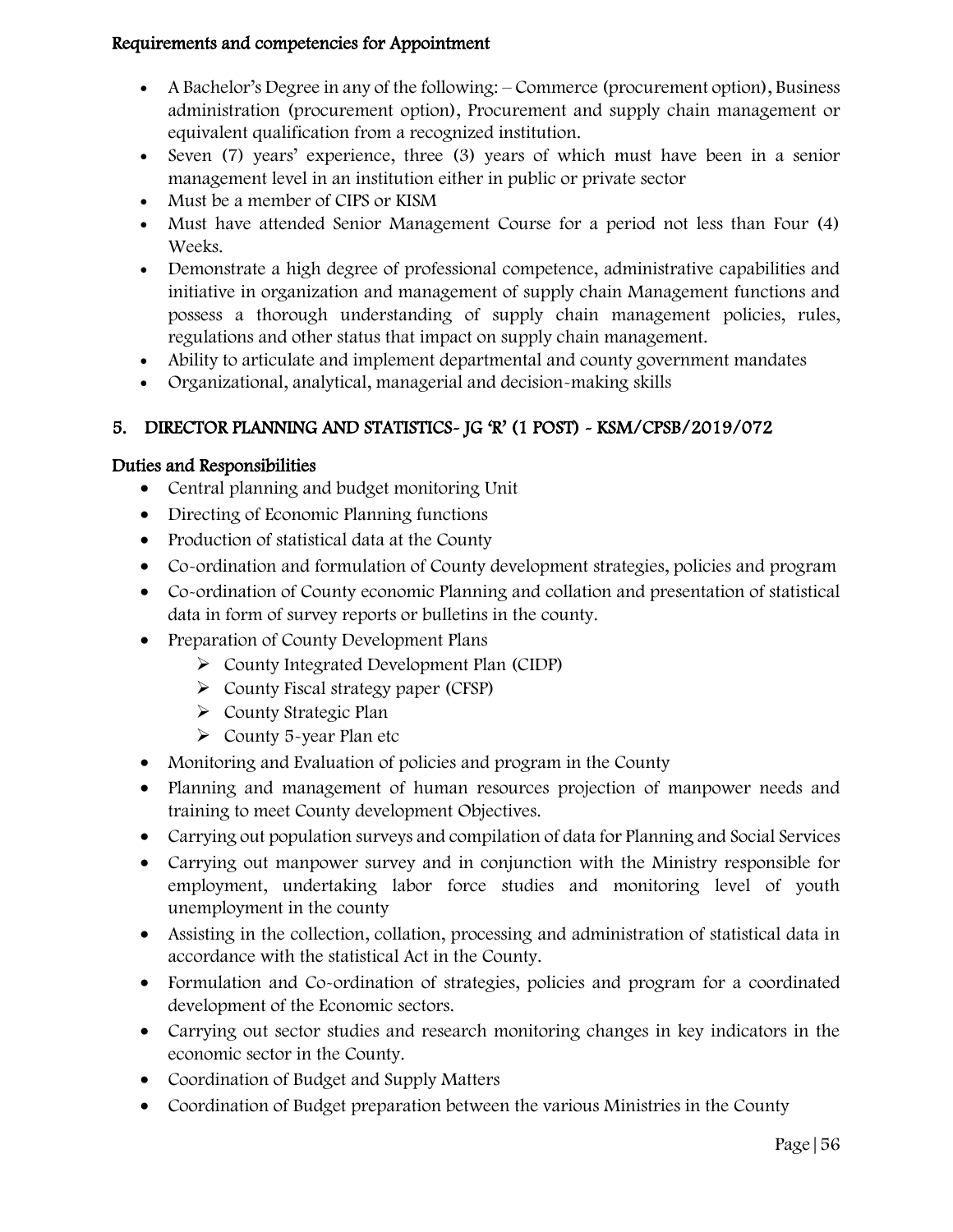#### Requirements and competencies for Appointment

- A Bachelor's Degree in any of the following: – Commerce (procurement option), Business administration (procurement option), Procurement and supply chain management or equivalent qualification from a recognized institution.
- Seven (7) years' experience, three (3) years of which must have been in a senior management level in an institution either in public or private sector
- Must be a member of CIPS or KISM
- Must have attended Senior Management Course for a period not less than Four (4) Weeks.
- Demonstrate a high degree of professional competence, administrative capabilities and initiative in organization and management of supply chain Management functions and possess a thorough understanding of supply chain management policies, rules, regulations and other status that impact on supply chain management.
- Ability to articulate and implement departmental and county government mandates
- Organizational, analytical, managerial and decision-making skills

## 5. DIRECTOR PLANNING AND STATISTICS- JG 'R' (1 POST) - KSM/CPSB/2019/072

#### Duties and Responsibilities

- Central planning and budget monitoring Unit
- Directing of Economic Planning functions
- Production of statistical data at the County
- Co-ordination and formulation of County development strategies, policies and program
- Co-ordination of County economic Planning and collation and presentation of statistical data in form of survey reports or bulletins in the county.
- Preparation of County Development Plans
  - County Integrated Development Plan (CIDP)
  - County Fiscal strategy paper (CFSP)
  - County Strategic Plan
  - County 5-year Plan etc
- Monitoring and Evaluation of policies and program in the County
- Planning and management of human resources projection of manpower needs and training to meet County development Objectives.
- Carrying out population surveys and compilation of data for Planning and Social Services
- Carrying out manpower survey and in conjunction with the Ministry responsible for employment, undertaking labor force studies and monitoring level of youth unemployment in the county
- Assisting in the collection, collation, processing and administration of statistical data in accordance with the statistical Act in the County.
- Formulation and Co-ordination of strategies, policies and program for a coordinated development of the Economic sectors.
- Carrying out sector studies and research monitoring changes in key indicators in the economic sector in the County.
- Coordination of Budget and Supply Matters
- Coordination of Budget preparation between the various Ministries in the County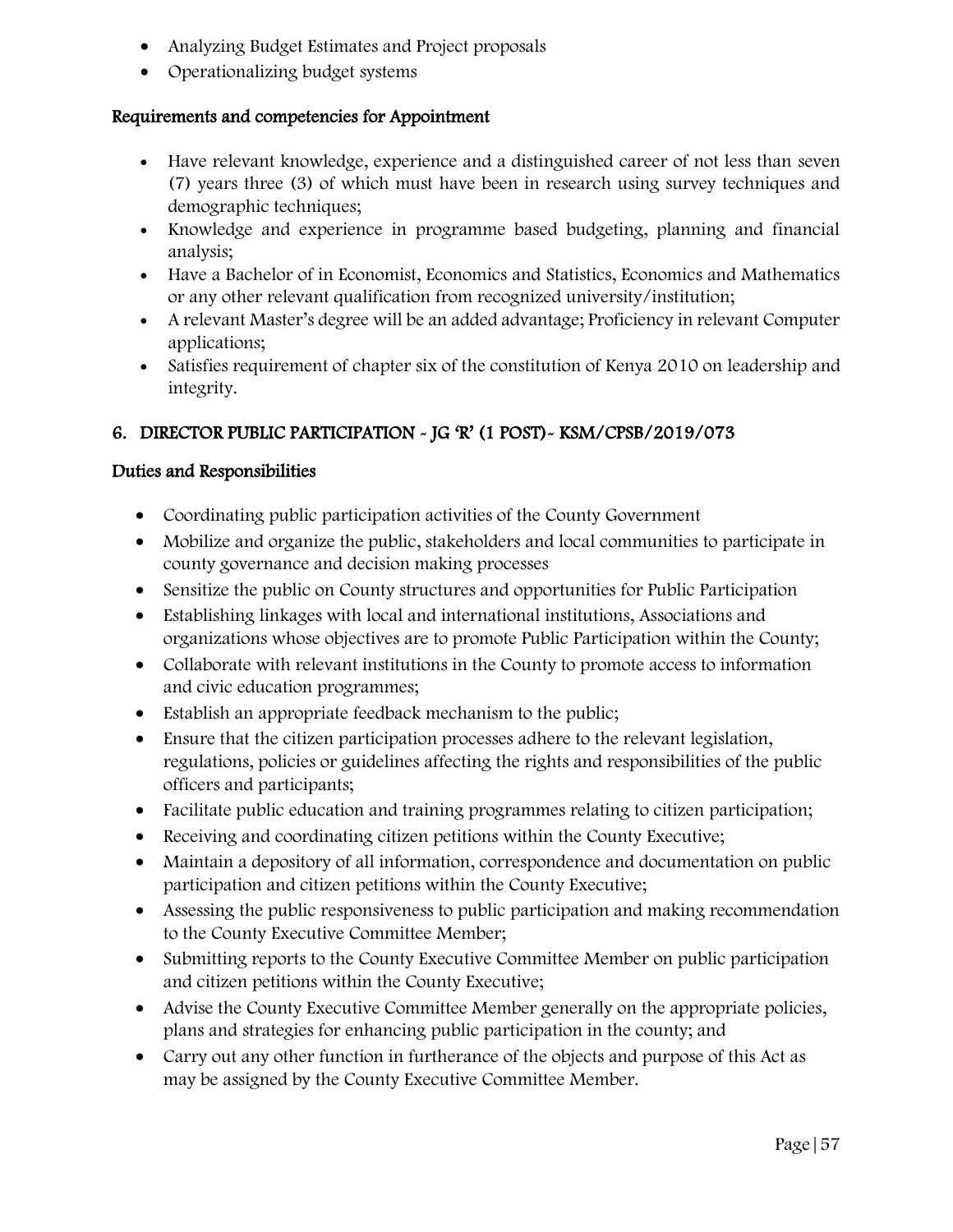- Analyzing Budget Estimates and Project proposals
- Operationalizing budget systems

### Requirements and competencies for Appointment

- Have relevant knowledge, experience and a distinguished career of not less than seven (7) years three (3) of which must have been in research using survey techniques and demographic techniques;
- Knowledge and experience in programme based budgeting, planning and financial analysis;
- Have a Bachelor of in Economist, Economics and Statistics, Economics and Mathematics or any other relevant qualification from recognized university/institution;
- A relevant Master's degree will be an added advantage; Proficiency in relevant Computer applications;
- Satisfies requirement of chapter six of the constitution of Kenya 2010 on leadership and integrity.

## 6. DIRECTOR PUBLIC PARTICIPATION - JG 'R' (1 POST)- KSM/CPSB/2019/073

### Duties and Responsibilities

- Coordinating public participation activities of the County Government
- Mobilize and organize the public, stakeholders and local communities to participate in county governance and decision making processes
- Sensitize the public on County structures and opportunities for Public Participation
- Establishing linkages with local and international institutions, Associations and organizations whose objectives are to promote Public Participation within the County;
- Collaborate with relevant institutions in the County to promote access to information and civic education programmes;
- Establish an appropriate feedback mechanism to the public;
- Ensure that the citizen participation processes adhere to the relevant legislation, regulations, policies or guidelines affecting the rights and responsibilities of the public officers and participants;
- Facilitate public education and training programmes relating to citizen participation;
- Receiving and coordinating citizen petitions within the County Executive;
- Maintain a depository of all information, correspondence and documentation on public participation and citizen petitions within the County Executive;
- Assessing the public responsiveness to public participation and making recommendation to the County Executive Committee Member;
- Submitting reports to the County Executive Committee Member on public participation and citizen petitions within the County Executive;
- Advise the County Executive Committee Member generally on the appropriate policies, plans and strategies for enhancing public participation in the county; and
- Carry out any other function in furtherance of the objects and purpose of this Act as may be assigned by the County Executive Committee Member.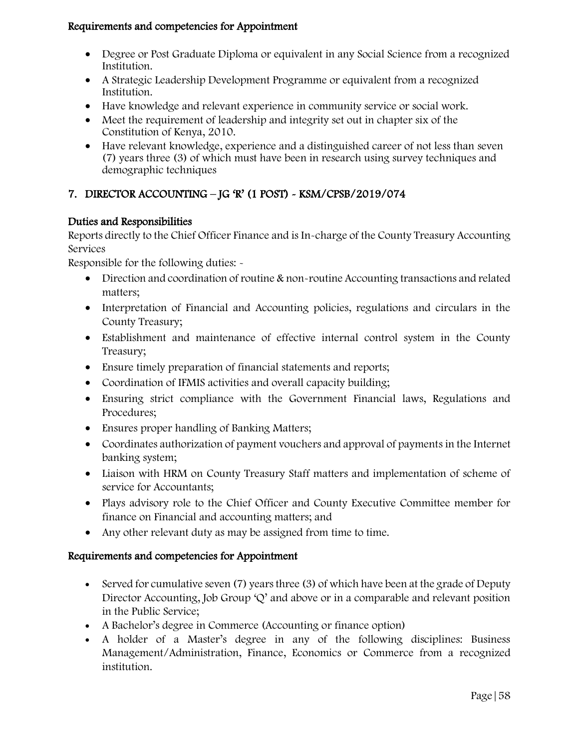### Requirements and competencies for Appointment

- Degree or Post Graduate Diploma or equivalent in any Social Science from a recognized Institution.
- A Strategic Leadership Development Programme or equivalent from a recognized Institution.
- Have knowledge and relevant experience in community service or social work.
- Meet the requirement of leadership and integrity set out in chapter six of the Constitution of Kenya, 2010.
- Have relevant knowledge, experience and a distinguished career of not less than seven (7) years three (3) of which must have been in research using survey techniques and demographic techniques

## 7. DIRECTOR ACCOUNTING – JG 'R' (1 POST) - KSM/CPSB/2019/074

### Duties and Responsibilities

Reports directly to the Chief Officer Finance and is In-charge of the County Treasury Accounting Services

Responsible for the following duties: -

- Direction and coordination of routine & non-routine Accounting transactions and related matters;
- Interpretation of Financial and Accounting policies, regulations and circulars in the County Treasury;
- Establishment and maintenance of effective internal control system in the County Treasury;
- Ensure timely preparation of financial statements and reports;
- Coordination of IFMIS activities and overall capacity building;
- Ensuring strict compliance with the Government Financial laws, Regulations and Procedures;
- Ensures proper handling of Banking Matters;
- Coordinates authorization of payment vouchers and approval of payments in the Internet banking system;
- Liaison with HRM on County Treasury Staff matters and implementation of scheme of service for Accountants;
- Plays advisory role to the Chief Officer and County Executive Committee member for finance on Financial and accounting matters; and
- Any other relevant duty as may be assigned from time to time.

### Requirements and competencies for Appointment

- Served for cumulative seven (7) years three (3) of which have been at the grade of Deputy Director Accounting, Job Group 'Q' and above or in a comparable and relevant position in the Public Service;
- A Bachelor's degree in Commerce (Accounting or finance option)
- A holder of a Master's degree in any of the following disciplines: Business Management/Administration, Finance, Economics or Commerce from a recognized institution.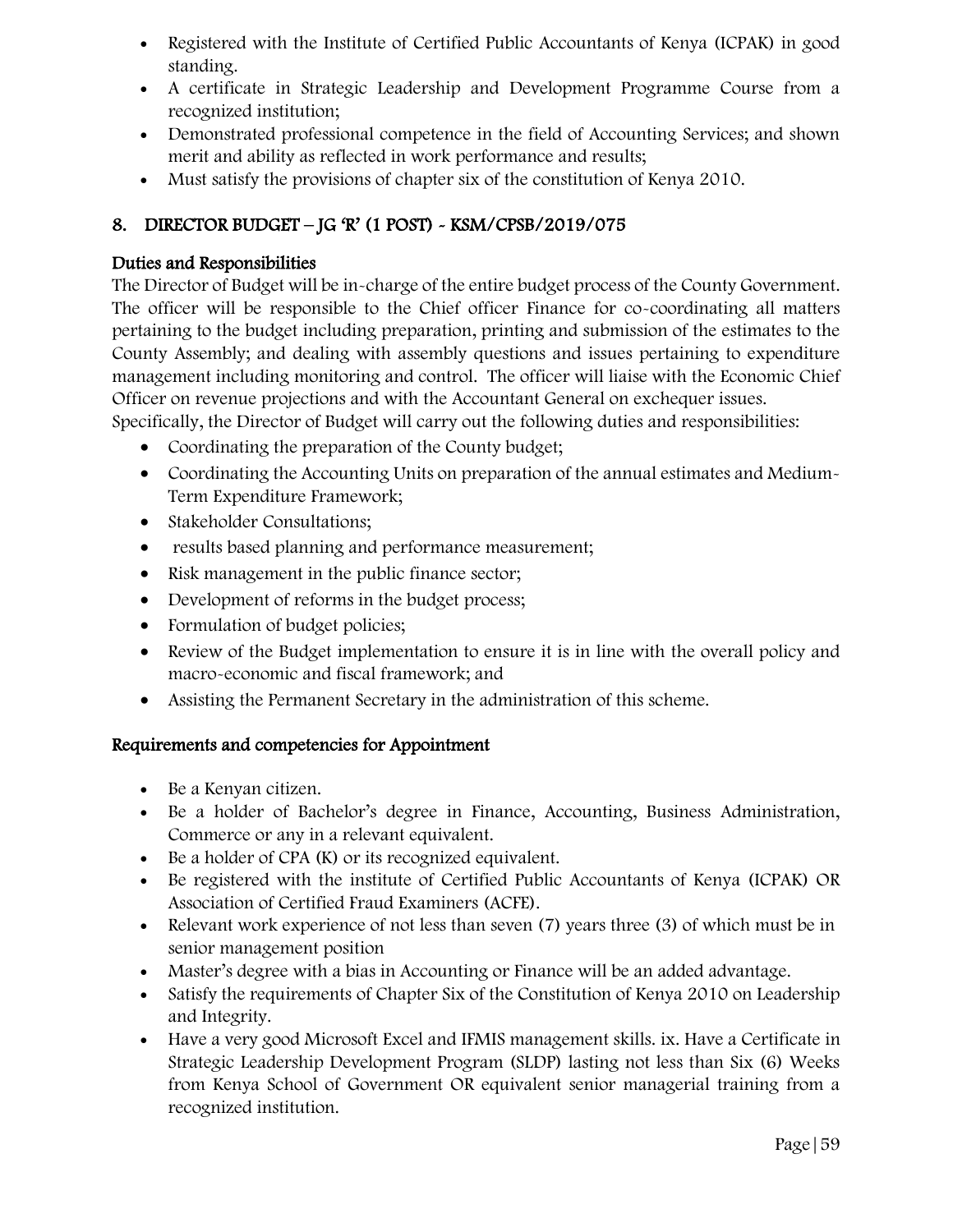- Registered with the Institute of Certified Public Accountants of Kenya (ICPAK) in good standing.
- A certificate in Strategic Leadership and Development Programme Course from a recognized institution;
- Demonstrated professional competence in the field of Accounting Services; and shown merit and ability as reflected in work performance and results;
- Must satisfy the provisions of chapter six of the constitution of Kenya 2010.

## 8. DIRECTOR BUDGET – JG 'R' (1 POST) - KSM/CPSB/2019/075

### Duties and Responsibilities

The Director of Budget will be in-charge of the entire budget process of the County Government. The officer will be responsible to the Chief officer Finance for co-coordinating all matters pertaining to the budget including preparation, printing and submission of the estimates to the County Assembly; and dealing with assembly questions and issues pertaining to expenditure management including monitoring and control. The officer will liaise with the Economic Chief Officer on revenue projections and with the Accountant General on exchequer issues.
Specifically, the Director of Budget will carry out the following duties and responsibilities:

- Coordinating the preparation of the County budget;
- Coordinating the Accounting Units on preparation of the annual estimates and Medium-Term Expenditure Framework;
- Stakeholder Consultations;
- results based planning and performance measurement;
- Risk management in the public finance sector;
- Development of reforms in the budget process;
- Formulation of budget policies;
- Review of the Budget implementation to ensure it is in line with the overall policy and macro-economic and fiscal framework; and
- Assisting the Permanent Secretary in the administration of this scheme.

### Requirements and competencies for Appointment

- Be a Kenyan citizen.
- Be a holder of Bachelor's degree in Finance, Accounting, Business Administration, Commerce or any in a relevant equivalent.
- Be a holder of CPA (K) or its recognized equivalent.
- Be registered with the institute of Certified Public Accountants of Kenya (ICPAK) OR Association of Certified Fraud Examiners (ACFE).
- Relevant work experience of not less than seven (7) years three (3) of which must be in senior management position
- Master's degree with a bias in Accounting or Finance will be an added advantage.
- Satisfy the requirements of Chapter Six of the Constitution of Kenya 2010 on Leadership and Integrity.
- Have a very good Microsoft Excel and IFMIS management skills. ix. Have a Certificate in Strategic Leadership Development Program (SLDP) lasting not less than Six (6) Weeks from Kenya School of Government OR equivalent senior managerial training from a recognized institution.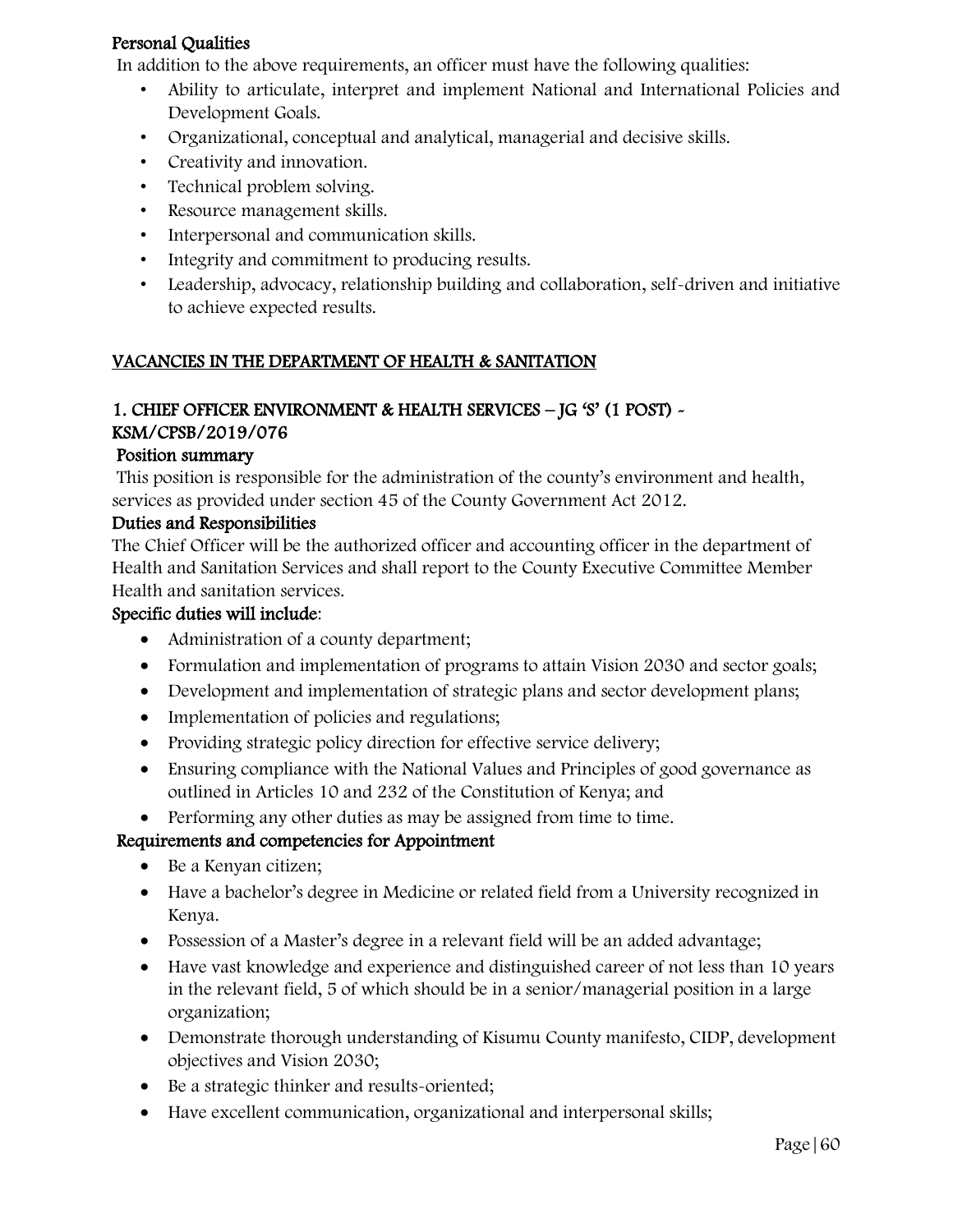**Personal Qualities**

In addition to the above requirements, an officer must have the following qualities:

- Ability to articulate, interpret and implement National and International Policies and Development Goals.
- Organizational, conceptual and analytical, managerial and decisive skills.
- Creativity and innovation.
- Technical problem solving.
- Resource management skills.
- Interpersonal and communication skills.
- Integrity and commitment to producing results.
- Leadership, advocacy, relationship building and collaboration, self-driven and initiative to achieve expected results.

## VACANCIES IN THE DEPARTMENT OF HEALTH & SANITATION

### 1. CHIEF OFFICER ENVIRONMENT & HEALTH SERVICES – JG 'S' (1 POST) - KSM/CPSB/2019/076

**Position summary**

This position is responsible for the administration of the county's environment and health, services as provided under section 45 of the County Government Act 2012.

**Duties and Responsibilities**

The Chief Officer will be the authorized officer and accounting officer in the department of Health and Sanitation Services and shall report to the County Executive Committee Member Health and sanitation services.

**Specific duties will include**:

- Administration of a county department;
- Formulation and implementation of programs to attain Vision 2030 and sector goals;
- Development and implementation of strategic plans and sector development plans;
- Implementation of policies and regulations;
- Providing strategic policy direction for effective service delivery;
- Ensuring compliance with the National Values and Principles of good governance as outlined in Articles 10 and 232 of the Constitution of Kenya; and
- Performing any other duties as may be assigned from time to time.

**Requirements and competencies for Appointment**

- Be a Kenyan citizen;
- Have a bachelor's degree in Medicine or related field from a University recognized in Kenya.
- Possession of a Master's degree in a relevant field will be an added advantage;
- Have vast knowledge and experience and distinguished career of not less than 10 years in the relevant field, 5 of which should be in a senior/managerial position in a large organization;
- Demonstrate thorough understanding of Kisumu County manifesto, CIDP, development objectives and Vision 2030;
- Be a strategic thinker and results-oriented;
- Have excellent communication, organizational and interpersonal skills;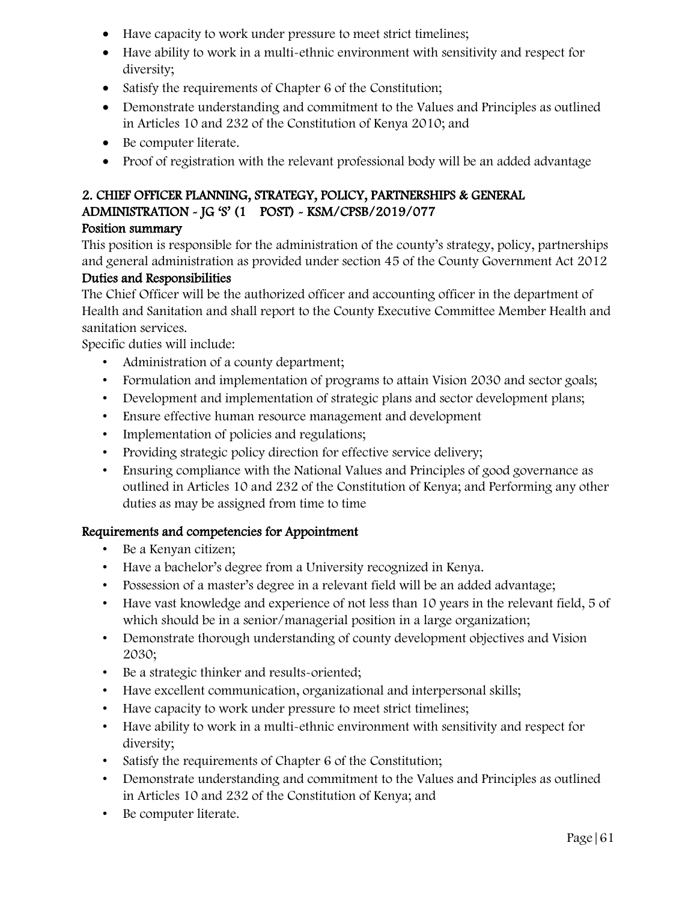- Have capacity to work under pressure to meet strict timelines;
- Have ability to work in a multi-ethnic environment with sensitivity and respect for diversity;
- Satisfy the requirements of Chapter 6 of the Constitution;
- Demonstrate understanding and commitment to the Values and Principles as outlined in Articles 10 and 232 of the Constitution of Kenya 2010; and
- Be computer literate.
- Proof of registration with the relevant professional body will be an added advantage

## 2. CHIEF OFFICER PLANNING, STRATEGY, POLICY, PARTNERSHIPS & GENERAL ADMINISTRATION - JG 'S' (1 POST) - KSM/CPSB/2019/077

### Position summary

This position is responsible for the administration of the county's strategy, policy, partnerships and general administration as provided under section 45 of the County Government Act 2012

### Duties and Responsibilities

The Chief Officer will be the authorized officer and accounting officer in the department of Health and Sanitation and shall report to the County Executive Committee Member Health and sanitation services.

Specific duties will include:

- Administration of a county department;
- Formulation and implementation of programs to attain Vision 2030 and sector goals;
- Development and implementation of strategic plans and sector development plans;
- Ensure effective human resource management and development
- Implementation of policies and regulations;
- Providing strategic policy direction for effective service delivery;
- Ensuring compliance with the National Values and Principles of good governance as outlined in Articles 10 and 232 of the Constitution of Kenya; and Performing any other duties as may be assigned from time to time

### Requirements and competencies for Appointment

- Be a Kenyan citizen;
- Have a bachelor's degree from a University recognized in Kenya.
- Possession of a master's degree in a relevant field will be an added advantage;
- Have vast knowledge and experience of not less than 10 years in the relevant field, 5 of which should be in a senior/managerial position in a large organization;
- Demonstrate thorough understanding of county development objectives and Vision 2030;
- Be a strategic thinker and results-oriented;
- Have excellent communication, organizational and interpersonal skills;
- Have capacity to work under pressure to meet strict timelines;
- Have ability to work in a multi-ethnic environment with sensitivity and respect for diversity;
- Satisfy the requirements of Chapter 6 of the Constitution;
- Demonstrate understanding and commitment to the Values and Principles as outlined in Articles 10 and 232 of the Constitution of Kenya; and
- Be computer literate.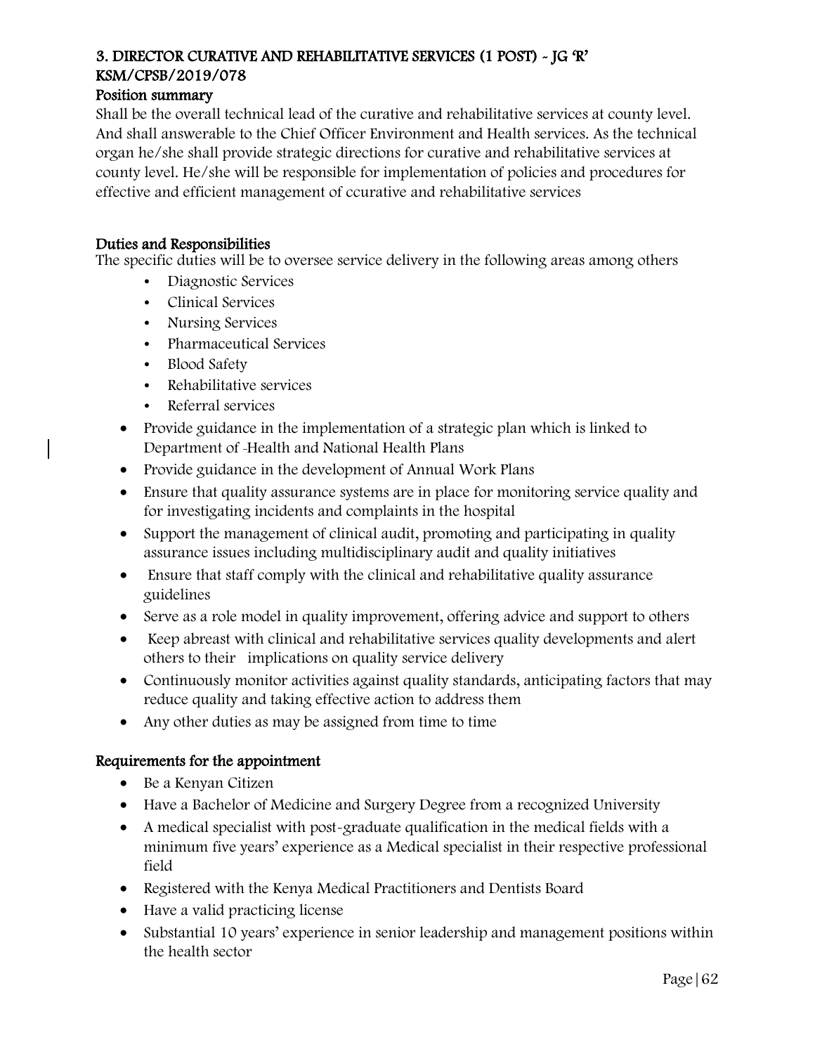### 3. DIRECTOR CURATIVE AND REHABILITATIVE SERVICES (1 POST) - JG 'R' KSM/CPSB/2019/078

#### Position summary

Shall be the overall technical lead of the curative and rehabilitative services at county level. And shall answerable to the Chief Officer Environment and Health services. As the technical organ he/she shall provide strategic directions for curative and rehabilitative services at county level. He/she will be responsible for implementation of policies and procedures for effective and efficient management of ccurative and rehabilitative services

#### Duties and Responsibilities

The specific duties will be to oversee service delivery in the following areas among others

- Diagnostic Services
- Clinical Services
- Nursing Services
- Pharmaceutical Services
- Blood Safety
- Rehabilitative services
- Referral services

- Provide guidance in the implementation of a strategic plan which is linked to Department of -Health and National Health Plans
- Provide guidance in the development of Annual Work Plans
- Ensure that quality assurance systems are in place for monitoring service quality and for investigating incidents and complaints in the hospital
- Support the management of clinical audit, promoting and participating in quality assurance issues including multidisciplinary audit and quality initiatives
- Ensure that staff comply with the clinical and rehabilitative quality assurance guidelines
- Serve as a role model in quality improvement, offering advice and support to others
- Keep abreast with clinical and rehabilitative services quality developments and alert others to their implications on quality service delivery
- Continuously monitor activities against quality standards, anticipating factors that may reduce quality and taking effective action to address them
- Any other duties as may be assigned from time to time

#### Requirements for the appointment

- Be a Kenyan Citizen
- Have a Bachelor of Medicine and Surgery Degree from a recognized University
- A medical specialist with post-graduate qualification in the medical fields with a minimum five years' experience as a Medical specialist in their respective professional field
- Registered with the Kenya Medical Practitioners and Dentists Board
- Have a valid practicing license
- Substantial 10 years' experience in senior leadership and management positions within the health sector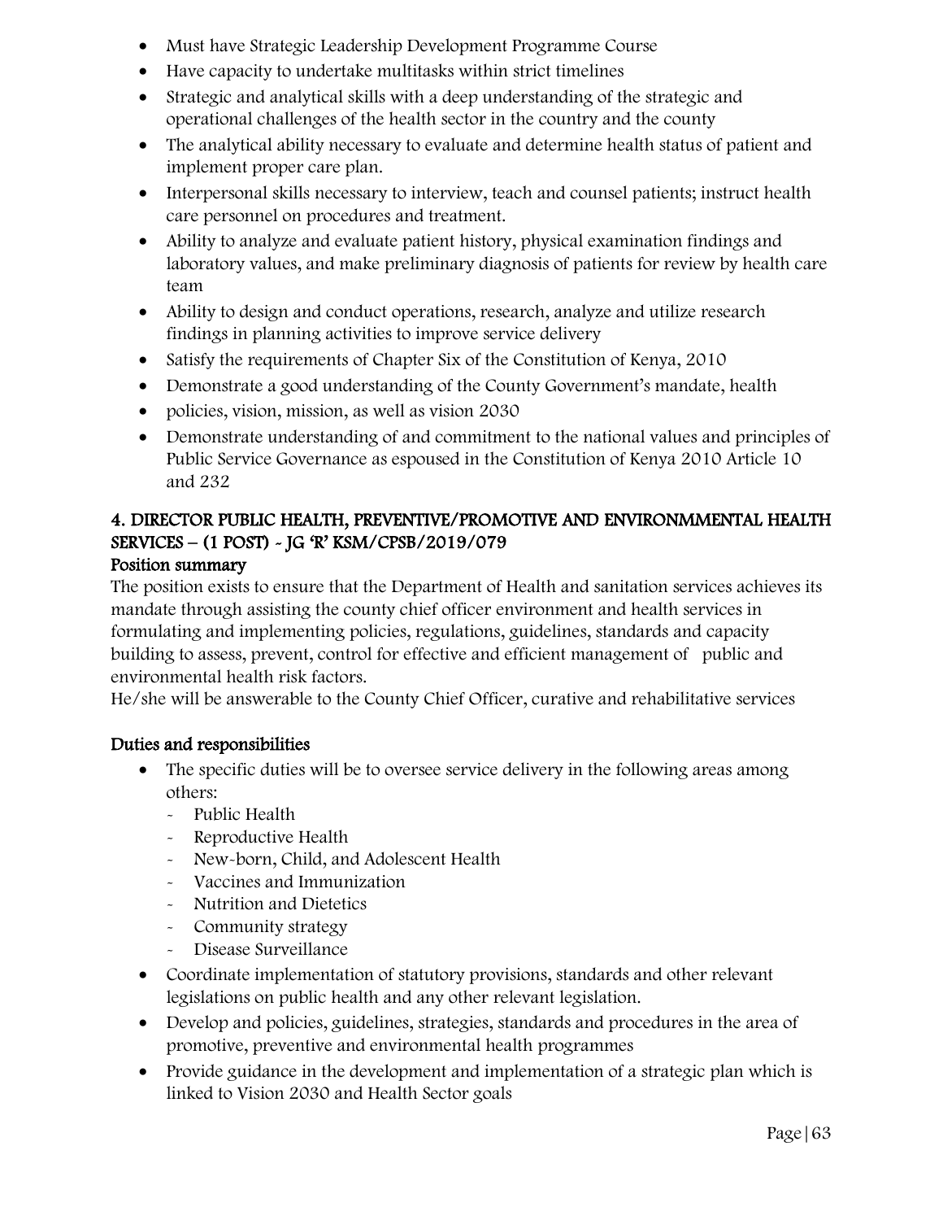- Must have Strategic Leadership Development Programme Course
- Have capacity to undertake multitasks within strict timelines
- Strategic and analytical skills with a deep understanding of the strategic and operational challenges of the health sector in the country and the county
- The analytical ability necessary to evaluate and determine health status of patient and implement proper care plan.
- Interpersonal skills necessary to interview, teach and counsel patients; instruct health care personnel on procedures and treatment.
- Ability to analyze and evaluate patient history, physical examination findings and laboratory values, and make preliminary diagnosis of patients for review by health care team
- Ability to design and conduct operations, research, analyze and utilize research findings in planning activities to improve service delivery
- Satisfy the requirements of Chapter Six of the Constitution of Kenya, 2010
- Demonstrate a good understanding of the County Government's mandate, health
- policies, vision, mission, as well as vision 2030
- Demonstrate understanding of and commitment to the national values and principles of Public Service Governance as espoused in the Constitution of Kenya 2010 Article 10 and 232

## 4. DIRECTOR PUBLIC HEALTH, PREVENTIVE/PROMOTIVE AND ENVIRONMMENTAL HEALTH SERVICES – (1 POST) - JG 'R' KSM/CPSB/2019/079

**Position summary**

The position exists to ensure that the Department of Health and sanitation services achieves its mandate through assisting the county chief officer environment and health services in formulating and implementing policies, regulations, guidelines, standards and capacity building to assess, prevent, control for effective and efficient management of public and environmental health risk factors.

He/she will be answerable to the County Chief Officer, curative and rehabilitative services

**Duties and responsibilities**

- The specific duties will be to oversee service delivery in the following areas among others:
  - Public Health
  - Reproductive Health
  - New-born, Child, and Adolescent Health
  - Vaccines and Immunization
  - Nutrition and Dietetics
  - Community strategy
  - Disease Surveillance
- Coordinate implementation of statutory provisions, standards and other relevant legislations on public health and any other relevant legislation.
- Develop and policies, guidelines, strategies, standards and procedures in the area of promotive, preventive and environmental health programmes
- Provide guidance in the development and implementation of a strategic plan which is linked to Vision 2030 and Health Sector goals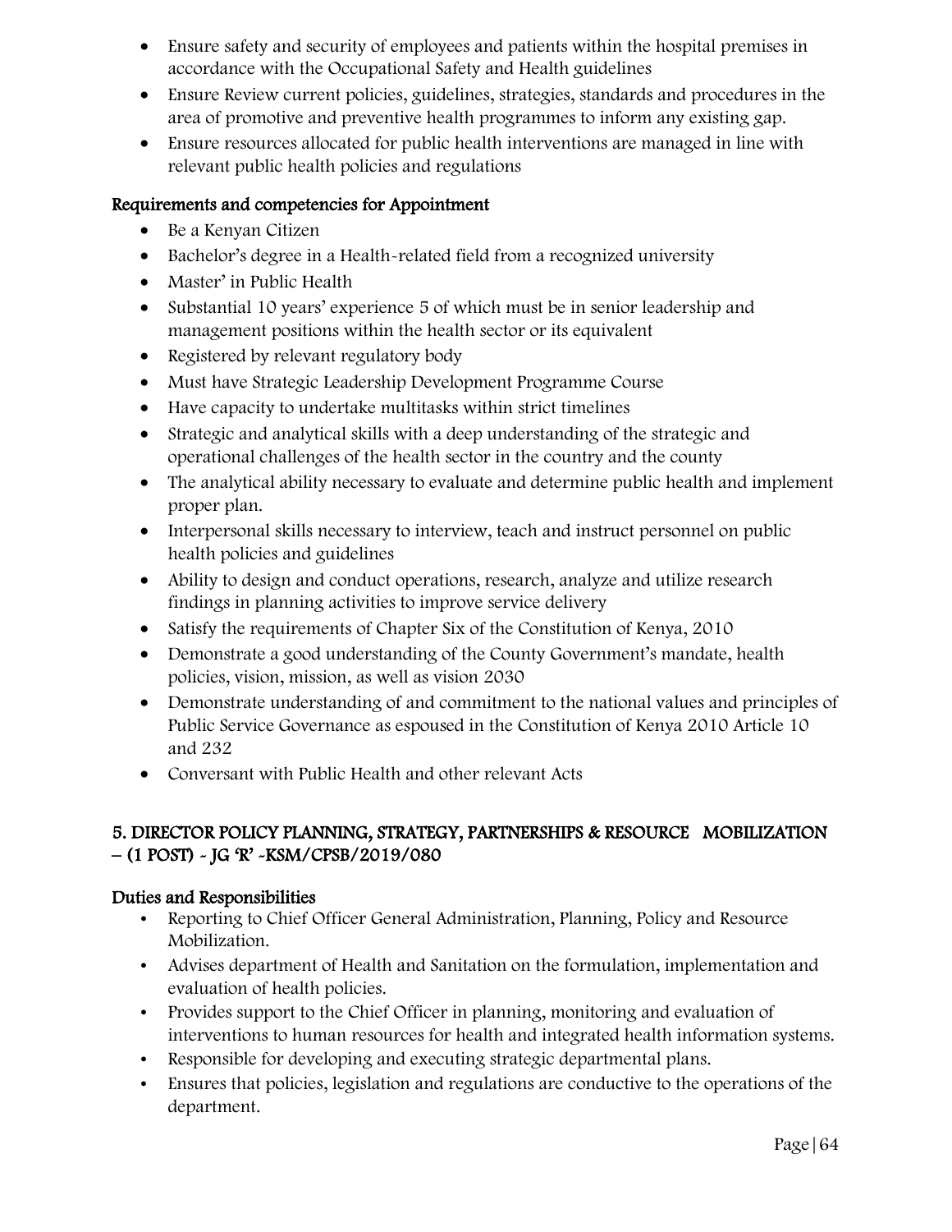- Ensure safety and security of employees and patients within the hospital premises in accordance with the Occupational Safety and Health guidelines
- Ensure Review current policies, guidelines, strategies, standards and procedures in the area of promotive and preventive health programmes to inform any existing gap.
- Ensure resources allocated for public health interventions are managed in line with relevant public health policies and regulations

### Requirements and competencies for Appointment

- Be a Kenyan Citizen
- Bachelor's degree in a Health-related field from a recognized university
- Master' in Public Health
- Substantial 10 years' experience 5 of which must be in senior leadership and management positions within the health sector or its equivalent
- Registered by relevant regulatory body
- Must have Strategic Leadership Development Programme Course
- Have capacity to undertake multitasks within strict timelines
- Strategic and analytical skills with a deep understanding of the strategic and operational challenges of the health sector in the country and the county
- The analytical ability necessary to evaluate and determine public health and implement proper plan.
- Interpersonal skills necessary to interview, teach and instruct personnel on public health policies and guidelines
- Ability to design and conduct operations, research, analyze and utilize research findings in planning activities to improve service delivery
- Satisfy the requirements of Chapter Six of the Constitution of Kenya, 2010
- Demonstrate a good understanding of the County Government's mandate, health policies, vision, mission, as well as vision 2030
- Demonstrate understanding of and commitment to the national values and principles of Public Service Governance as espoused in the Constitution of Kenya 2010 Article 10 and 232
- Conversant with Public Health and other relevant Acts

## 5. DIRECTOR POLICY PLANNING, STRATEGY, PARTNERSHIPS & RESOURCE MOBILIZATION – (1 POST) - JG 'R' -KSM/CPSB/2019/080

### Duties and Responsibilities

- Reporting to Chief Officer General Administration, Planning, Policy and Resource Mobilization.
- Advises department of Health and Sanitation on the formulation, implementation and evaluation of health policies.
- Provides support to the Chief Officer in planning, monitoring and evaluation of interventions to human resources for health and integrated health information systems.
- Responsible for developing and executing strategic departmental plans.
- Ensures that policies, legislation and regulations are conductive to the operations of the department.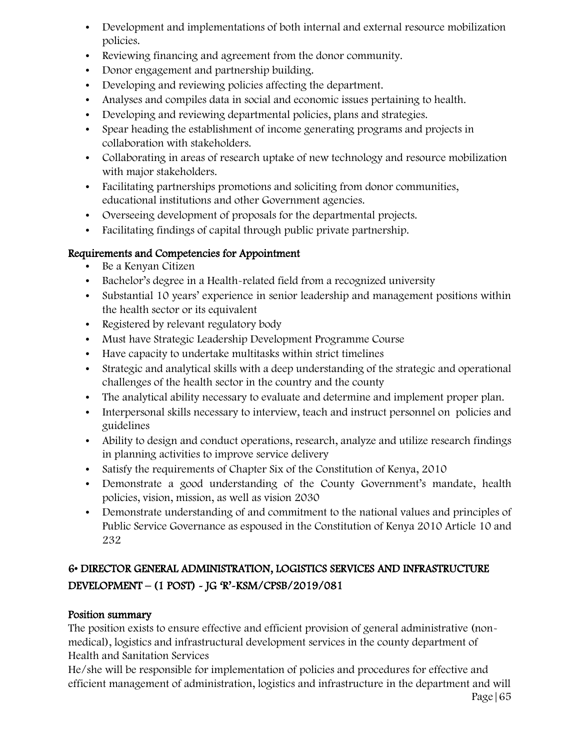- Development and implementations of both internal and external resource mobilization policies.
- Reviewing financing and agreement from the donor community.
- Donor engagement and partnership building.
- Developing and reviewing policies affecting the department.
- Analyses and compiles data in social and economic issues pertaining to health.
- Developing and reviewing departmental policies, plans and strategies.
- Spear heading the establishment of income generating programs and projects in collaboration with stakeholders.
- Collaborating in areas of research uptake of new technology and resource mobilization with major stakeholders.
- Facilitating partnerships promotions and soliciting from donor communities, educational institutions and other Government agencies.
- Overseeing development of proposals for the departmental projects.
- Facilitating findings of capital through public private partnership.

### Requirements and Competencies for Appointment

- Be a Kenyan Citizen
- Bachelor's degree in a Health-related field from a recognized university
- Substantial 10 years' experience in senior leadership and management positions within the health sector or its equivalent
- Registered by relevant regulatory body
- Must have Strategic Leadership Development Programme Course
- Have capacity to undertake multitasks within strict timelines
- Strategic and analytical skills with a deep understanding of the strategic and operational challenges of the health sector in the country and the county
- The analytical ability necessary to evaluate and determine and implement proper plan.
- Interpersonal skills necessary to interview, teach and instruct personnel on policies and guidelines
- Ability to design and conduct operations, research, analyze and utilize research findings in planning activities to improve service delivery
- Satisfy the requirements of Chapter Six of the Constitution of Kenya, 2010
- Demonstrate a good understanding of the County Government's mandate, health policies, vision, mission, as well as vision 2030
- Demonstrate understanding of and commitment to the national values and principles of Public Service Governance as espoused in the Constitution of Kenya 2010 Article 10 and 232

## 6• DIRECTOR GENERAL ADMINISTRATION, LOGISTICS SERVICES AND INFRASTRUCTURE DEVELOPMENT – (1 POST) - JG 'R'-KSM/CPSB/2019/081

### Position summary

The position exists to ensure effective and efficient provision of general administrative (non-medical), logistics and infrastructural development services in the county department of Health and Sanitation Services

He/she will be responsible for implementation of policies and procedures for effective and efficient management of administration, logistics and infrastructure in the department and will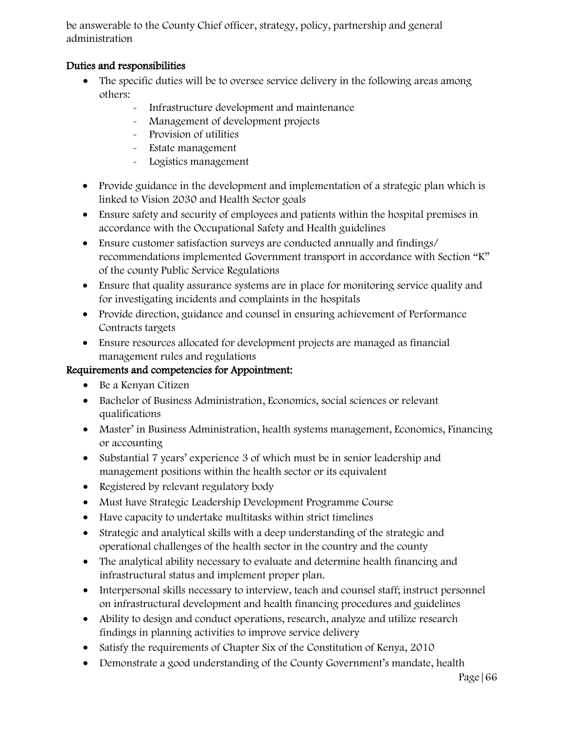be answerable to the County Chief officer, strategy, policy, partnership and general administration

**Duties and responsibilities**

- The specific duties will be to oversee service delivery in the following areas among others:
    - Infrastructure development and maintenance
    - Management of development projects
    - Provision of utilities
    - Estate management
    - Logistics management
- Provide guidance in the development and implementation of a strategic plan which is linked to Vision 2030 and Health Sector goals
- Ensure safety and security of employees and patients within the hospital premises in accordance with the Occupational Safety and Health guidelines
- Ensure customer satisfaction surveys are conducted annually and findings/ recommendations implemented Government transport in accordance with Section "K" of the county Public Service Regulations
- Ensure that quality assurance systems are in place for monitoring service quality and for investigating incidents and complaints in the hospitals
- Provide direction, guidance and counsel in ensuring achievement of Performance Contracts targets
- Ensure resources allocated for development projects are managed as financial management rules and regulations

**Requirements and competencies for Appointment:**

- Be a Kenyan Citizen
- Bachelor of Business Administration, Economics, social sciences or relevant qualifications
- Master' in Business Administration, health systems management, Economics, Financing or accounting
- Substantial 7 years' experience 3 of which must be in senior leadership and management positions within the health sector or its equivalent
- Registered by relevant regulatory body
- Must have Strategic Leadership Development Programme Course
- Have capacity to undertake multitasks within strict timelines
- Strategic and analytical skills with a deep understanding of the strategic and operational challenges of the health sector in the country and the county
- The analytical ability necessary to evaluate and determine health financing and infrastructural status and implement proper plan.
- Interpersonal skills necessary to interview, teach and counsel staff; instruct personnel on infrastructural development and health financing procedures and guidelines
- Ability to design and conduct operations, research, analyze and utilize research findings in planning activities to improve service delivery
- Satisfy the requirements of Chapter Six of the Constitution of Kenya, 2010
- Demonstrate a good understanding of the County Government's mandate, health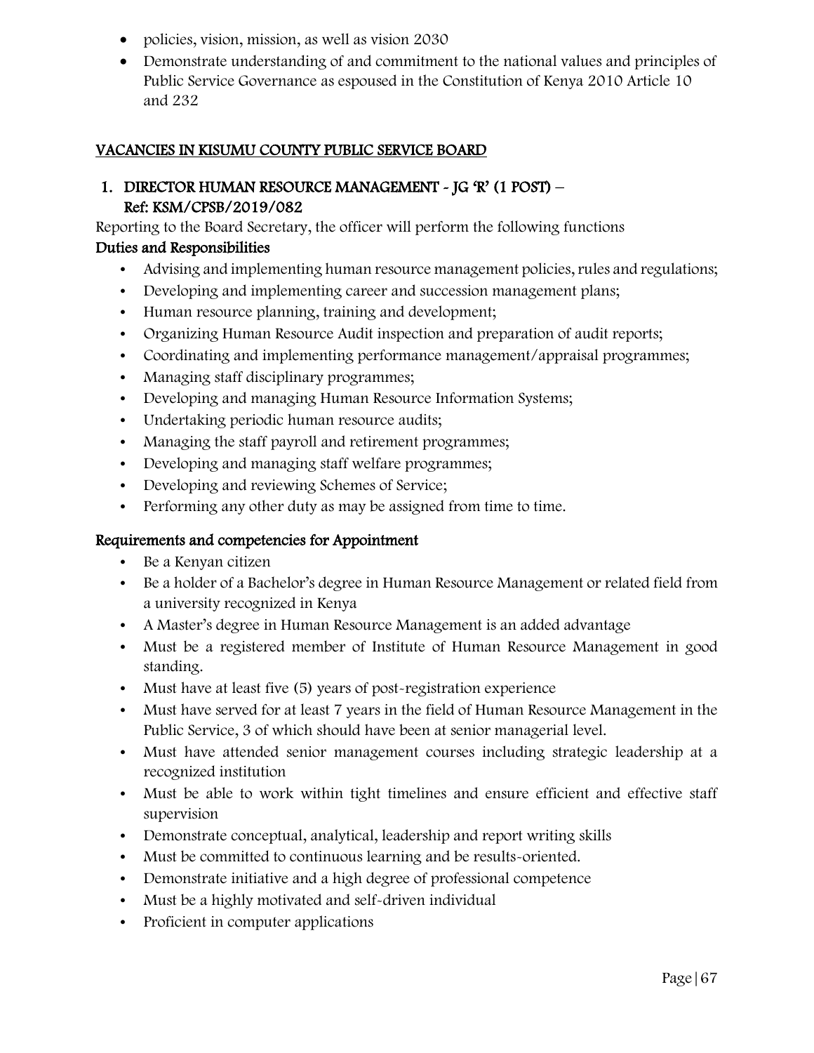- policies, vision, mission, as well as vision 2030
- Demonstrate understanding of and commitment to the national values and principles of Public Service Governance as espoused in the Constitution of Kenya 2010 Article 10 and 232

## VACANCIES IN KISUMU COUNTY PUBLIC SERVICE BOARD

### 1. DIRECTOR HUMAN RESOURCE MANAGEMENT - JG 'R' (1 POST) – Ref: KSM/CPSB/2019/082

Reporting to the Board Secretary, the officer will perform the following functions

**Duties and Responsibilities**

- Advising and implementing human resource management policies, rules and regulations;
- Developing and implementing career and succession management plans;
- Human resource planning, training and development;
- Organizing Human Resource Audit inspection and preparation of audit reports;
- Coordinating and implementing performance management/appraisal programmes;
- Managing staff disciplinary programmes;
- Developing and managing Human Resource Information Systems;
- Undertaking periodic human resource audits;
- Managing the staff payroll and retirement programmes;
- Developing and managing staff welfare programmes;
- Developing and reviewing Schemes of Service;
- Performing any other duty as may be assigned from time to time.

**Requirements and competencies for Appointment**

- Be a Kenyan citizen
- Be a holder of a Bachelor's degree in Human Resource Management or related field from a university recognized in Kenya
- A Master's degree in Human Resource Management is an added advantage
- Must be a registered member of Institute of Human Resource Management in good standing.
- Must have at least five (5) years of post-registration experience
- Must have served for at least 7 years in the field of Human Resource Management in the Public Service, 3 of which should have been at senior managerial level.
- Must have attended senior management courses including strategic leadership at a recognized institution
- Must be able to work within tight timelines and ensure efficient and effective staff supervision
- Demonstrate conceptual, analytical, leadership and report writing skills
- Must be committed to continuous learning and be results-oriented.
- Demonstrate initiative and a high degree of professional competence
- Must be a highly motivated and self-driven individual
- Proficient in computer applications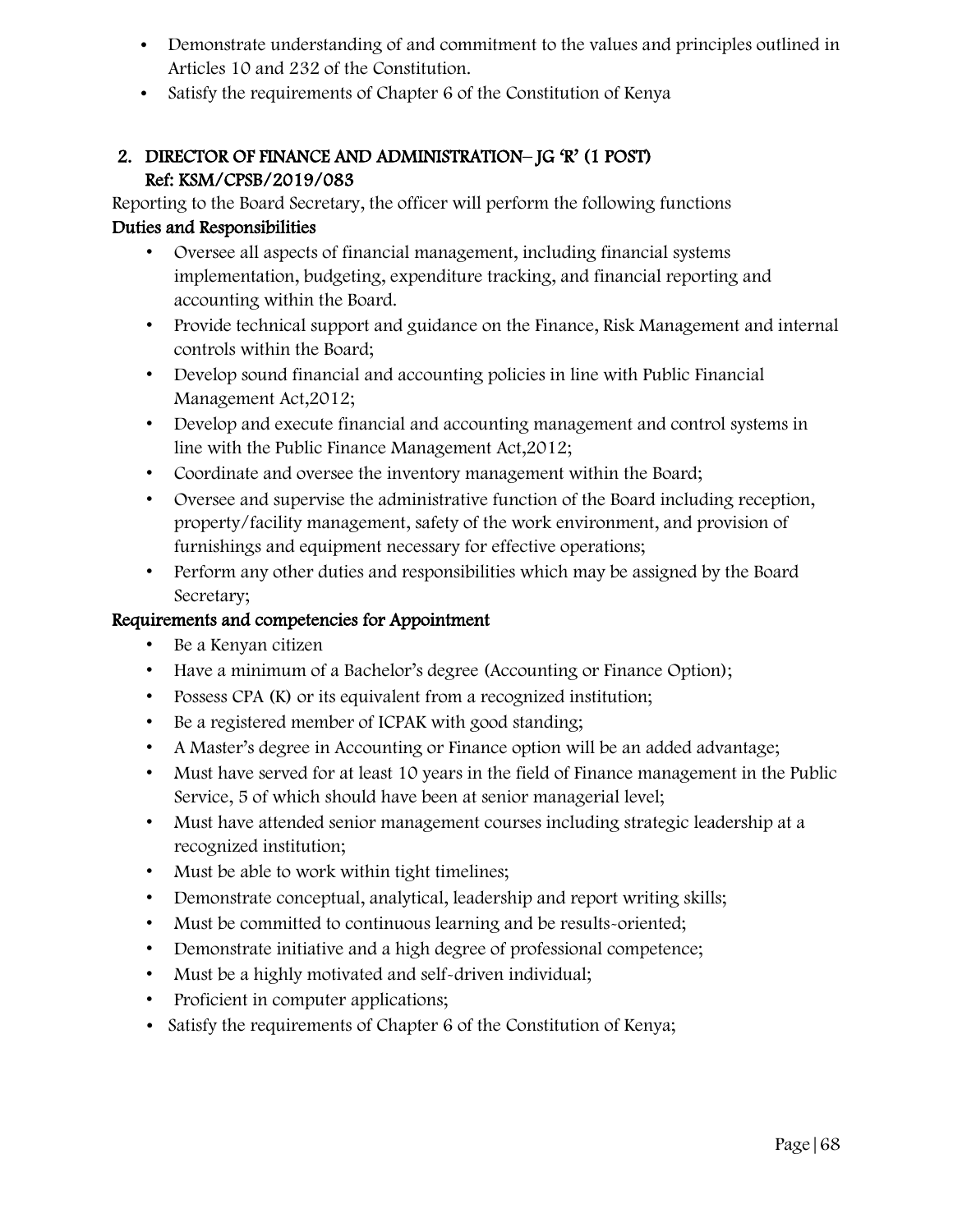- Demonstrate understanding of and commitment to the values and principles outlined in Articles 10 and 232 of the Constitution.
- Satisfy the requirements of Chapter 6 of the Constitution of Kenya

## 2. DIRECTOR OF FINANCE AND ADMINISTRATION– JG 'R' (1 POST) Ref: KSM/CPSB/2019/083

Reporting to the Board Secretary, the officer will perform the following functions

### Duties and Responsibilities

- Oversee all aspects of financial management, including financial systems implementation, budgeting, expenditure tracking, and financial reporting and accounting within the Board.
- Provide technical support and guidance on the Finance, Risk Management and internal controls within the Board;
- Develop sound financial and accounting policies in line with Public Financial Management Act,2012;
- Develop and execute financial and accounting management and control systems in line with the Public Finance Management Act,2012;
- Coordinate and oversee the inventory management within the Board;
- Oversee and supervise the administrative function of the Board including reception, property/facility management, safety of the work environment, and provision of furnishings and equipment necessary for effective operations;
- Perform any other duties and responsibilities which may be assigned by the Board Secretary;

### Requirements and competencies for Appointment

- Be a Kenyan citizen
- Have a minimum of a Bachelor's degree (Accounting or Finance Option);
- Possess CPA (K) or its equivalent from a recognized institution;
- Be a registered member of ICPAK with good standing;
- A Master's degree in Accounting or Finance option will be an added advantage;
- Must have served for at least 10 years in the field of Finance management in the Public Service, 5 of which should have been at senior managerial level;
- Must have attended senior management courses including strategic leadership at a recognized institution;
- Must be able to work within tight timelines;
- Demonstrate conceptual, analytical, leadership and report writing skills;
- Must be committed to continuous learning and be results-oriented;
- Demonstrate initiative and a high degree of professional competence;
- Must be a highly motivated and self-driven individual;
- Proficient in computer applications;
- Satisfy the requirements of Chapter 6 of the Constitution of Kenya;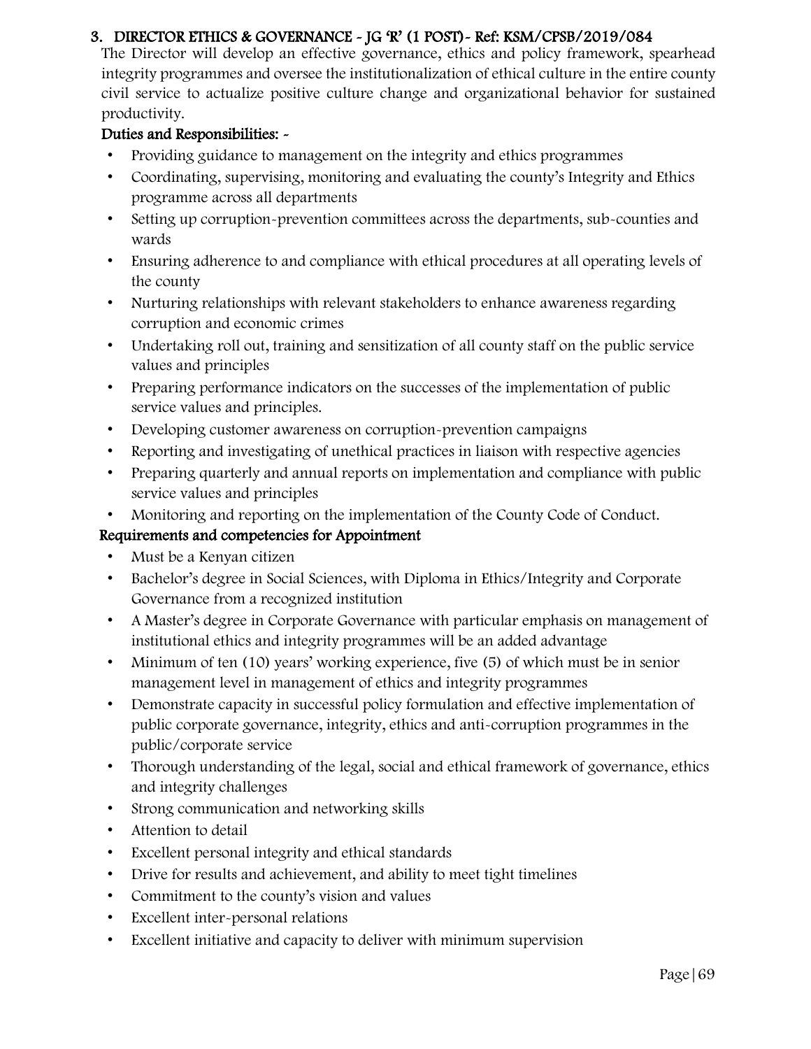### 3. DIRECTOR ETHICS & GOVERNANCE - JG 'R' (1 POST)- Ref: KSM/CPSB/2019/084

The Director will develop an effective governance, ethics and policy framework, spearhead integrity programmes and oversee the institutionalization of ethical culture in the entire county civil service to actualize positive culture change and organizational behavior for sustained productivity.

**Duties and Responsibilities: -**

- Providing guidance to management on the integrity and ethics programmes
- Coordinating, supervising, monitoring and evaluating the county's Integrity and Ethics programme across all departments
- Setting up corruption-prevention committees across the departments, sub-counties and wards
- Ensuring adherence to and compliance with ethical procedures at all operating levels of the county
- Nurturing relationships with relevant stakeholders to enhance awareness regarding corruption and economic crimes
- Undertaking roll out, training and sensitization of all county staff on the public service values and principles
- Preparing performance indicators on the successes of the implementation of public service values and principles.
- Developing customer awareness on corruption-prevention campaigns
- Reporting and investigating of unethical practices in liaison with respective agencies
- Preparing quarterly and annual reports on implementation and compliance with public service values and principles
- Monitoring and reporting on the implementation of the County Code of Conduct.

**Requirements and competencies for Appointment**

- Must be a Kenyan citizen
- Bachelor's degree in Social Sciences, with Diploma in Ethics/Integrity and Corporate Governance from a recognized institution
- A Master's degree in Corporate Governance with particular emphasis on management of institutional ethics and integrity programmes will be an added advantage
- Minimum of ten (10) years' working experience, five (5) of which must be in senior management level in management of ethics and integrity programmes
- Demonstrate capacity in successful policy formulation and effective implementation of public corporate governance, integrity, ethics and anti-corruption programmes in the public/corporate service
- Thorough understanding of the legal, social and ethical framework of governance, ethics and integrity challenges
- Strong communication and networking skills
- Attention to detail
- Excellent personal integrity and ethical standards
- Drive for results and achievement, and ability to meet tight timelines
- Commitment to the county's vision and values
- Excellent inter-personal relations
- Excellent initiative and capacity to deliver with minimum supervision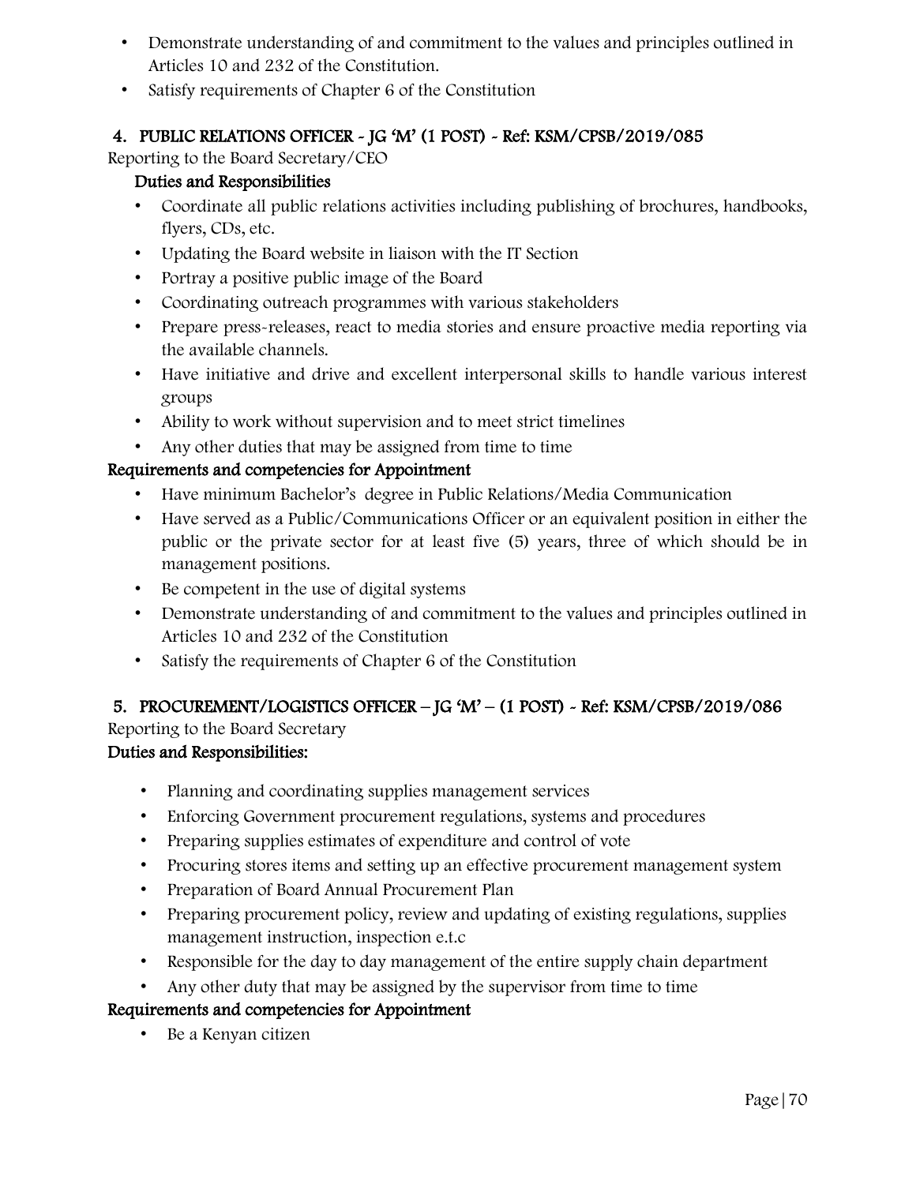- Demonstrate understanding of and commitment to the values and principles outlined in Articles 10 and 232 of the Constitution.
- Satisfy requirements of Chapter 6 of the Constitution

### 4. PUBLIC RELATIONS OFFICER - JG 'M' (1 POST) - Ref: KSM/CPSB/2019/085

Reporting to the Board Secretary/CEO

**Duties and Responsibilities**

- Coordinate all public relations activities including publishing of brochures, handbooks, flyers, CDs, etc.
- Updating the Board website in liaison with the IT Section
- Portray a positive public image of the Board
- Coordinating outreach programmes with various stakeholders
- Prepare press-releases, react to media stories and ensure proactive media reporting via the available channels.
- Have initiative and drive and excellent interpersonal skills to handle various interest groups
- Ability to work without supervision and to meet strict timelines
- Any other duties that may be assigned from time to time

**Requirements and competencies for Appointment**

- Have minimum Bachelor's degree in Public Relations/Media Communication
- Have served as a Public/Communications Officer or an equivalent position in either the public or the private sector for at least five (5) years, three of which should be in management positions.
- Be competent in the use of digital systems
- Demonstrate understanding of and commitment to the values and principles outlined in Articles 10 and 232 of the Constitution
- Satisfy the requirements of Chapter 6 of the Constitution

### 5. PROCUREMENT/LOGISTICS OFFICER – JG 'M' – (1 POST) - Ref: KSM/CPSB/2019/086

Reporting to the Board Secretary

**Duties and Responsibilities:**

- Planning and coordinating supplies management services
- Enforcing Government procurement regulations, systems and procedures
- Preparing supplies estimates of expenditure and control of vote
- Procuring stores items and setting up an effective procurement management system
- Preparation of Board Annual Procurement Plan
- Preparing procurement policy, review and updating of existing regulations, supplies management instruction, inspection e.t.c
- Responsible for the day to day management of the entire supply chain department
- Any other duty that may be assigned by the supervisor from time to time

**Requirements and competencies for Appointment**

- Be a Kenyan citizen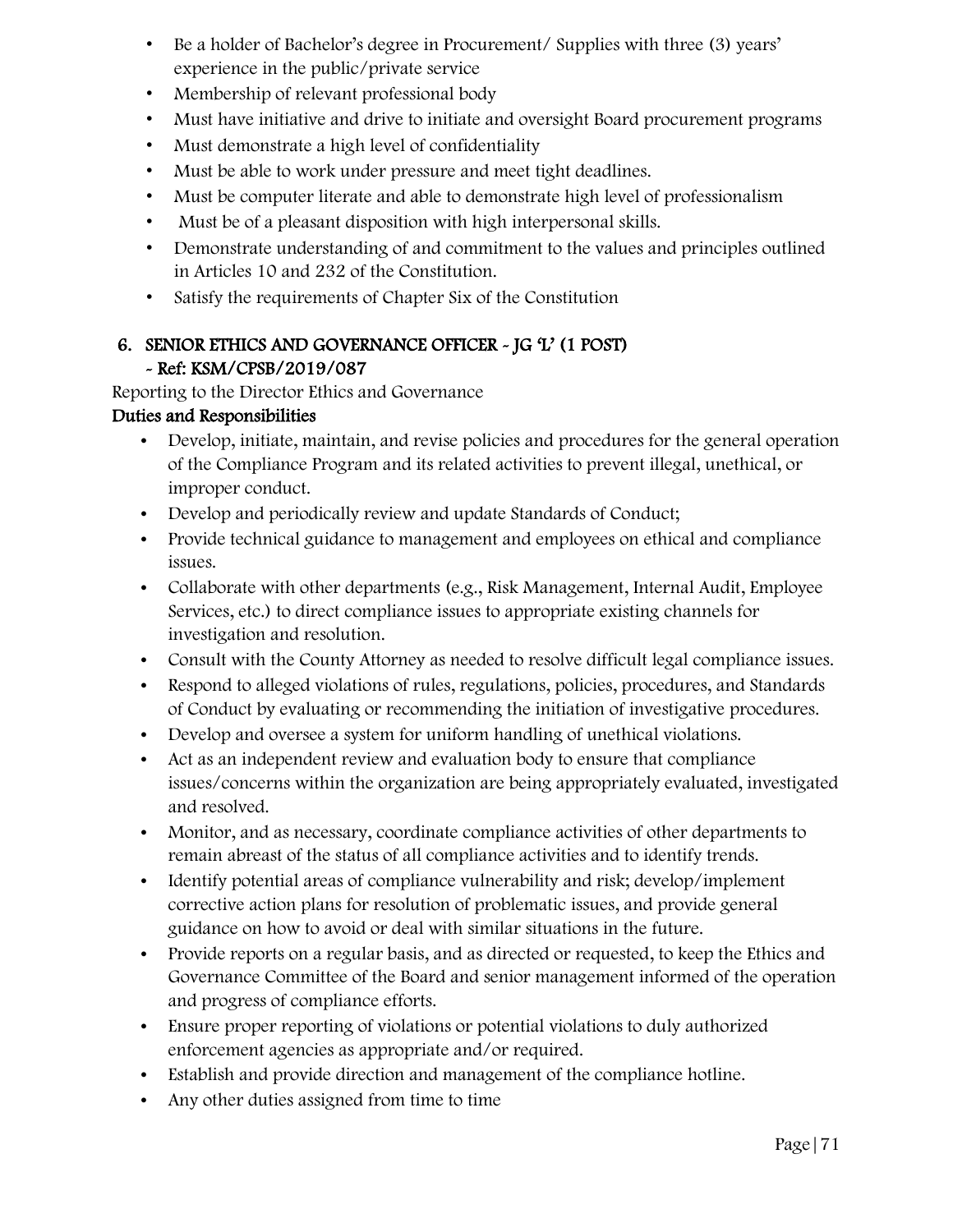- Be a holder of Bachelor's degree in Procurement/ Supplies with three (3) years' experience in the public/private service
- Membership of relevant professional body
- Must have initiative and drive to initiate and oversight Board procurement programs
- Must demonstrate a high level of confidentiality
- Must be able to work under pressure and meet tight deadlines.
- Must be computer literate and able to demonstrate high level of professionalism
- Must be of a pleasant disposition with high interpersonal skills.
- Demonstrate understanding of and commitment to the values and principles outlined in Articles 10 and 232 of the Constitution.
- Satisfy the requirements of Chapter Six of the Constitution

## 6. SENIOR ETHICS AND GOVERNANCE OFFICER - JG 'L' (1 POST) - Ref: KSM/CPSB/2019/087

Reporting to the Director Ethics and Governance

**Duties and Responsibilities**

- Develop, initiate, maintain, and revise policies and procedures for the general operation of the Compliance Program and its related activities to prevent illegal, unethical, or improper conduct.
- Develop and periodically review and update Standards of Conduct;
- Provide technical guidance to management and employees on ethical and compliance issues.
- Collaborate with other departments (e.g., Risk Management, Internal Audit, Employee Services, etc.) to direct compliance issues to appropriate existing channels for investigation and resolution.
- Consult with the County Attorney as needed to resolve difficult legal compliance issues.
- Respond to alleged violations of rules, regulations, policies, procedures, and Standards of Conduct by evaluating or recommending the initiation of investigative procedures.
- Develop and oversee a system for uniform handling of unethical violations.
- Act as an independent review and evaluation body to ensure that compliance issues/concerns within the organization are being appropriately evaluated, investigated and resolved.
- Monitor, and as necessary, coordinate compliance activities of other departments to remain abreast of the status of all compliance activities and to identify trends.
- Identify potential areas of compliance vulnerability and risk; develop/implement corrective action plans for resolution of problematic issues, and provide general guidance on how to avoid or deal with similar situations in the future.
- Provide reports on a regular basis, and as directed or requested, to keep the Ethics and Governance Committee of the Board and senior management informed of the operation and progress of compliance efforts.
- Ensure proper reporting of violations or potential violations to duly authorized enforcement agencies as appropriate and/or required.
- Establish and provide direction and management of the compliance hotline.
- Any other duties assigned from time to time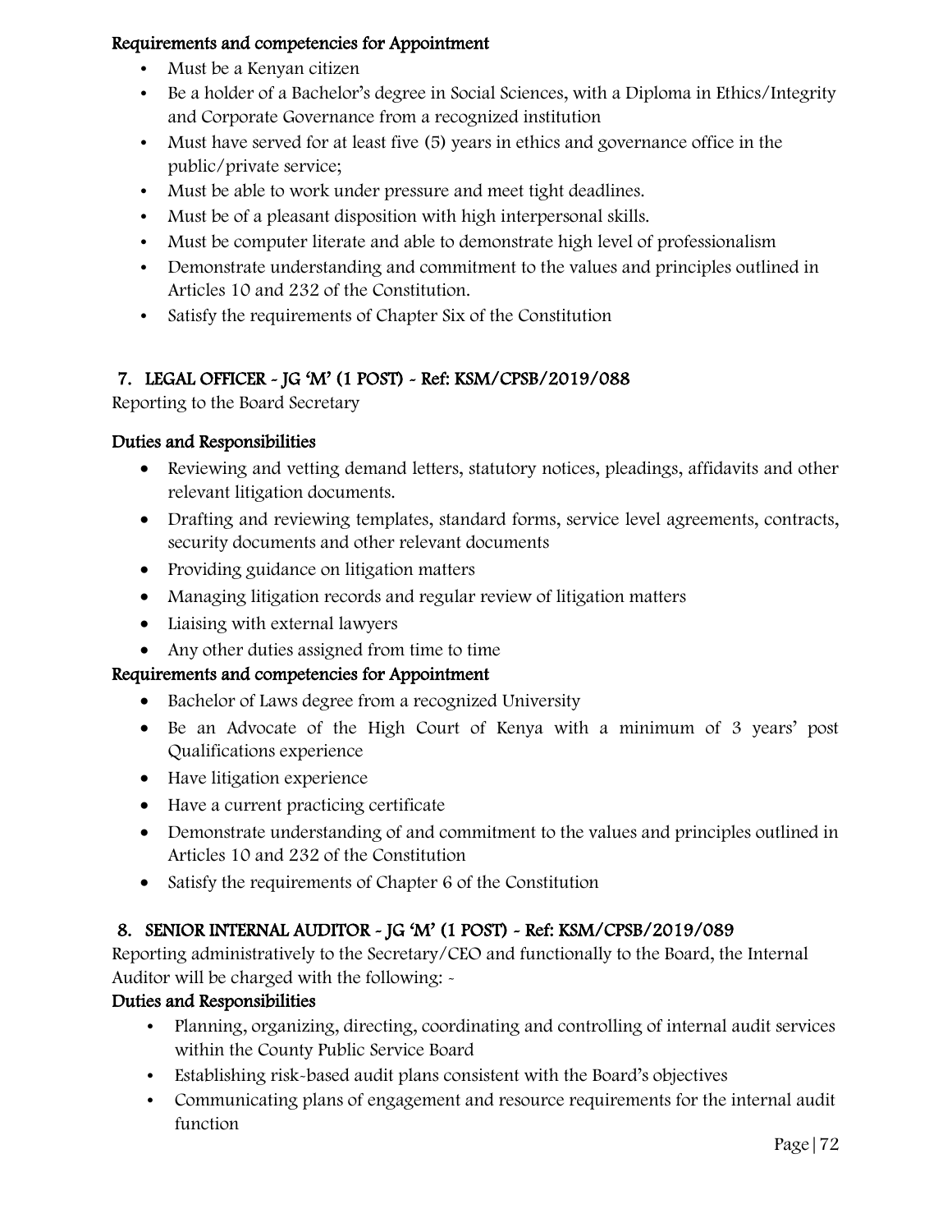#### Requirements and competencies for Appointment

- Must be a Kenyan citizen
- Be a holder of a Bachelor's degree in Social Sciences, with a Diploma in Ethics/Integrity and Corporate Governance from a recognized institution
- Must have served for at least five (5) years in ethics and governance office in the public/private service;
- Must be able to work under pressure and meet tight deadlines.
- Must be of a pleasant disposition with high interpersonal skills.
- Must be computer literate and able to demonstrate high level of professionalism
- Demonstrate understanding and commitment to the values and principles outlined in Articles 10 and 232 of the Constitution.
- Satisfy the requirements of Chapter Six of the Constitution

### 7. LEGAL OFFICER - JG 'M' (1 POST) - Ref: KSM/CPSB/2019/088

Reporting to the Board Secretary

#### Duties and Responsibilities

- Reviewing and vetting demand letters, statutory notices, pleadings, affidavits and other relevant litigation documents.
- Drafting and reviewing templates, standard forms, service level agreements, contracts, security documents and other relevant documents
- Providing guidance on litigation matters
- Managing litigation records and regular review of litigation matters
- Liaising with external lawyers
- Any other duties assigned from time to time

#### Requirements and competencies for Appointment

- Bachelor of Laws degree from a recognized University
- Be an Advocate of the High Court of Kenya with a minimum of 3 years' post Qualifications experience
- Have litigation experience
- Have a current practicing certificate
- Demonstrate understanding of and commitment to the values and principles outlined in Articles 10 and 232 of the Constitution
- Satisfy the requirements of Chapter 6 of the Constitution

### 8. SENIOR INTERNAL AUDITOR - JG 'M' (1 POST) - Ref: KSM/CPSB/2019/089

Reporting administratively to the Secretary/CEO and functionally to the Board, the Internal Auditor will be charged with the following: -

#### Duties and Responsibilities

- Planning, organizing, directing, coordinating and controlling of internal audit services within the County Public Service Board
- Establishing risk-based audit plans consistent with the Board's objectives
- Communicating plans of engagement and resource requirements for the internal audit function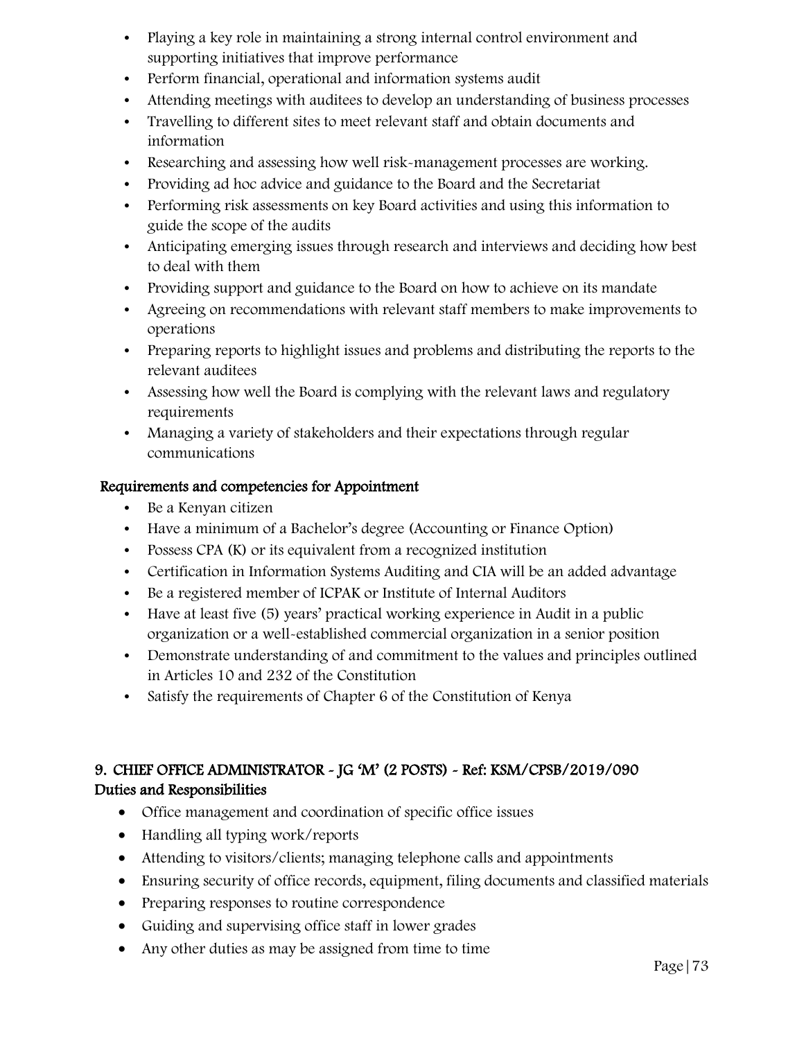- Playing a key role in maintaining a strong internal control environment and supporting initiatives that improve performance
- Perform financial, operational and information systems audit
- Attending meetings with auditees to develop an understanding of business processes
- Travelling to different sites to meet relevant staff and obtain documents and information
- Researching and assessing how well risk-management processes are working.
- Providing ad hoc advice and guidance to the Board and the Secretariat
- Performing risk assessments on key Board activities and using this information to guide the scope of the audits
- Anticipating emerging issues through research and interviews and deciding how best to deal with them
- Providing support and guidance to the Board on how to achieve on its mandate
- Agreeing on recommendations with relevant staff members to make improvements to operations
- Preparing reports to highlight issues and problems and distributing the reports to the relevant auditees
- Assessing how well the Board is complying with the relevant laws and regulatory requirements
- Managing a variety of stakeholders and their expectations through regular communications

**Requirements and competencies for Appointment**

- Be a Kenyan citizen
- Have a minimum of a Bachelor's degree (Accounting or Finance Option)
- Possess CPA (K) or its equivalent from a recognized institution
- Certification in Information Systems Auditing and CIA will be an added advantage
- Be a registered member of ICPAK or Institute of Internal Auditors
- Have at least five (5) years' practical working experience in Audit in a public organization or a well-established commercial organization in a senior position
- Demonstrate understanding of and commitment to the values and principles outlined in Articles 10 and 232 of the Constitution
- Satisfy the requirements of Chapter 6 of the Constitution of Kenya

## 9. CHIEF OFFICE ADMINISTRATOR - JG 'M' (2 POSTS) - Ref: KSM/CPSB/2019/090

**Duties and Responsibilities**

- Office management and coordination of specific office issues
- Handling all typing work/reports
- Attending to visitors/clients; managing telephone calls and appointments
- Ensuring security of office records, equipment, filing documents and classified materials
- Preparing responses to routine correspondence
- Guiding and supervising office staff in lower grades
- Any other duties as may be assigned from time to time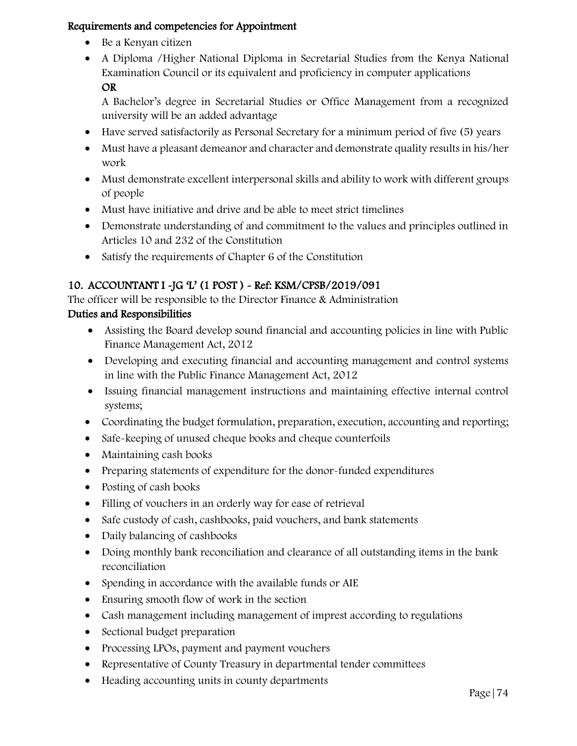**Requirements and competencies for Appointment**

- Be a Kenyan citizen
- A Diploma /Higher National Diploma in Secretarial Studies from the Kenya National Examination Council or its equivalent and proficiency in computer applications
  **OR**
  A Bachelor's degree in Secretarial Studies or Office Management from a recognized university will be an added advantage
- Have served satisfactorily as Personal Secretary for a minimum period of five (5) years
- Must have a pleasant demeanor and character and demonstrate quality results in his/her work
- Must demonstrate excellent interpersonal skills and ability to work with different groups of people
- Must have initiative and drive and be able to meet strict timelines
- Demonstrate understanding of and commitment to the values and principles outlined in Articles 10 and 232 of the Constitution
- Satisfy the requirements of Chapter 6 of the Constitution

## 10. ACCOUNTANT I -JG 'L' (1 POST ) - Ref: KSM/CPSB/2019/091

The officer will be responsible to the Director Finance & Administration

**Duties and Responsibilities**

- Assisting the Board develop sound financial and accounting policies in line with Public Finance Management Act, 2012
- Developing and executing financial and accounting management and control systems in line with the Public Finance Management Act, 2012
- Issuing financial management instructions and maintaining effective internal control systems;
- Coordinating the budget formulation, preparation, execution, accounting and reporting;
- Safe-keeping of unused cheque books and cheque counterfoils
- Maintaining cash books
- Preparing statements of expenditure for the donor-funded expenditures
- Posting of cash books
- Filling of vouchers in an orderly way for ease of retrieval
- Safe custody of cash, cashbooks, paid vouchers, and bank statements
- Daily balancing of cashbooks
- Doing monthly bank reconciliation and clearance of all outstanding items in the bank reconciliation
- Spending in accordance with the available funds or AIE
- Ensuring smooth flow of work in the section
- Cash management including management of imprest according to regulations
- Sectional budget preparation
- Processing LPOs, payment and payment vouchers
- Representative of County Treasury in departmental tender committees
- Heading accounting units in county departments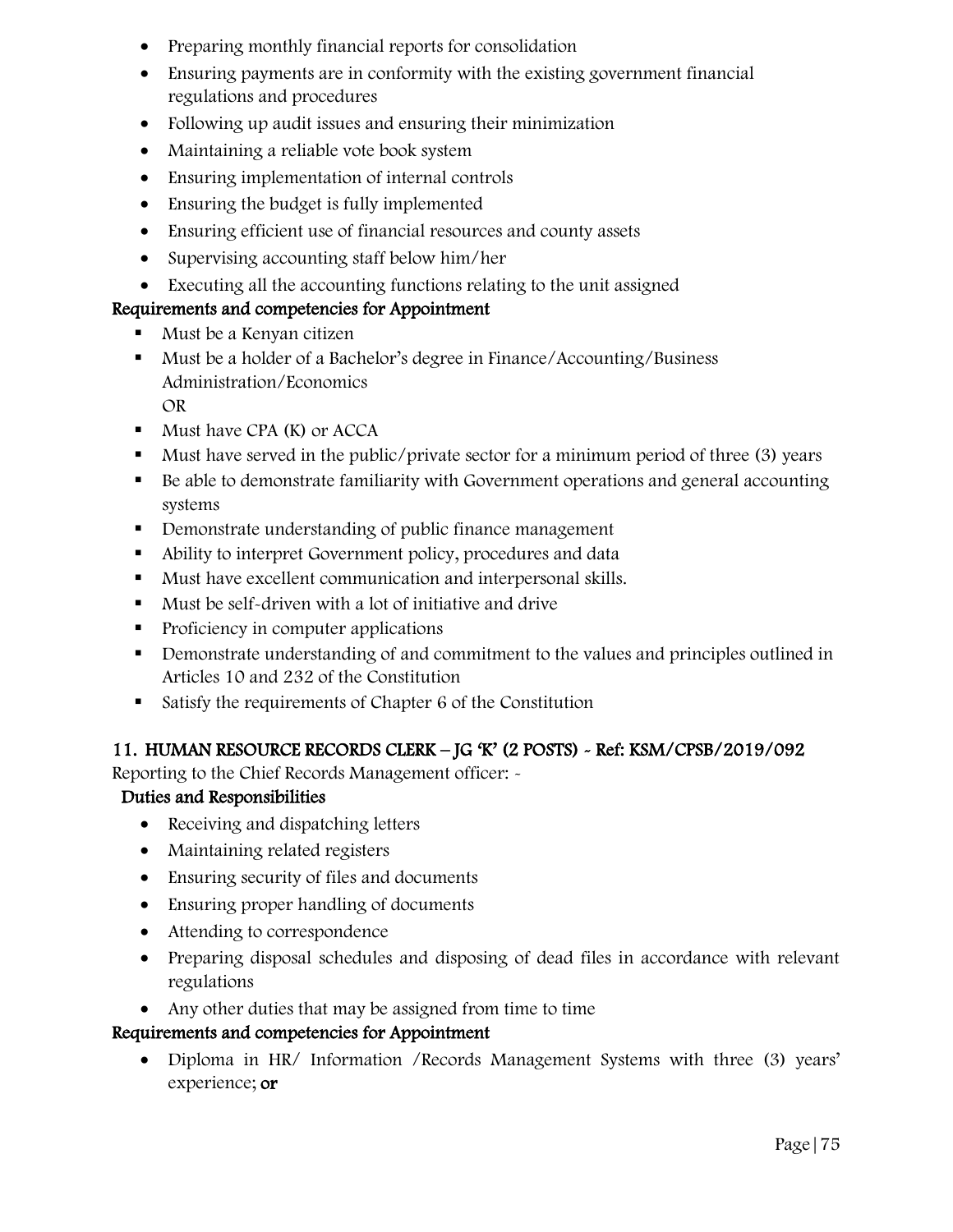- Preparing monthly financial reports for consolidation
- Ensuring payments are in conformity with the existing government financial regulations and procedures
- Following up audit issues and ensuring their minimization
- Maintaining a reliable vote book system
- Ensuring implementation of internal controls
- Ensuring the budget is fully implemented
- Ensuring efficient use of financial resources and county assets
- Supervising accounting staff below him/her
- Executing all the accounting functions relating to the unit assigned

**Requirements and competencies for Appointment**

- Must be a Kenyan citizen
- Must be a holder of a Bachelor's degree in Finance/Accounting/Business Administration/Economics
  OR
- Must have CPA (K) or ACCA
- Must have served in the public/private sector for a minimum period of three (3) years
- Be able to demonstrate familiarity with Government operations and general accounting systems
- Demonstrate understanding of public finance management
- Ability to interpret Government policy, procedures and data
- Must have excellent communication and interpersonal skills.
- Must be self-driven with a lot of initiative and drive
- Proficiency in computer applications
- Demonstrate understanding of and commitment to the values and principles outlined in Articles 10 and 232 of the Constitution
- Satisfy the requirements of Chapter 6 of the Constitution

## 11. HUMAN RESOURCE RECORDS CLERK – JG 'K' (2 POSTS) - Ref: KSM/CPSB/2019/092

Reporting to the Chief Records Management officer: -

**Duties and Responsibilities**

- Receiving and dispatching letters
- Maintaining related registers
- Ensuring security of files and documents
- Ensuring proper handling of documents
- Attending to correspondence
- Preparing disposal schedules and disposing of dead files in accordance with relevant regulations
- Any other duties that may be assigned from time to time

**Requirements and competencies for Appointment**

- Diploma in HR/ Information /Records Management Systems with three (3) years' experience; **or**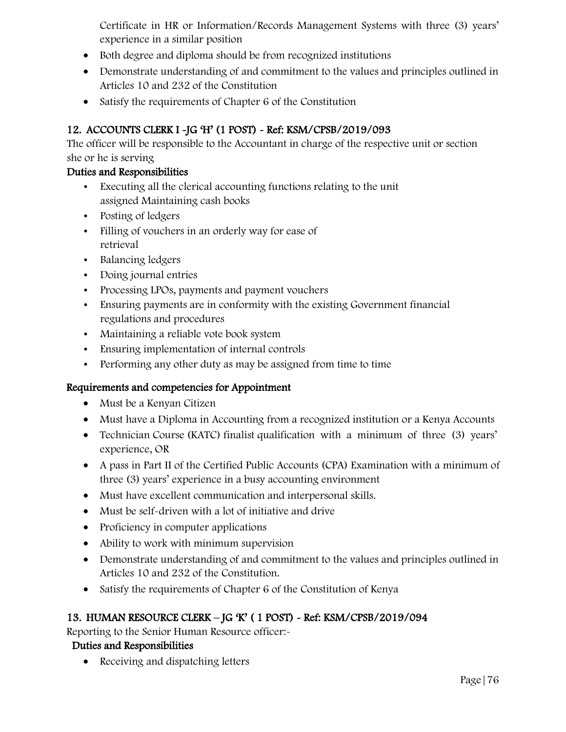Certificate in HR or Information/Records Management Systems with three (3) years' experience in a similar position

- Both degree and diploma should be from recognized institutions
- Demonstrate understanding of and commitment to the values and principles outlined in Articles 10 and 232 of the Constitution
- Satisfy the requirements of Chapter 6 of the Constitution

## 12. ACCOUNTS CLERK I -JG 'H' (1 POST) - Ref: KSM/CPSB/2019/093

The officer will be responsible to the Accountant in charge of the respective unit or section she or he is serving

### Duties and Responsibilities

- Executing all the clerical accounting functions relating to the unit assigned Maintaining cash books
- Posting of ledgers
- Filling of vouchers in an orderly way for ease of retrieval
- Balancing ledgers
- Doing journal entries
- Processing LPOs, payments and payment vouchers
- Ensuring payments are in conformity with the existing Government financial regulations and procedures
- Maintaining a reliable vote book system
- Ensuring implementation of internal controls
- Performing any other duty as may be assigned from time to time

### Requirements and competencies for Appointment

- Must be a Kenyan Citizen
- Must have a Diploma in Accounting from a recognized institution or a Kenya Accounts
- Technician Course (KATC) finalist qualification with a minimum of three (3) years' experience, OR
- A pass in Part II of the Certified Public Accounts (CPA) Examination with a minimum of three (3) years' experience in a busy accounting environment
- Must have excellent communication and interpersonal skills.
- Must be self-driven with a lot of initiative and drive
- Proficiency in computer applications
- Ability to work with minimum supervision
- Demonstrate understanding of and commitment to the values and principles outlined in Articles 10 and 232 of the Constitution.
- Satisfy the requirements of Chapter 6 of the Constitution of Kenya

## 13. HUMAN RESOURCE CLERK – JG 'K' ( 1 POST) - Ref: KSM/CPSB/2019/094

Reporting to the Senior Human Resource officer:-

### Duties and Responsibilities

- Receiving and dispatching letters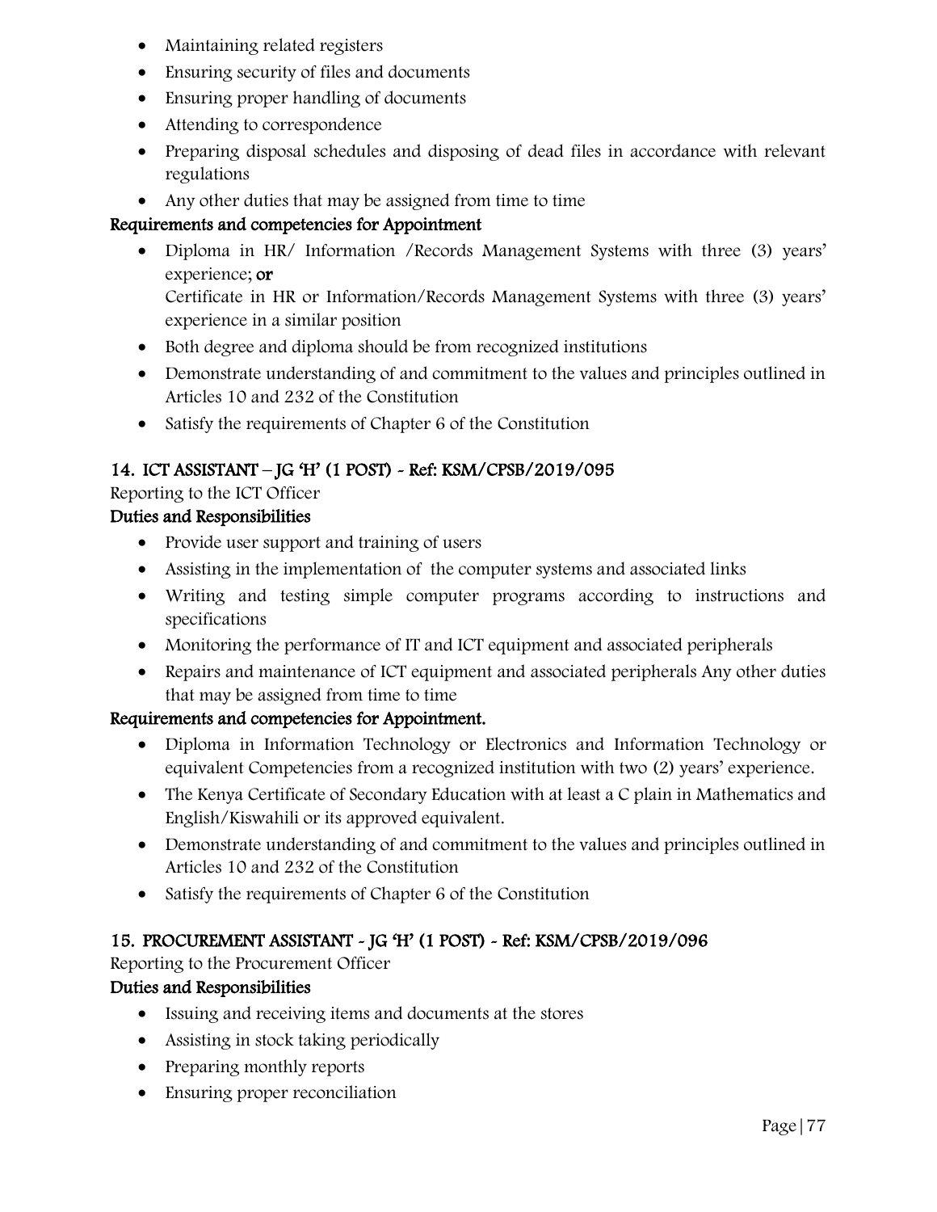- Maintaining related registers
- Ensuring security of files and documents
- Ensuring proper handling of documents
- Attending to correspondence
- Preparing disposal schedules and disposing of dead files in accordance with relevant regulations
- Any other duties that may be assigned from time to time

**Requirements and competencies for Appointment**

- Diploma in HR/ Information /Records Management Systems with three (3) years' experience; **or**
  Certificate in HR or Information/Records Management Systems with three (3) years' experience in a similar position
- Both degree and diploma should be from recognized institutions
- Demonstrate understanding of and commitment to the values and principles outlined in Articles 10 and 232 of the Constitution
- Satisfy the requirements of Chapter 6 of the Constitution

## 14. ICT ASSISTANT – JG 'H' (1 POST) - Ref: KSM/CPSB/2019/095

Reporting to the ICT Officer

**Duties and Responsibilities**

- Provide user support and training of users
- Assisting in the implementation of the computer systems and associated links
- Writing and testing simple computer programs according to instructions and specifications
- Monitoring the performance of IT and ICT equipment and associated peripherals
- Repairs and maintenance of ICT equipment and associated peripherals Any other duties that may be assigned from time to time

**Requirements and competencies for Appointment.**

- Diploma in Information Technology or Electronics and Information Technology or equivalent Competencies from a recognized institution with two (2) years' experience.
- The Kenya Certificate of Secondary Education with at least a C plain in Mathematics and English/Kiswahili or its approved equivalent.
- Demonstrate understanding of and commitment to the values and principles outlined in Articles 10 and 232 of the Constitution
- Satisfy the requirements of Chapter 6 of the Constitution

## 15. PROCUREMENT ASSISTANT - JG 'H' (1 POST) - Ref: KSM/CPSB/2019/096

Reporting to the Procurement Officer

**Duties and Responsibilities**

- Issuing and receiving items and documents at the stores
- Assisting in stock taking periodically
- Preparing monthly reports
- Ensuring proper reconciliation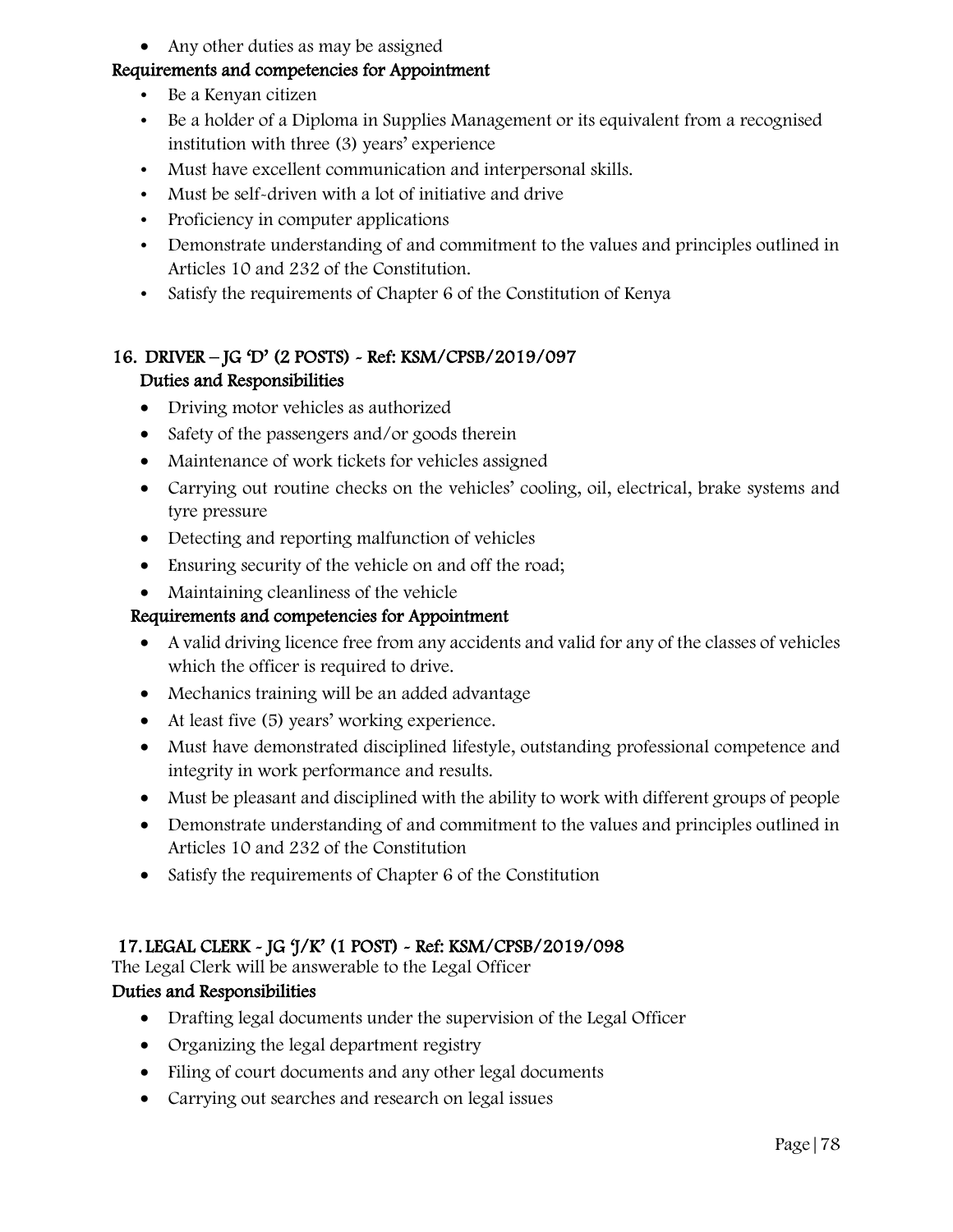- Any other duties as may be assigned

**Requirements and competencies for Appointment**

- Be a Kenyan citizen
- Be a holder of a Diploma in Supplies Management or its equivalent from a recognised institution with three (3) years' experience
- Must have excellent communication and interpersonal skills.
- Must be self-driven with a lot of initiative and drive
- Proficiency in computer applications
- Demonstrate understanding of and commitment to the values and principles outlined in Articles 10 and 232 of the Constitution.
- Satisfy the requirements of Chapter 6 of the Constitution of Kenya

## 16. DRIVER – JG 'D' (2 POSTS) - Ref: KSM/CPSB/2019/097

**Duties and Responsibilities**

- Driving motor vehicles as authorized
- Safety of the passengers and/or goods therein
- Maintenance of work tickets for vehicles assigned
- Carrying out routine checks on the vehicles' cooling, oil, electrical, brake systems and tyre pressure
- Detecting and reporting malfunction of vehicles
- Ensuring security of the vehicle on and off the road;
- Maintaining cleanliness of the vehicle

**Requirements and competencies for Appointment**

- A valid driving licence free from any accidents and valid for any of the classes of vehicles which the officer is required to drive.
- Mechanics training will be an added advantage
- At least five (5) years' working experience.
- Must have demonstrated disciplined lifestyle, outstanding professional competence and integrity in work performance and results.
- Must be pleasant and disciplined with the ability to work with different groups of people
- Demonstrate understanding of and commitment to the values and principles outlined in Articles 10 and 232 of the Constitution
- Satisfy the requirements of Chapter 6 of the Constitution

## 17. LEGAL CLERK - JG 'J/K' (1 POST) - Ref: KSM/CPSB/2019/098

The Legal Clerk will be answerable to the Legal Officer

**Duties and Responsibilities**

- Drafting legal documents under the supervision of the Legal Officer
- Organizing the legal department registry
- Filing of court documents and any other legal documents
- Carrying out searches and research on legal issues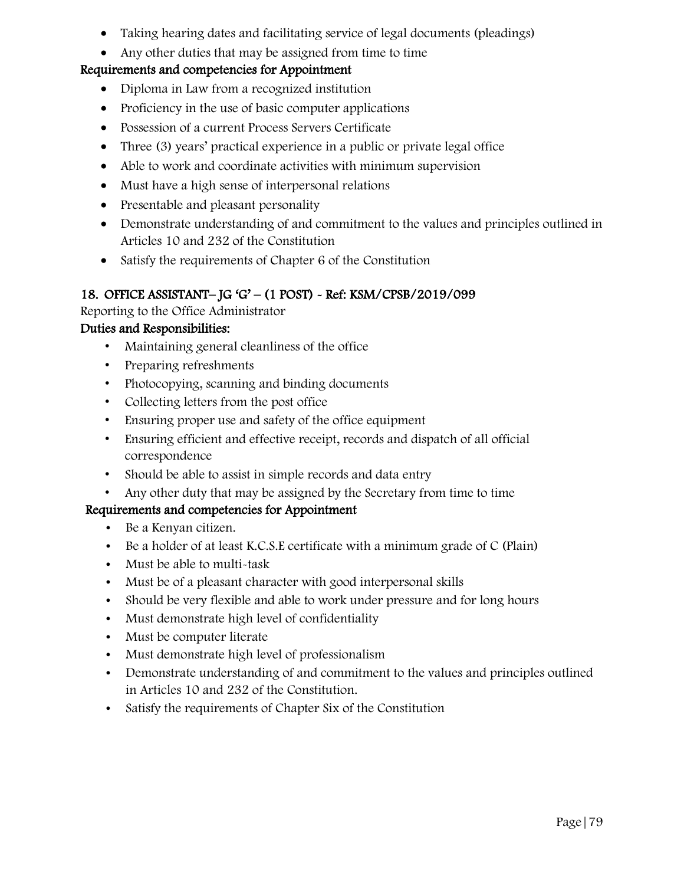- Taking hearing dates and facilitating service of legal documents (pleadings)
- Any other duties that may be assigned from time to time

**Requirements and competencies for Appointment**

- Diploma in Law from a recognized institution
- Proficiency in the use of basic computer applications
- Possession of a current Process Servers Certificate
- Three (3) years' practical experience in a public or private legal office
- Able to work and coordinate activities with minimum supervision
- Must have a high sense of interpersonal relations
- Presentable and pleasant personality
- Demonstrate understanding of and commitment to the values and principles outlined in Articles 10 and 232 of the Constitution
- Satisfy the requirements of Chapter 6 of the Constitution

### 18. OFFICE ASSISTANT– JG 'G' – (1 POST) - Ref: KSM/CPSB/2019/099

Reporting to the Office Administrator

**Duties and Responsibilities:**

- Maintaining general cleanliness of the office
- Preparing refreshments
- Photocopying, scanning and binding documents
- Collecting letters from the post office
- Ensuring proper use and safety of the office equipment
- Ensuring efficient and effective receipt, records and dispatch of all official correspondence
- Should be able to assist in simple records and data entry
- Any other duty that may be assigned by the Secretary from time to time

**Requirements and competencies for Appointment**

- Be a Kenyan citizen.
- Be a holder of at least K.C.S.E certificate with a minimum grade of C (Plain)
- Must be able to multi-task
- Must be of a pleasant character with good interpersonal skills
- Should be very flexible and able to work under pressure and for long hours
- Must demonstrate high level of confidentiality
- Must be computer literate
- Must demonstrate high level of professionalism
- Demonstrate understanding of and commitment to the values and principles outlined in Articles 10 and 232 of the Constitution.
- Satisfy the requirements of Chapter Six of the Constitution